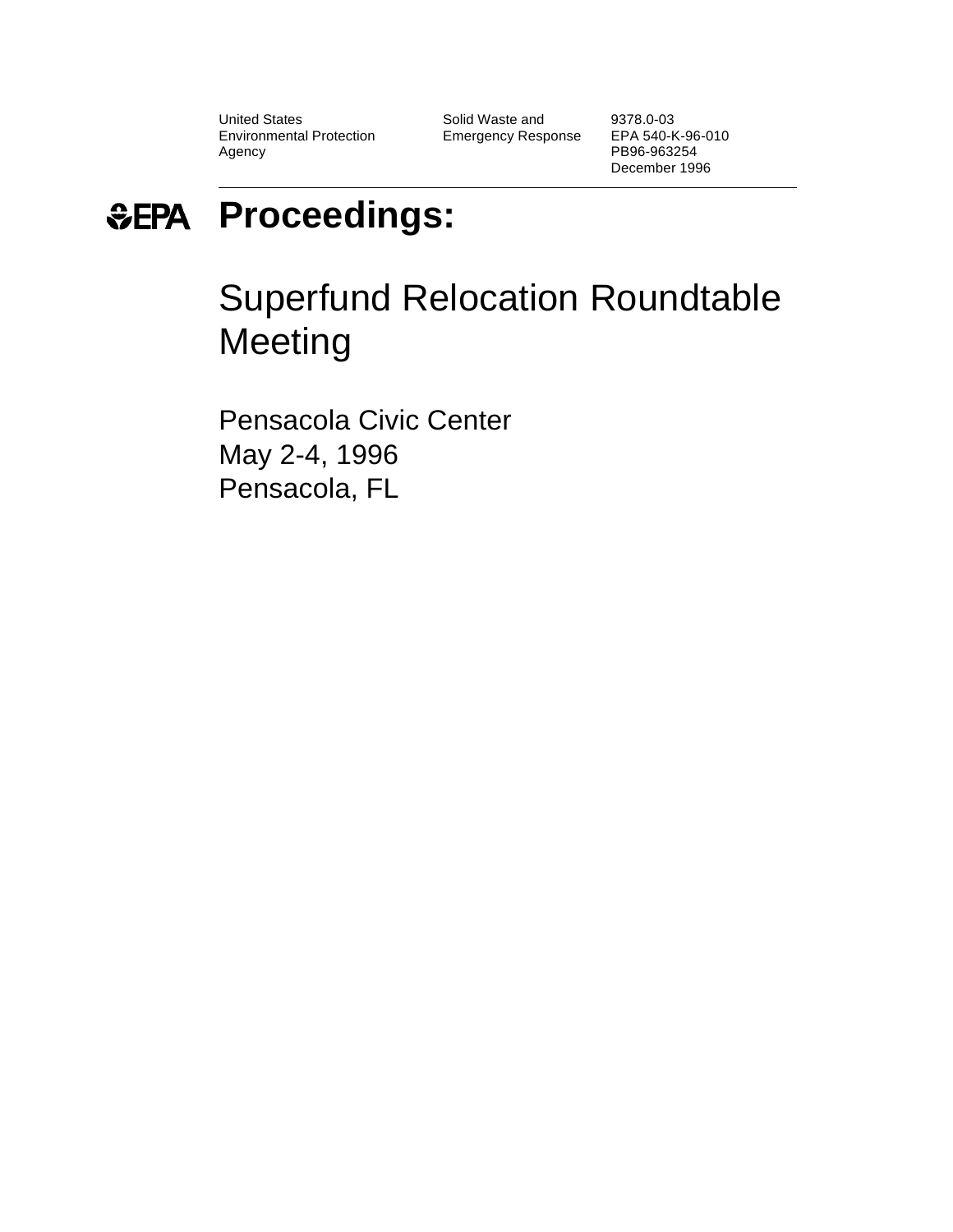United States Environmental Protection Agency

Solid Waste and Emergency Response

9378.0-03
EPA 540-K-96-010
PB96-963254
December 1996

# EPA Proceedings:

## Superfund Relocation Roundtable Meeting

Pensacola Civic Center
May 2-4, 1996
Pensacola, FL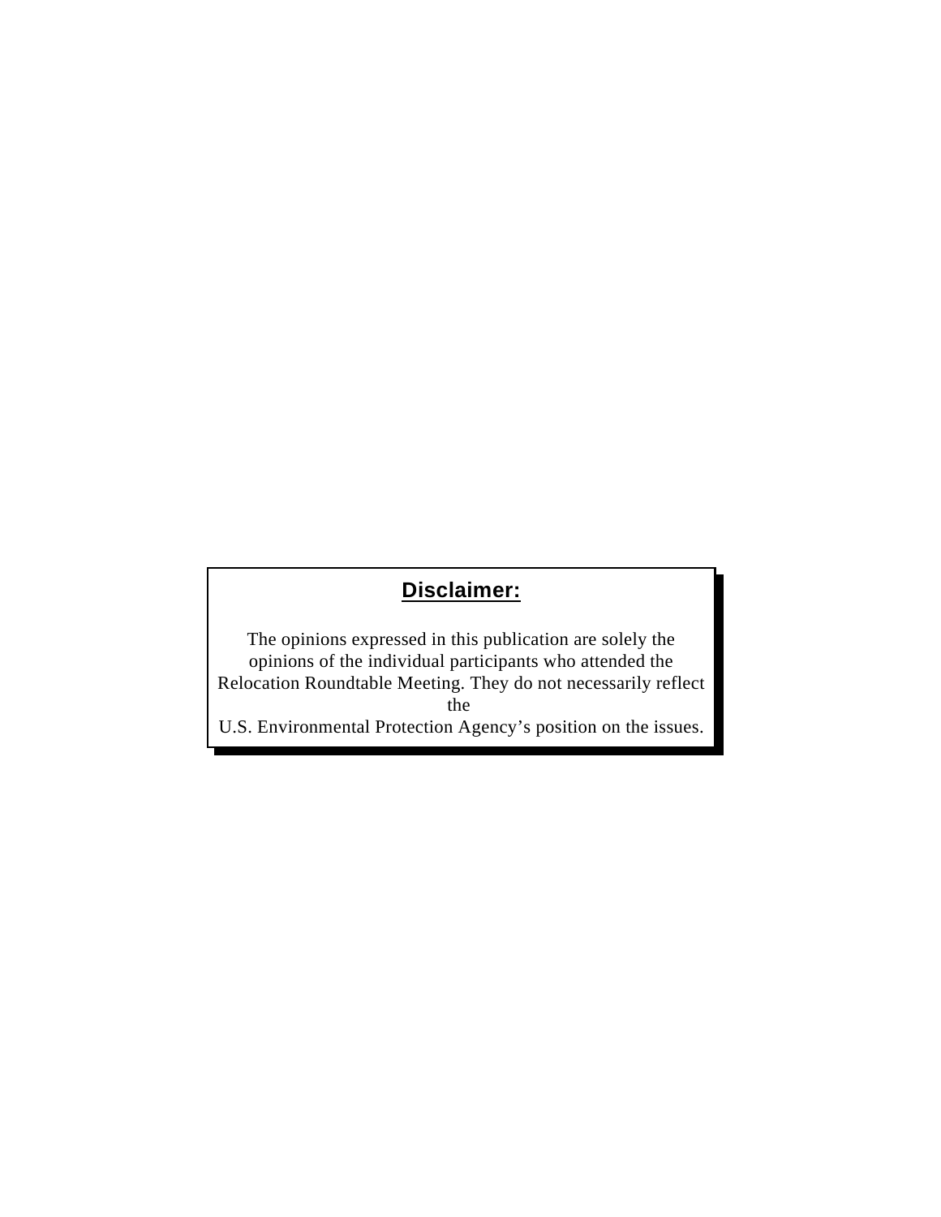**Disclaimer:**

The opinions expressed in this publication are solely the opinions of the individual participants who attended the Relocation Roundtable Meeting. They do not necessarily reflect the U.S. Environmental Protection Agency's position on the issues.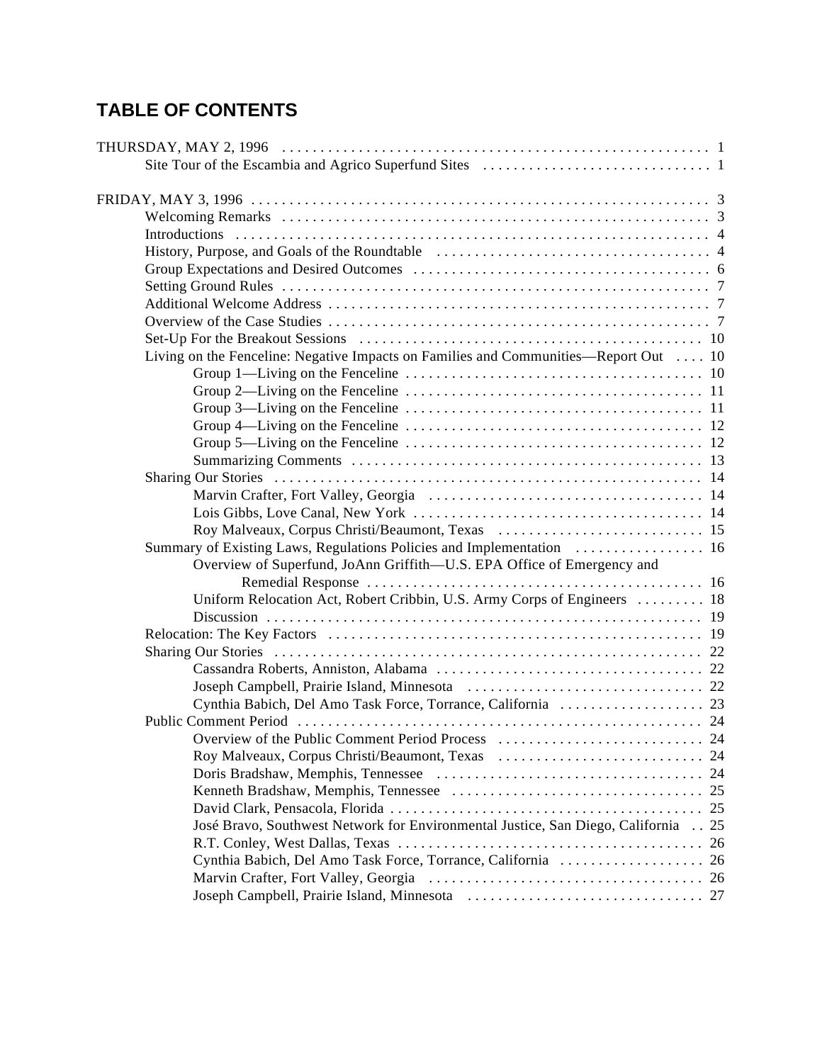# TABLE OF CONTENTS

THURSDAY, MAY 2, 1996 . . . . . . . . . . . . . . . . . . . . . . . . . . . . . . . . . . . . . . . . . . . . . . . . . . . . . . . 1
- Site Tour of the Escambia and Agrico Superfund Sites . . . . . . . . . . . . . . . . . . . . . . . . . . . . . . 1

FRIDAY, MAY 3, 1996 . . . . . . . . . . . . . . . . . . . . . . . . . . . . . . . . . . . . . . . . . . . . . . . . . . . . . . . . . . . 3
- Welcoming Remarks . . . . . . . . . . . . . . . . . . . . . . . . . . . . . . . . . . . . . . . . . . . . . . . . . . . . . . 3
- Introductions . . . . . . . . . . . . . . . . . . . . . . . . . . . . . . . . . . . . . . . . . . . . . . . . . . . . . . . . . . 4
- History, Purpose, and Goals of the Roundtable . . . . . . . . . . . . . . . . . . . . . . . . . . . . . . . . . . . . 4
- Group Expectations and Desired Outcomes . . . . . . . . . . . . . . . . . . . . . . . . . . . . . . . . . . . . . . 6
- Setting Ground Rules . . . . . . . . . . . . . . . . . . . . . . . . . . . . . . . . . . . . . . . . . . . . . . . . . . . . . 7
- Additional Welcome Address . . . . . . . . . . . . . . . . . . . . . . . . . . . . . . . . . . . . . . . . . . . . . . . . 7
- Overview of the Case Studies . . . . . . . . . . . . . . . . . . . . . . . . . . . . . . . . . . . . . . . . . . . . . . . . 7
- Set-Up For the Breakout Sessions . . . . . . . . . . . . . . . . . . . . . . . . . . . . . . . . . . . . . . . . . . . . 10
- Living on the Fenceline: Negative Impacts on Families and Communities—Report Out . . . . 10
  - Group 1—Living on the Fenceline . . . . . . . . . . . . . . . . . . . . . . . . . . . . . . . . . . . . . . 10
  - Group 2—Living on the Fenceline . . . . . . . . . . . . . . . . . . . . . . . . . . . . . . . . . . . . . . 11
  - Group 3—Living on the Fenceline . . . . . . . . . . . . . . . . . . . . . . . . . . . . . . . . . . . . . . 11
  - Group 4—Living on the Fenceline . . . . . . . . . . . . . . . . . . . . . . . . . . . . . . . . . . . . . . 12
  - Group 5—Living on the Fenceline . . . . . . . . . . . . . . . . . . . . . . . . . . . . . . . . . . . . . . 12
  - Summarizing Comments . . . . . . . . . . . . . . . . . . . . . . . . . . . . . . . . . . . . . . . . . . . . . 13
- Sharing Our Stories . . . . . . . . . . . . . . . . . . . . . . . . . . . . . . . . . . . . . . . . . . . . . . . . . . . . . . 14
  - Marvin Crafter, Fort Valley, Georgia . . . . . . . . . . . . . . . . . . . . . . . . . . . . . . . . . . . . 14
  - Lois Gibbs, Love Canal, New York . . . . . . . . . . . . . . . . . . . . . . . . . . . . . . . . . . . . . . 14
  - Roy Malveaux, Corpus Christi/Beaumont, Texas . . . . . . . . . . . . . . . . . . . . . . . . . . . 15
- Summary of Existing Laws, Regulations Policies and Implementation . . . . . . . . . . . . . . . . . 16
  - Overview of Superfund, JoAnn Griffith—U.S. EPA Office of Emergency and Remedial Response . . . . . . . . . . . . . . . . . . . . . . . . . . . . . . . . . . . . . . . . . . . . 16
  - Uniform Relocation Act, Robert Cribbin, U.S. Army Corps of Engineers . . . . . . . . . 18
  - Discussion . . . . . . . . . . . . . . . . . . . . . . . . . . . . . . . . . . . . . . . . . . . . . . . . . . . . . . . . 19
- Relocation: The Key Factors . . . . . . . . . . . . . . . . . . . . . . . . . . . . . . . . . . . . . . . . . . . . . . . . 19
- Sharing Our Stories . . . . . . . . . . . . . . . . . . . . . . . . . . . . . . . . . . . . . . . . . . . . . . . . . . . . . . 22
  - Cassandra Roberts, Anniston, Alabama . . . . . . . . . . . . . . . . . . . . . . . . . . . . . . . . . . . 22
  - Joseph Campbell, Prairie Island, Minnesota . . . . . . . . . . . . . . . . . . . . . . . . . . . . . . . 22
  - Cynthia Babich, Del Amo Task Force, Torrance, California . . . . . . . . . . . . . . . . . . . 23
- Public Comment Period . . . . . . . . . . . . . . . . . . . . . . . . . . . . . . . . . . . . . . . . . . . . . . . . . . . 24
  - Overview of the Public Comment Period Process . . . . . . . . . . . . . . . . . . . . . . . . . . . 24
  - Roy Malveaux, Corpus Christi/Beaumont, Texas . . . . . . . . . . . . . . . . . . . . . . . . . . . 24
  - Doris Bradshaw, Memphis, Tennessee . . . . . . . . . . . . . . . . . . . . . . . . . . . . . . . . . . . 24
  - Kenneth Bradshaw, Memphis, Tennessee . . . . . . . . . . . . . . . . . . . . . . . . . . . . . . . . . 25
  - David Clark, Pensacola, Florida . . . . . . . . . . . . . . . . . . . . . . . . . . . . . . . . . . . . . . . . . 25
  - José Bravo, Southwest Network for Environmental Justice, San Diego, California . . 25
  - R.T. Conley, West Dallas, Texas . . . . . . . . . . . . . . . . . . . . . . . . . . . . . . . . . . . . . . . . 26
  - Cynthia Babich, Del Amo Task Force, Torrance, California . . . . . . . . . . . . . . . . . . . 26
  - Marvin Crafter, Fort Valley, Georgia . . . . . . . . . . . . . . . . . . . . . . . . . . . . . . . . . . . . 26
  - Joseph Campbell, Prairie Island, Minnesota . . . . . . . . . . . . . . . . . . . . . . . . . . . . . . . 27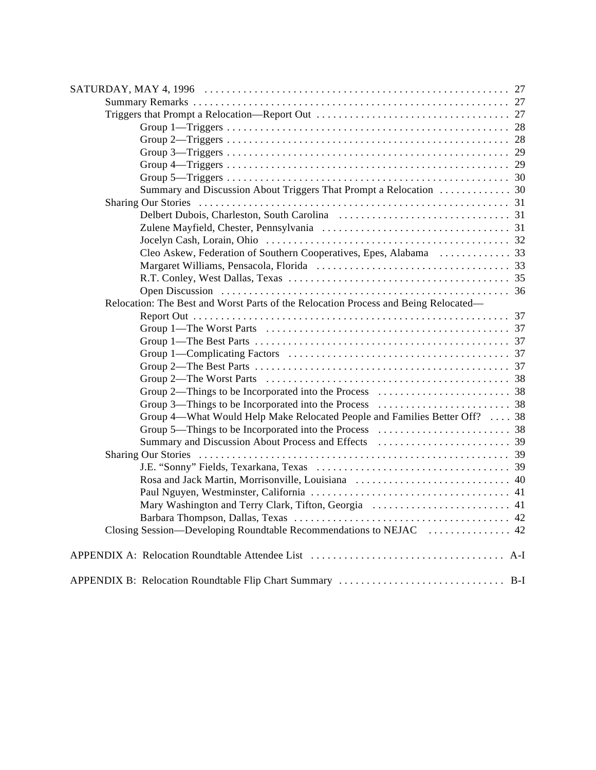SATURDAY, MAY 4, 1996 . . . . . . . . . . . . . . . . . . . . . . . . . . . . . . . . . . . . . . . . . . . . . . . . . . . . . . 27

- Summary Remarks . . . . . . . . . . . . . . . . . . . . . . . . . . . . . . . . . . . . . . . . . . . . . . . . . . . . . . . . . . 27
- Triggers that Prompt a Relocation—Report Out . . . . . . . . . . . . . . . . . . . . . . . . . . . . . . . . . . . 27
  - Group 1—Triggers . . . . . . . . . . . . . . . . . . . . . . . . . . . . . . . . . . . . . . . . . . . . . . . . . . . . 28
  - Group 2—Triggers . . . . . . . . . . . . . . . . . . . . . . . . . . . . . . . . . . . . . . . . . . . . . . . . . . . . 28
  - Group 3—Triggers . . . . . . . . . . . . . . . . . . . . . . . . . . . . . . . . . . . . . . . . . . . . . . . . . . . . 29
  - Group 4—Triggers . . . . . . . . . . . . . . . . . . . . . . . . . . . . . . . . . . . . . . . . . . . . . . . . . . . . 29
  - Group 5—Triggers . . . . . . . . . . . . . . . . . . . . . . . . . . . . . . . . . . . . . . . . . . . . . . . . . . . . 30
  - Summary and Discussion About Triggers That Prompt a Relocation . . . . . . . . . . . . . 30
- Sharing Our Stories . . . . . . . . . . . . . . . . . . . . . . . . . . . . . . . . . . . . . . . . . . . . . . . . . . . . . . . 31
  - Delbert Dubois, Charleston, South Carolina . . . . . . . . . . . . . . . . . . . . . . . . . . . . . . . 31
  - Zulene Mayfield, Chester, Pennsylvania . . . . . . . . . . . . . . . . . . . . . . . . . . . . . . . . . . 31
  - Jocelyn Cash, Lorain, Ohio . . . . . . . . . . . . . . . . . . . . . . . . . . . . . . . . . . . . . . . . . . . 32
  - Cleo Askew, Federation of Southern Cooperatives, Epes, Alabama . . . . . . . . . . . . . 33
  - Margaret Williams, Pensacola, Florida . . . . . . . . . . . . . . . . . . . . . . . . . . . . . . . . . . . 33
  - R.T. Conley, West Dallas, Texas . . . . . . . . . . . . . . . . . . . . . . . . . . . . . . . . . . . . . . . 35
  - Open Discussion . . . . . . . . . . . . . . . . . . . . . . . . . . . . . . . . . . . . . . . . . . . . . . . . . . . . . 36
- Relocation: The Best and Worst Parts of the Relocation Process and Being Relocated—
  Report Out . . . . . . . . . . . . . . . . . . . . . . . . . . . . . . . . . . . . . . . . . . . . . . . . . . . . . . . . . 37
  - Group 1—The Worst Parts . . . . . . . . . . . . . . . . . . . . . . . . . . . . . . . . . . . . . . . . . . . . 37
  - Group 1—The Best Parts . . . . . . . . . . . . . . . . . . . . . . . . . . . . . . . . . . . . . . . . . . . . . . 37
  - Group 1—Complicating Factors . . . . . . . . . . . . . . . . . . . . . . . . . . . . . . . . . . . . . . . . 37
  - Group 2—The Best Parts . . . . . . . . . . . . . . . . . . . . . . . . . . . . . . . . . . . . . . . . . . . . . . 37
  - Group 2—The Worst Parts . . . . . . . . . . . . . . . . . . . . . . . . . . . . . . . . . . . . . . . . . . . . 38
  - Group 2—Things to be Incorporated into the Process . . . . . . . . . . . . . . . . . . . . . . . . 38
  - Group 3—Things to be Incorporated into the Process . . . . . . . . . . . . . . . . . . . . . . . . 38
  - Group 4—What Would Help Make Relocated People and Families Better Off? . . . . 38
  - Group 5—Things to be Incorporated into the Process . . . . . . . . . . . . . . . . . . . . . . . . 38
  - Summary and Discussion About Process and Effects . . . . . . . . . . . . . . . . . . . . . . . . 39
- Sharing Our Stories . . . . . . . . . . . . . . . . . . . . . . . . . . . . . . . . . . . . . . . . . . . . . . . . . . . . . . . 39
  - J.E. "Sonny" Fields, Texarkana, Texas . . . . . . . . . . . . . . . . . . . . . . . . . . . . . . . . . . . 39
  - Rosa and Jack Martin, Morrisonville, Louisiana . . . . . . . . . . . . . . . . . . . . . . . . . . . . 40
  - Paul Nguyen, Westminster, California . . . . . . . . . . . . . . . . . . . . . . . . . . . . . . . . . . . . 41
  - Mary Washington and Terry Clark, Tifton, Georgia . . . . . . . . . . . . . . . . . . . . . . . . . 41
  - Barbara Thompson, Dallas, Texas . . . . . . . . . . . . . . . . . . . . . . . . . . . . . . . . . . . . . . 42
- Closing Session—Developing Roundtable Recommendations to NEJAC . . . . . . . . . . . . . . . 42

APPENDIX A: Relocation Roundtable Attendee List . . . . . . . . . . . . . . . . . . . . . . . . . . . . . . . . . . A-I

APPENDIX B: Relocation Roundtable Flip Chart Summary . . . . . . . . . . . . . . . . . . . . . . . . . . . . . B-I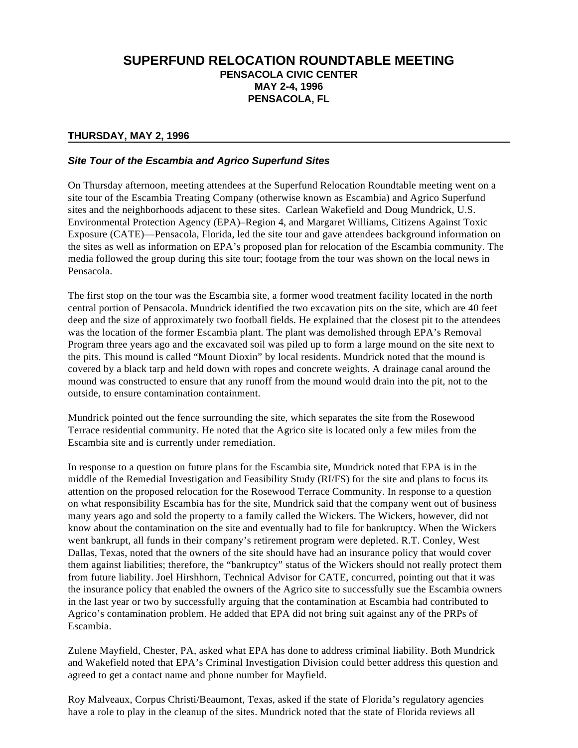# SUPERFUND RELOCATION ROUNDTABLE MEETING
## PENSACOLA CIVIC CENTER
## MAY 2-4, 1996
## PENSACOLA, FL

### THURSDAY, MAY 2, 1996

#### *Site Tour of the Escambia and Agrico Superfund Sites*

On Thursday afternoon, meeting attendees at the Superfund Relocation Roundtable meeting went on a site tour of the Escambia Treating Company (otherwise known as Escambia) and Agrico Superfund sites and the neighborhoods adjacent to these sites. Carlean Wakefield and Doug Mundrick, U.S. Environmental Protection Agency (EPA)–Region 4, and Margaret Williams, Citizens Against Toxic Exposure (CATE)—Pensacola, Florida, led the site tour and gave attendees background information on the sites as well as information on EPA's proposed plan for relocation of the Escambia community. The media followed the group during this site tour; footage from the tour was shown on the local news in Pensacola.

The first stop on the tour was the Escambia site, a former wood treatment facility located in the north central portion of Pensacola. Mundrick identified the two excavation pits on the site, which are 40 feet deep and the size of approximately two football fields. He explained that the closest pit to the attendees was the location of the former Escambia plant. The plant was demolished through EPA's Removal Program three years ago and the excavated soil was piled up to form a large mound on the site next to the pits. This mound is called "Mount Dioxin" by local residents. Mundrick noted that the mound is covered by a black tarp and held down with ropes and concrete weights. A drainage canal around the mound was constructed to ensure that any runoff from the mound would drain into the pit, not to the outside, to ensure contamination containment.

Mundrick pointed out the fence surrounding the site, which separates the site from the Rosewood Terrace residential community. He noted that the Agrico site is located only a few miles from the Escambia site and is currently under remediation.

In response to a question on future plans for the Escambia site, Mundrick noted that EPA is in the middle of the Remedial Investigation and Feasibility Study (RI/FS) for the site and plans to focus its attention on the proposed relocation for the Rosewood Terrace Community. In response to a question on what responsibility Escambia has for the site, Mundrick said that the company went out of business many years ago and sold the property to a family called the Wickers. The Wickers, however, did not know about the contamination on the site and eventually had to file for bankruptcy. When the Wickers went bankrupt, all funds in their company's retirement program were depleted. R.T. Conley, West Dallas, Texas, noted that the owners of the site should have had an insurance policy that would cover them against liabilities; therefore, the "bankruptcy" status of the Wickers should not really protect them from future liability. Joel Hirshhorn, Technical Advisor for CATE, concurred, pointing out that it was the insurance policy that enabled the owners of the Agrico site to successfully sue the Escambia owners in the last year or two by successfully arguing that the contamination at Escambia had contributed to Agrico's contamination problem. He added that EPA did not bring suit against any of the PRPs of Escambia.

Zulene Mayfield, Chester, PA, asked what EPA has done to address criminal liability. Both Mundrick and Wakefield noted that EPA's Criminal Investigation Division could better address this question and agreed to get a contact name and phone number for Mayfield.

Roy Malveaux, Corpus Christi/Beaumont, Texas, asked if the state of Florida's regulatory agencies have a role to play in the cleanup of the sites. Mundrick noted that the state of Florida reviews all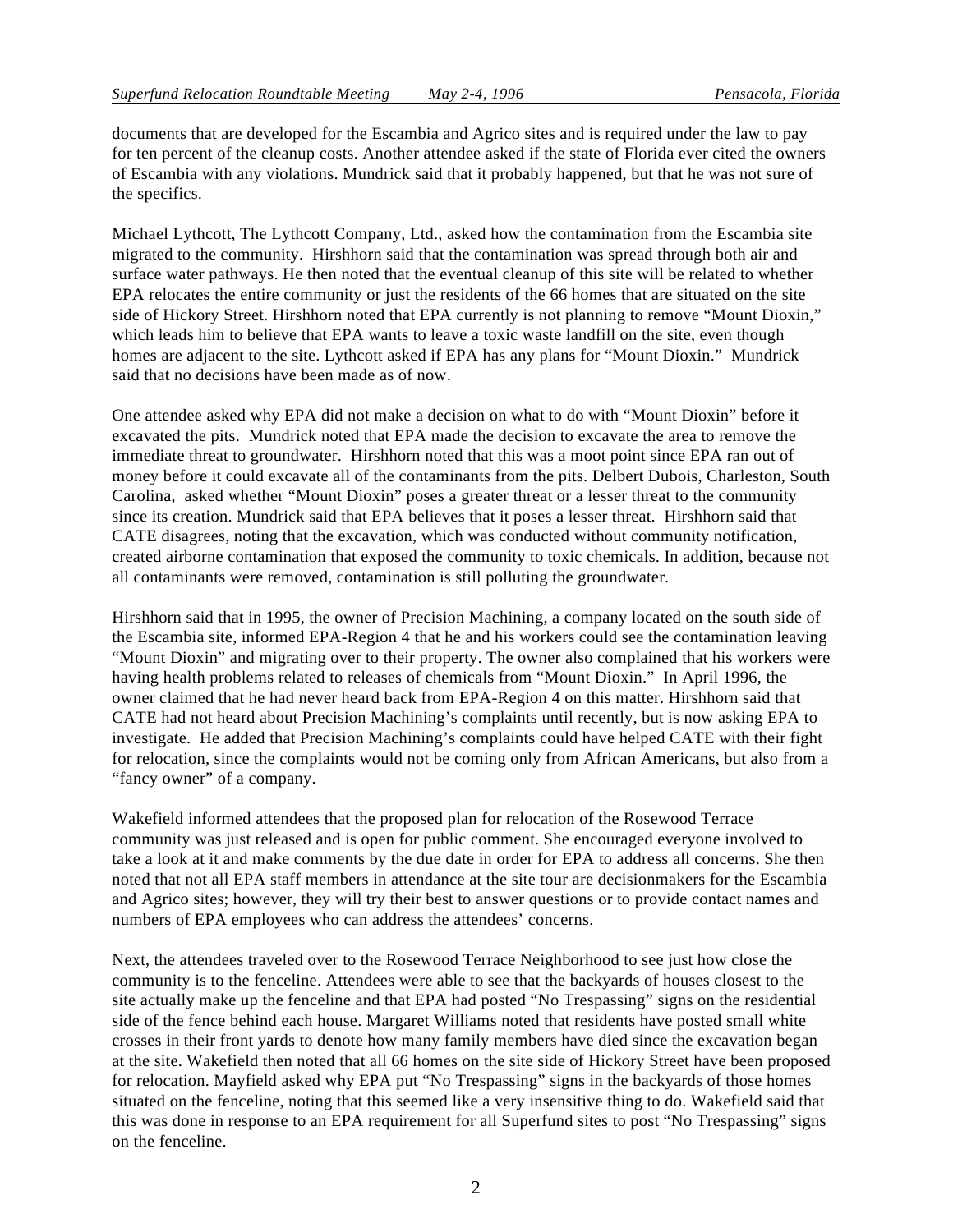documents that are developed for the Escambia and Agrico sites and is required under the law to pay for ten percent of the cleanup costs. Another attendee asked if the state of Florida ever cited the owners of Escambia with any violations. Mundrick said that it probably happened, but that he was not sure of the specifics.

Michael Lythcott, The Lythcott Company, Ltd., asked how the contamination from the Escambia site migrated to the community. Hirshhorn said that the contamination was spread through both air and surface water pathways. He then noted that the eventual cleanup of this site will be related to whether EPA relocates the entire community or just the residents of the 66 homes that are situated on the site side of Hickory Street. Hirshhorn noted that EPA currently is not planning to remove "Mount Dioxin," which leads him to believe that EPA wants to leave a toxic waste landfill on the site, even though homes are adjacent to the site. Lythcott asked if EPA has any plans for "Mount Dioxin." Mundrick said that no decisions have been made as of now.

One attendee asked why EPA did not make a decision on what to do with "Mount Dioxin" before it excavated the pits. Mundrick noted that EPA made the decision to excavate the area to remove the immediate threat to groundwater. Hirshhorn noted that this was a moot point since EPA ran out of money before it could excavate all of the contaminants from the pits. Delbert Dubois, Charleston, South Carolina, asked whether "Mount Dioxin" poses a greater threat or a lesser threat to the community since its creation. Mundrick said that EPA believes that it poses a lesser threat. Hirshhorn said that CATE disagrees, noting that the excavation, which was conducted without community notification, created airborne contamination that exposed the community to toxic chemicals. In addition, because not all contaminants were removed, contamination is still polluting the groundwater.

Hirshhorn said that in 1995, the owner of Precision Machining, a company located on the south side of the Escambia site, informed EPA-Region 4 that he and his workers could see the contamination leaving "Mount Dioxin" and migrating over to their property. The owner also complained that his workers were having health problems related to releases of chemicals from "Mount Dioxin." In April 1996, the owner claimed that he had never heard back from EPA-Region 4 on this matter. Hirshhorn said that CATE had not heard about Precision Machining's complaints until recently, but is now asking EPA to investigate. He added that Precision Machining's complaints could have helped CATE with their fight for relocation, since the complaints would not be coming only from African Americans, but also from a "fancy owner" of a company.

Wakefield informed attendees that the proposed plan for relocation of the Rosewood Terrace community was just released and is open for public comment. She encouraged everyone involved to take a look at it and make comments by the due date in order for EPA to address all concerns. She then noted that not all EPA staff members in attendance at the site tour are decisionmakers for the Escambia and Agrico sites; however, they will try their best to answer questions or to provide contact names and numbers of EPA employees who can address the attendees' concerns.

Next, the attendees traveled over to the Rosewood Terrace Neighborhood to see just how close the community is to the fenceline. Attendees were able to see that the backyards of houses closest to the site actually make up the fenceline and that EPA had posted "No Trespassing" signs on the residential side of the fence behind each house. Margaret Williams noted that residents have posted small white crosses in their front yards to denote how many family members have died since the excavation began at the site. Wakefield then noted that all 66 homes on the site side of Hickory Street have been proposed for relocation. Mayfield asked why EPA put "No Trespassing" signs in the backyards of those homes situated on the fenceline, noting that this seemed like a very insensitive thing to do. Wakefield said that this was done in response to an EPA requirement for all Superfund sites to post "No Trespassing" signs on the fenceline.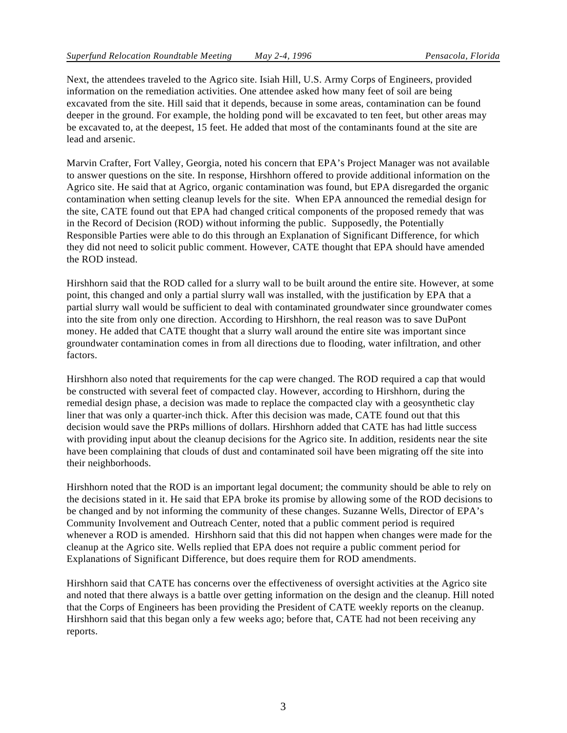Next, the attendees traveled to the Agrico site. Isiah Hill, U.S. Army Corps of Engineers, provided information on the remediation activities. One attendee asked how many feet of soil are being excavated from the site. Hill said that it depends, because in some areas, contamination can be found deeper in the ground. For example, the holding pond will be excavated to ten feet, but other areas may be excavated to, at the deepest, 15 feet. He added that most of the contaminants found at the site are lead and arsenic.

Marvin Crafter, Fort Valley, Georgia, noted his concern that EPA's Project Manager was not available to answer questions on the site. In response, Hirshhorn offered to provide additional information on the Agrico site. He said that at Agrico, organic contamination was found, but EPA disregarded the organic contamination when setting cleanup levels for the site. When EPA announced the remedial design for the site, CATE found out that EPA had changed critical components of the proposed remedy that was in the Record of Decision (ROD) without informing the public. Supposedly, the Potentially Responsible Parties were able to do this through an Explanation of Significant Difference, for which they did not need to solicit public comment. However, CATE thought that EPA should have amended the ROD instead.

Hirshhorn said that the ROD called for a slurry wall to be built around the entire site. However, at some point, this changed and only a partial slurry wall was installed, with the justification by EPA that a partial slurry wall would be sufficient to deal with contaminated groundwater since groundwater comes into the site from only one direction. According to Hirshhorn, the real reason was to save DuPont money. He added that CATE thought that a slurry wall around the entire site was important since groundwater contamination comes in from all directions due to flooding, water infiltration, and other factors.

Hirshhorn also noted that requirements for the cap were changed. The ROD required a cap that would be constructed with several feet of compacted clay. However, according to Hirshhorn, during the remedial design phase, a decision was made to replace the compacted clay with a geosynthetic clay liner that was only a quarter-inch thick. After this decision was made, CATE found out that this decision would save the PRPs millions of dollars. Hirshhorn added that CATE has had little success with providing input about the cleanup decisions for the Agrico site. In addition, residents near the site have been complaining that clouds of dust and contaminated soil have been migrating off the site into their neighborhoods.

Hirshhorn noted that the ROD is an important legal document; the community should be able to rely on the decisions stated in it. He said that EPA broke its promise by allowing some of the ROD decisions to be changed and by not informing the community of these changes. Suzanne Wells, Director of EPA's Community Involvement and Outreach Center, noted that a public comment period is required whenever a ROD is amended. Hirshhorn said that this did not happen when changes were made for the cleanup at the Agrico site. Wells replied that EPA does not require a public comment period for Explanations of Significant Difference, but does require them for ROD amendments.

Hirshhorn said that CATE has concerns over the effectiveness of oversight activities at the Agrico site and noted that there always is a battle over getting information on the design and the cleanup. Hill noted that the Corps of Engineers has been providing the President of CATE weekly reports on the cleanup. Hirshhorn said that this began only a few weeks ago; before that, CATE had not been receiving any reports.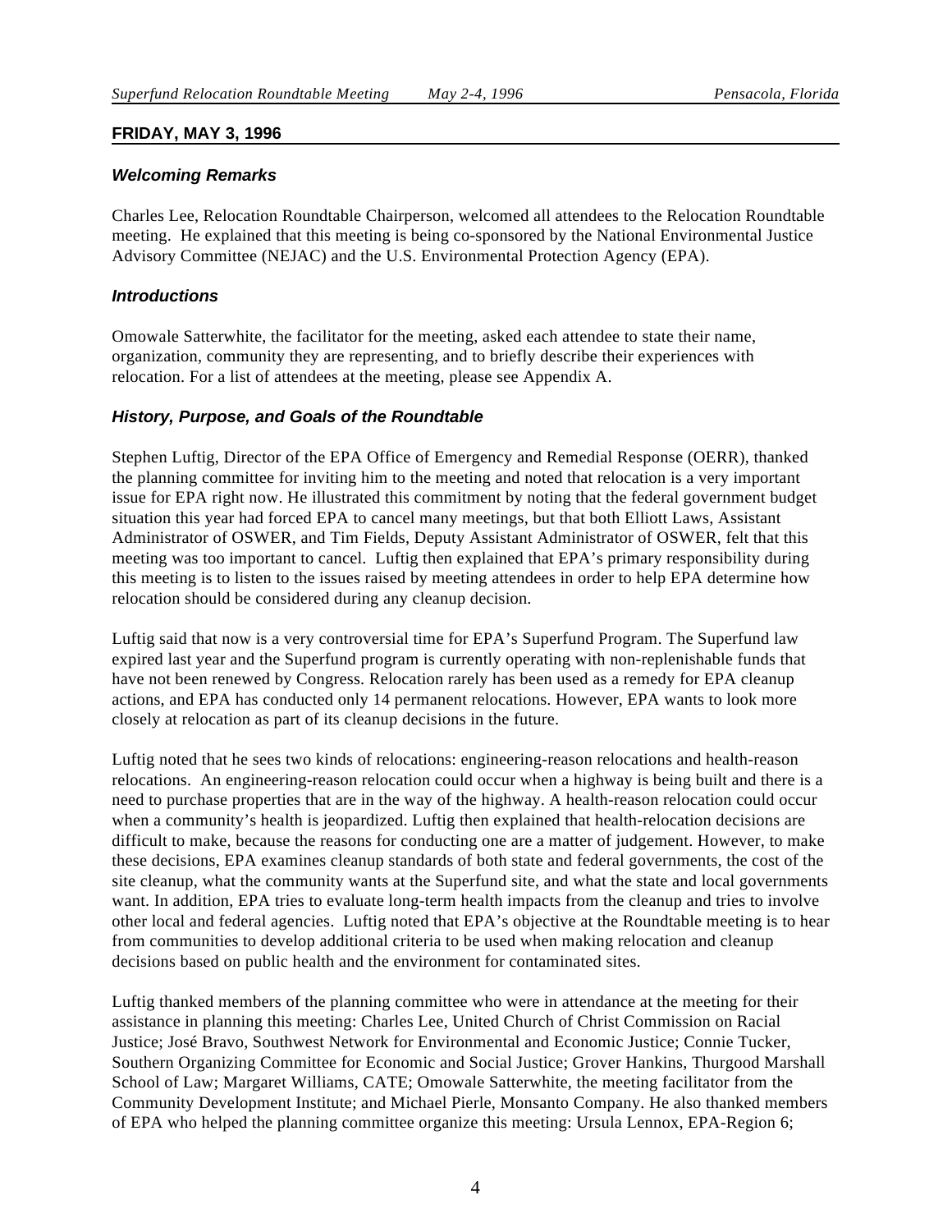## FRIDAY, MAY 3, 1996

### *Welcoming Remarks*

Charles Lee, Relocation Roundtable Chairperson, welcomed all attendees to the Relocation Roundtable meeting. He explained that this meeting is being co-sponsored by the National Environmental Justice Advisory Committee (NEJAC) and the U.S. Environmental Protection Agency (EPA).

### *Introductions*

Omowale Satterwhite, the facilitator for the meeting, asked each attendee to state their name, organization, community they are representing, and to briefly describe their experiences with relocation. For a list of attendees at the meeting, please see Appendix A.

### *History, Purpose, and Goals of the Roundtable*

Stephen Luftig, Director of the EPA Office of Emergency and Remedial Response (OERR), thanked the planning committee for inviting him to the meeting and noted that relocation is a very important issue for EPA right now. He illustrated this commitment by noting that the federal government budget situation this year had forced EPA to cancel many meetings, but that both Elliott Laws, Assistant Administrator of OSWER, and Tim Fields, Deputy Assistant Administrator of OSWER, felt that this meeting was too important to cancel. Luftig then explained that EPA's primary responsibility during this meeting is to listen to the issues raised by meeting attendees in order to help EPA determine how relocation should be considered during any cleanup decision.

Luftig said that now is a very controversial time for EPA's Superfund Program. The Superfund law expired last year and the Superfund program is currently operating with non-replenishable funds that have not been renewed by Congress. Relocation rarely has been used as a remedy for EPA cleanup actions, and EPA has conducted only 14 permanent relocations. However, EPA wants to look more closely at relocation as part of its cleanup decisions in the future.

Luftig noted that he sees two kinds of relocations: engineering-reason relocations and health-reason relocations. An engineering-reason relocation could occur when a highway is being built and there is a need to purchase properties that are in the way of the highway. A health-reason relocation could occur when a community's health is jeopardized. Luftig then explained that health-relocation decisions are difficult to make, because the reasons for conducting one are a matter of judgement. However, to make these decisions, EPA examines cleanup standards of both state and federal governments, the cost of the site cleanup, what the community wants at the Superfund site, and what the state and local governments want. In addition, EPA tries to evaluate long-term health impacts from the cleanup and tries to involve other local and federal agencies. Luftig noted that EPA's objective at the Roundtable meeting is to hear from communities to develop additional criteria to be used when making relocation and cleanup decisions based on public health and the environment for contaminated sites.

Luftig thanked members of the planning committee who were in attendance at the meeting for their assistance in planning this meeting: Charles Lee, United Church of Christ Commission on Racial Justice; José Bravo, Southwest Network for Environmental and Economic Justice; Connie Tucker, Southern Organizing Committee for Economic and Social Justice; Grover Hankins, Thurgood Marshall School of Law; Margaret Williams, CATE; Omowale Satterwhite, the meeting facilitator from the Community Development Institute; and Michael Pierle, Monsanto Company. He also thanked members of EPA who helped the planning committee organize this meeting: Ursula Lennox, EPA-Region 6;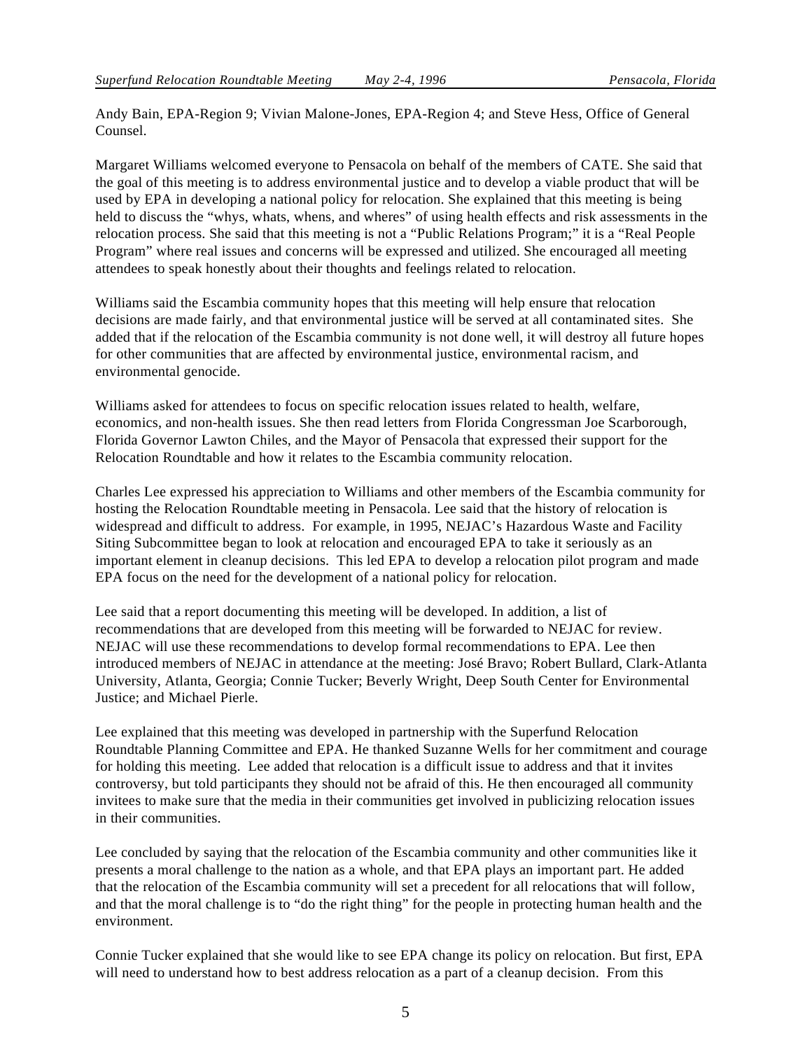Andy Bain, EPA-Region 9; Vivian Malone-Jones, EPA-Region 4; and Steve Hess, Office of General Counsel.

Margaret Williams welcomed everyone to Pensacola on behalf of the members of CATE. She said that the goal of this meeting is to address environmental justice and to develop a viable product that will be used by EPA in developing a national policy for relocation. She explained that this meeting is being held to discuss the "whys, whats, whens, and wheres" of using health effects and risk assessments in the relocation process. She said that this meeting is not a "Public Relations Program;" it is a "Real People Program" where real issues and concerns will be expressed and utilized. She encouraged all meeting attendees to speak honestly about their thoughts and feelings related to relocation.

Williams said the Escambia community hopes that this meeting will help ensure that relocation decisions are made fairly, and that environmental justice will be served at all contaminated sites. She added that if the relocation of the Escambia community is not done well, it will destroy all future hopes for other communities that are affected by environmental justice, environmental racism, and environmental genocide.

Williams asked for attendees to focus on specific relocation issues related to health, welfare, economics, and non-health issues. She then read letters from Florida Congressman Joe Scarborough, Florida Governor Lawton Chiles, and the Mayor of Pensacola that expressed their support for the Relocation Roundtable and how it relates to the Escambia community relocation.

Charles Lee expressed his appreciation to Williams and other members of the Escambia community for hosting the Relocation Roundtable meeting in Pensacola. Lee said that the history of relocation is widespread and difficult to address. For example, in 1995, NEJAC's Hazardous Waste and Facility Siting Subcommittee began to look at relocation and encouraged EPA to take it seriously as an important element in cleanup decisions. This led EPA to develop a relocation pilot program and made EPA focus on the need for the development of a national policy for relocation.

Lee said that a report documenting this meeting will be developed. In addition, a list of recommendations that are developed from this meeting will be forwarded to NEJAC for review. NEJAC will use these recommendations to develop formal recommendations to EPA. Lee then introduced members of NEJAC in attendance at the meeting: José Bravo; Robert Bullard, Clark-Atlanta University, Atlanta, Georgia; Connie Tucker; Beverly Wright, Deep South Center for Environmental Justice; and Michael Pierle.

Lee explained that this meeting was developed in partnership with the Superfund Relocation Roundtable Planning Committee and EPA. He thanked Suzanne Wells for her commitment and courage for holding this meeting. Lee added that relocation is a difficult issue to address and that it invites controversy, but told participants they should not be afraid of this. He then encouraged all community invitees to make sure that the media in their communities get involved in publicizing relocation issues in their communities.

Lee concluded by saying that the relocation of the Escambia community and other communities like it presents a moral challenge to the nation as a whole, and that EPA plays an important part. He added that the relocation of the Escambia community will set a precedent for all relocations that will follow, and that the moral challenge is to "do the right thing" for the people in protecting human health and the environment.

Connie Tucker explained that she would like to see EPA change its policy on relocation. But first, EPA will need to understand how to best address relocation as a part of a cleanup decision. From this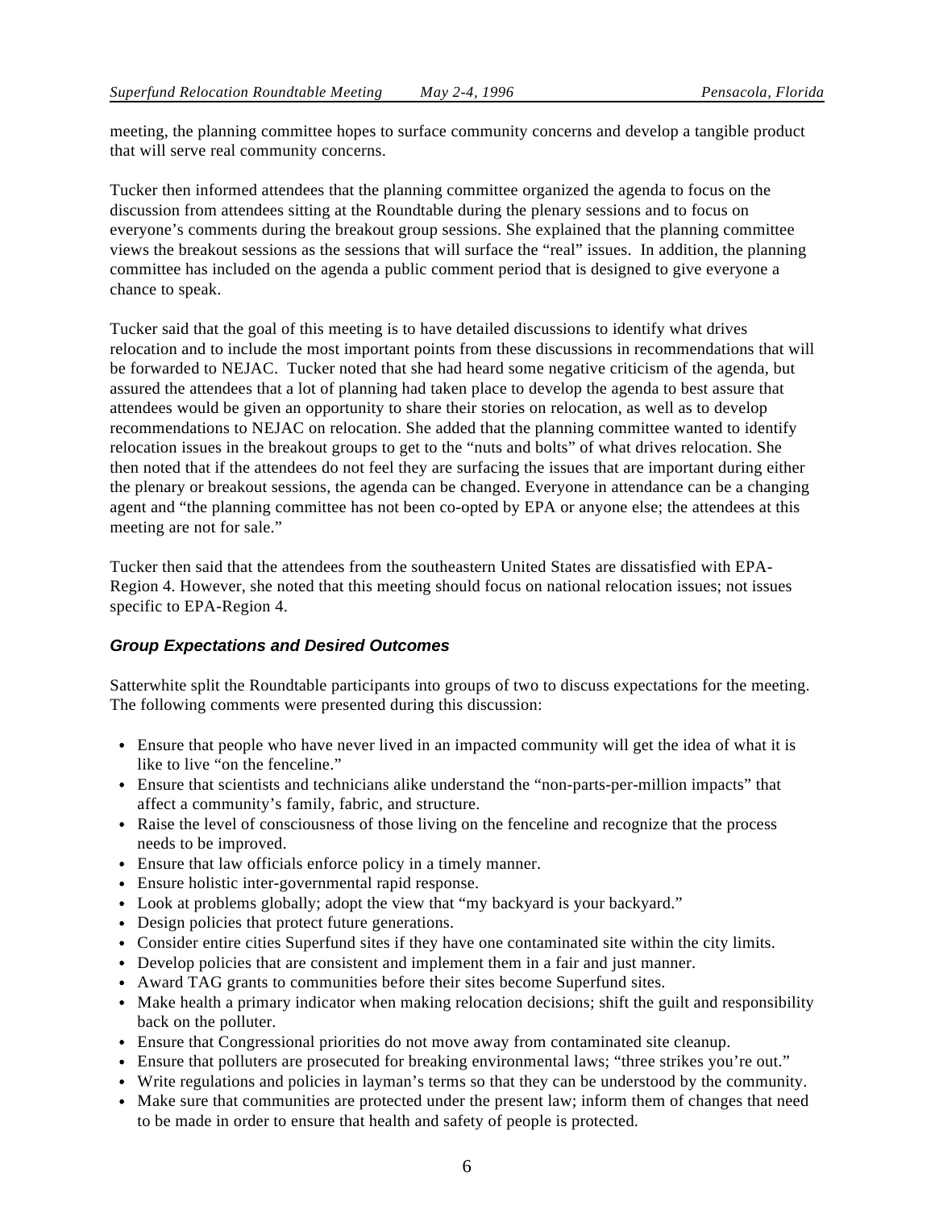meeting, the planning committee hopes to surface community concerns and develop a tangible product that will serve real community concerns.

Tucker then informed attendees that the planning committee organized the agenda to focus on the discussion from attendees sitting at the Roundtable during the plenary sessions and to focus on everyone's comments during the breakout group sessions. She explained that the planning committee views the breakout sessions as the sessions that will surface the "real" issues. In addition, the planning committee has included on the agenda a public comment period that is designed to give everyone a chance to speak.

Tucker said that the goal of this meeting is to have detailed discussions to identify what drives relocation and to include the most important points from these discussions in recommendations that will be forwarded to NEJAC. Tucker noted that she had heard some negative criticism of the agenda, but assured the attendees that a lot of planning had taken place to develop the agenda to best assure that attendees would be given an opportunity to share their stories on relocation, as well as to develop recommendations to NEJAC on relocation. She added that the planning committee wanted to identify relocation issues in the breakout groups to get to the "nuts and bolts" of what drives relocation. She then noted that if the attendees do not feel they are surfacing the issues that are important during either the plenary or breakout sessions, the agenda can be changed. Everyone in attendance can be a changing agent and "the planning committee has not been co-opted by EPA or anyone else; the attendees at this meeting are not for sale."

Tucker then said that the attendees from the southeastern United States are dissatisfied with EPA-Region 4. However, she noted that this meeting should focus on national relocation issues; not issues specific to EPA-Region 4.

### *Group Expectations and Desired Outcomes*

Satterwhite split the Roundtable participants into groups of two to discuss expectations for the meeting. The following comments were presented during this discussion:

- Ensure that people who have never lived in an impacted community will get the idea of what it is like to live "on the fenceline."
- Ensure that scientists and technicians alike understand the "non-parts-per-million impacts" that affect a community's family, fabric, and structure.
- Raise the level of consciousness of those living on the fenceline and recognize that the process needs to be improved.
- Ensure that law officials enforce policy in a timely manner.
- Ensure holistic inter-governmental rapid response.
- Look at problems globally; adopt the view that "my backyard is your backyard."
- Design policies that protect future generations.
- Consider entire cities Superfund sites if they have one contaminated site within the city limits.
- Develop policies that are consistent and implement them in a fair and just manner.
- Award TAG grants to communities before their sites become Superfund sites.
- Make health a primary indicator when making relocation decisions; shift the guilt and responsibility back on the polluter.
- Ensure that Congressional priorities do not move away from contaminated site cleanup.
- Ensure that polluters are prosecuted for breaking environmental laws; "three strikes you're out."
- Write regulations and policies in layman's terms so that they can be understood by the community.
- Make sure that communities are protected under the present law; inform them of changes that need to be made in order to ensure that health and safety of people is protected.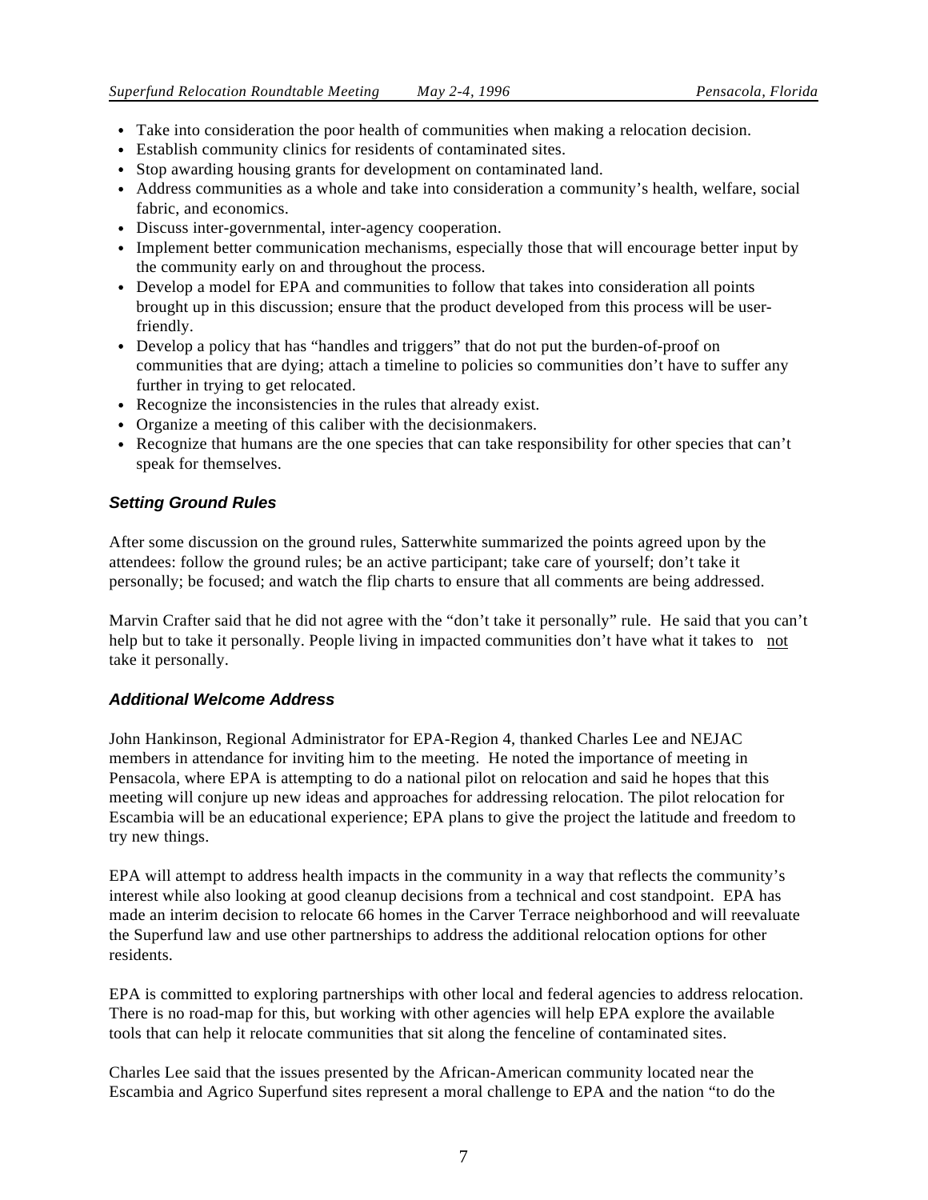- Take into consideration the poor health of communities when making a relocation decision.
- Establish community clinics for residents of contaminated sites.
- Stop awarding housing grants for development on contaminated land.
- Address communities as a whole and take into consideration a community's health, welfare, social fabric, and economics.
- Discuss inter-governmental, inter-agency cooperation.
- Implement better communication mechanisms, especially those that will encourage better input by the community early on and throughout the process.
- Develop a model for EPA and communities to follow that takes into consideration all points brought up in this discussion; ensure that the product developed from this process will be user-friendly.
- Develop a policy that has "handles and triggers" that do not put the burden-of-proof on communities that are dying; attach a timeline to policies so communities don't have to suffer any further in trying to get relocated.
- Recognize the inconsistencies in the rules that already exist.
- Organize a meeting of this caliber with the decisionmakers.
- Recognize that humans are the one species that can take responsibility for other species that can't speak for themselves.

### *Setting Ground Rules*

After some discussion on the ground rules, Satterwhite summarized the points agreed upon by the attendees: follow the ground rules; be an active participant; take care of yourself; don't take it personally; be focused; and watch the flip charts to ensure that all comments are being addressed.

Marvin Crafter said that he did not agree with the "don't take it personally" rule. He said that you can't help but to take it personally. People living in impacted communities don't have what it takes to <u>not</u> take it personally.

### *Additional Welcome Address*

John Hankinson, Regional Administrator for EPA-Region 4, thanked Charles Lee and NEJAC members in attendance for inviting him to the meeting. He noted the importance of meeting in Pensacola, where EPA is attempting to do a national pilot on relocation and said he hopes that this meeting will conjure up new ideas and approaches for addressing relocation. The pilot relocation for Escambia will be an educational experience; EPA plans to give the project the latitude and freedom to try new things.

EPA will attempt to address health impacts in the community in a way that reflects the community's interest while also looking at good cleanup decisions from a technical and cost standpoint. EPA has made an interim decision to relocate 66 homes in the Carver Terrace neighborhood and will reevaluate the Superfund law and use other partnerships to address the additional relocation options for other residents.

EPA is committed to exploring partnerships with other local and federal agencies to address relocation. There is no road-map for this, but working with other agencies will help EPA explore the available tools that can help it relocate communities that sit along the fenceline of contaminated sites.

Charles Lee said that the issues presented by the African-American community located near the Escambia and Agrico Superfund sites represent a moral challenge to EPA and the nation "to do the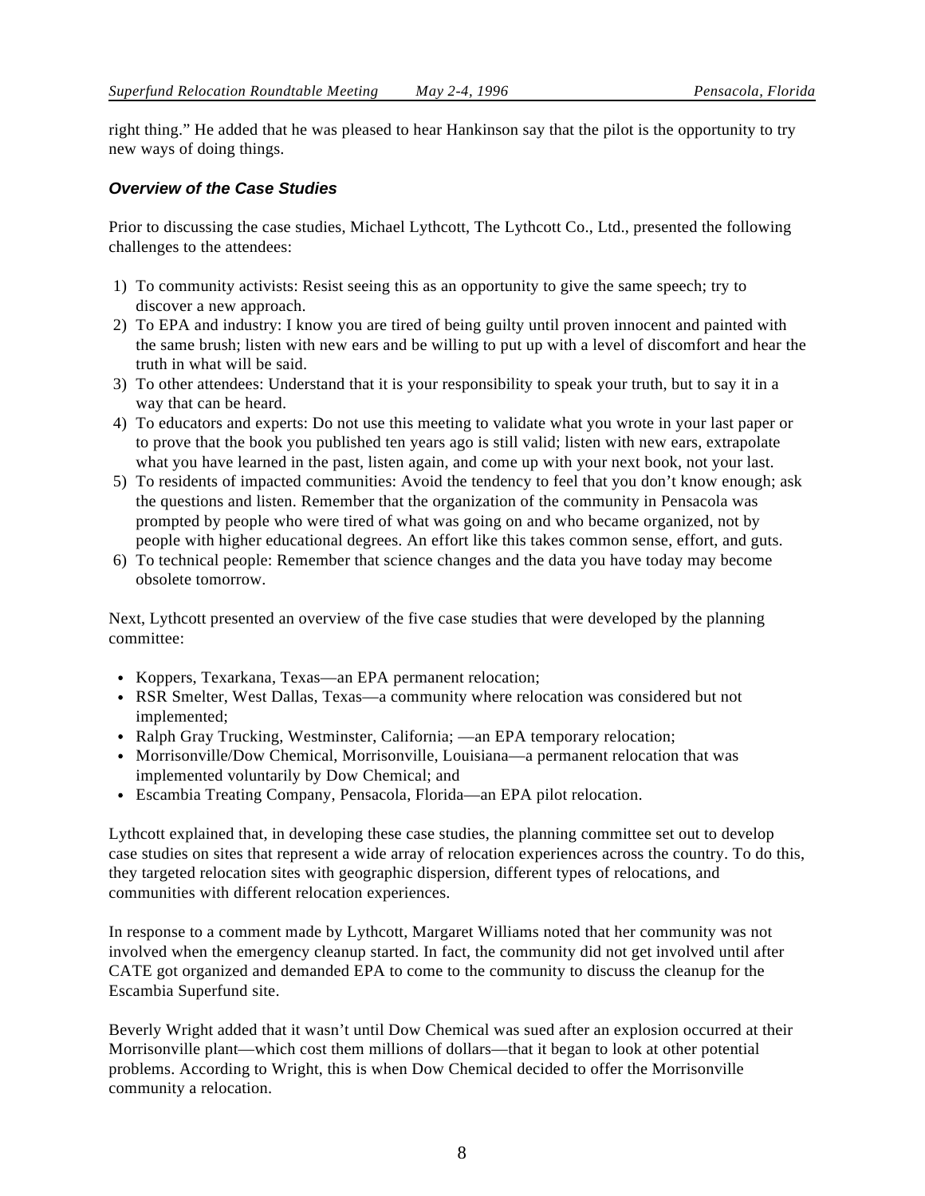right thing." He added that he was pleased to hear Hankinson say that the pilot is the opportunity to try new ways of doing things.

### *Overview of the Case Studies*

Prior to discussing the case studies, Michael Lythcott, The Lythcott Co., Ltd., presented the following challenges to the attendees:

1) To community activists: Resist seeing this as an opportunity to give the same speech; try to discover a new approach.
2) To EPA and industry: I know you are tired of being guilty until proven innocent and painted with the same brush; listen with new ears and be willing to put up with a level of discomfort and hear the truth in what will be said.
3) To other attendees: Understand that it is your responsibility to speak your truth, but to say it in a way that can be heard.
4) To educators and experts: Do not use this meeting to validate what you wrote in your last paper or to prove that the book you published ten years ago is still valid; listen with new ears, extrapolate what you have learned in the past, listen again, and come up with your next book, not your last.
5) To residents of impacted communities: Avoid the tendency to feel that you don't know enough; ask the questions and listen. Remember that the organization of the community in Pensacola was prompted by people who were tired of what was going on and who became organized, not by people with higher educational degrees. An effort like this takes common sense, effort, and guts.
6) To technical people: Remember that science changes and the data you have today may become obsolete tomorrow.

Next, Lythcott presented an overview of the five case studies that were developed by the planning committee:

- Koppers, Texarkana, Texas—an EPA permanent relocation;
- RSR Smelter, West Dallas, Texas—a community where relocation was considered but not implemented;
- Ralph Gray Trucking, Westminster, California; —an EPA temporary relocation;
- Morrisonville/Dow Chemical, Morrisonville, Louisiana—a permanent relocation that was implemented voluntarily by Dow Chemical; and
- Escambia Treating Company, Pensacola, Florida—an EPA pilot relocation.

Lythcott explained that, in developing these case studies, the planning committee set out to develop case studies on sites that represent a wide array of relocation experiences across the country. To do this, they targeted relocation sites with geographic dispersion, different types of relocations, and communities with different relocation experiences.

In response to a comment made by Lythcott, Margaret Williams noted that her community was not involved when the emergency cleanup started. In fact, the community did not get involved until after CATE got organized and demanded EPA to come to the community to discuss the cleanup for the Escambia Superfund site.

Beverly Wright added that it wasn't until Dow Chemical was sued after an explosion occurred at their Morrisonville plant—which cost them millions of dollars—that it began to look at other potential problems. According to Wright, this is when Dow Chemical decided to offer the Morrisonville community a relocation.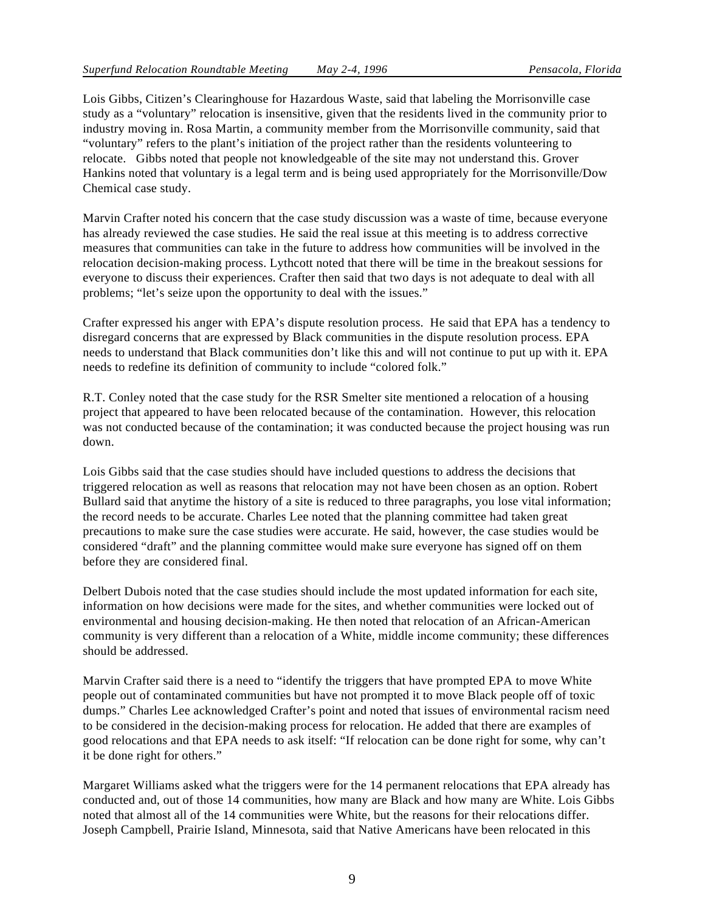Lois Gibbs, Citizen's Clearinghouse for Hazardous Waste, said that labeling the Morrisonville case study as a "voluntary" relocation is insensitive, given that the residents lived in the community prior to industry moving in. Rosa Martin, a community member from the Morrisonville community, said that "voluntary" refers to the plant's initiation of the project rather than the residents volunteering to relocate. Gibbs noted that people not knowledgeable of the site may not understand this. Grover Hankins noted that voluntary is a legal term and is being used appropriately for the Morrisonville/Dow Chemical case study.

Marvin Crafter noted his concern that the case study discussion was a waste of time, because everyone has already reviewed the case studies. He said the real issue at this meeting is to address corrective measures that communities can take in the future to address how communities will be involved in the relocation decision-making process. Lythcott noted that there will be time in the breakout sessions for everyone to discuss their experiences. Crafter then said that two days is not adequate to deal with all problems; "let's seize upon the opportunity to deal with the issues."

Crafter expressed his anger with EPA's dispute resolution process. He said that EPA has a tendency to disregard concerns that are expressed by Black communities in the dispute resolution process. EPA needs to understand that Black communities don't like this and will not continue to put up with it. EPA needs to redefine its definition of community to include "colored folk."

R.T. Conley noted that the case study for the RSR Smelter site mentioned a relocation of a housing project that appeared to have been relocated because of the contamination. However, this relocation was not conducted because of the contamination; it was conducted because the project housing was run down.

Lois Gibbs said that the case studies should have included questions to address the decisions that triggered relocation as well as reasons that relocation may not have been chosen as an option. Robert Bullard said that anytime the history of a site is reduced to three paragraphs, you lose vital information; the record needs to be accurate. Charles Lee noted that the planning committee had taken great precautions to make sure the case studies were accurate. He said, however, the case studies would be considered "draft" and the planning committee would make sure everyone has signed off on them before they are considered final.

Delbert Dubois noted that the case studies should include the most updated information for each site, information on how decisions were made for the sites, and whether communities were locked out of environmental and housing decision-making. He then noted that relocation of an African-American community is very different than a relocation of a White, middle income community; these differences should be addressed.

Marvin Crafter said there is a need to "identify the triggers that have prompted EPA to move White people out of contaminated communities but have not prompted it to move Black people off of toxic dumps." Charles Lee acknowledged Crafter's point and noted that issues of environmental racism need to be considered in the decision-making process for relocation. He added that there are examples of good relocations and that EPA needs to ask itself: "If relocation can be done right for some, why can't it be done right for others."

Margaret Williams asked what the triggers were for the 14 permanent relocations that EPA already has conducted and, out of those 14 communities, how many are Black and how many are White. Lois Gibbs noted that almost all of the 14 communities were White, but the reasons for their relocations differ. Joseph Campbell, Prairie Island, Minnesota, said that Native Americans have been relocated in this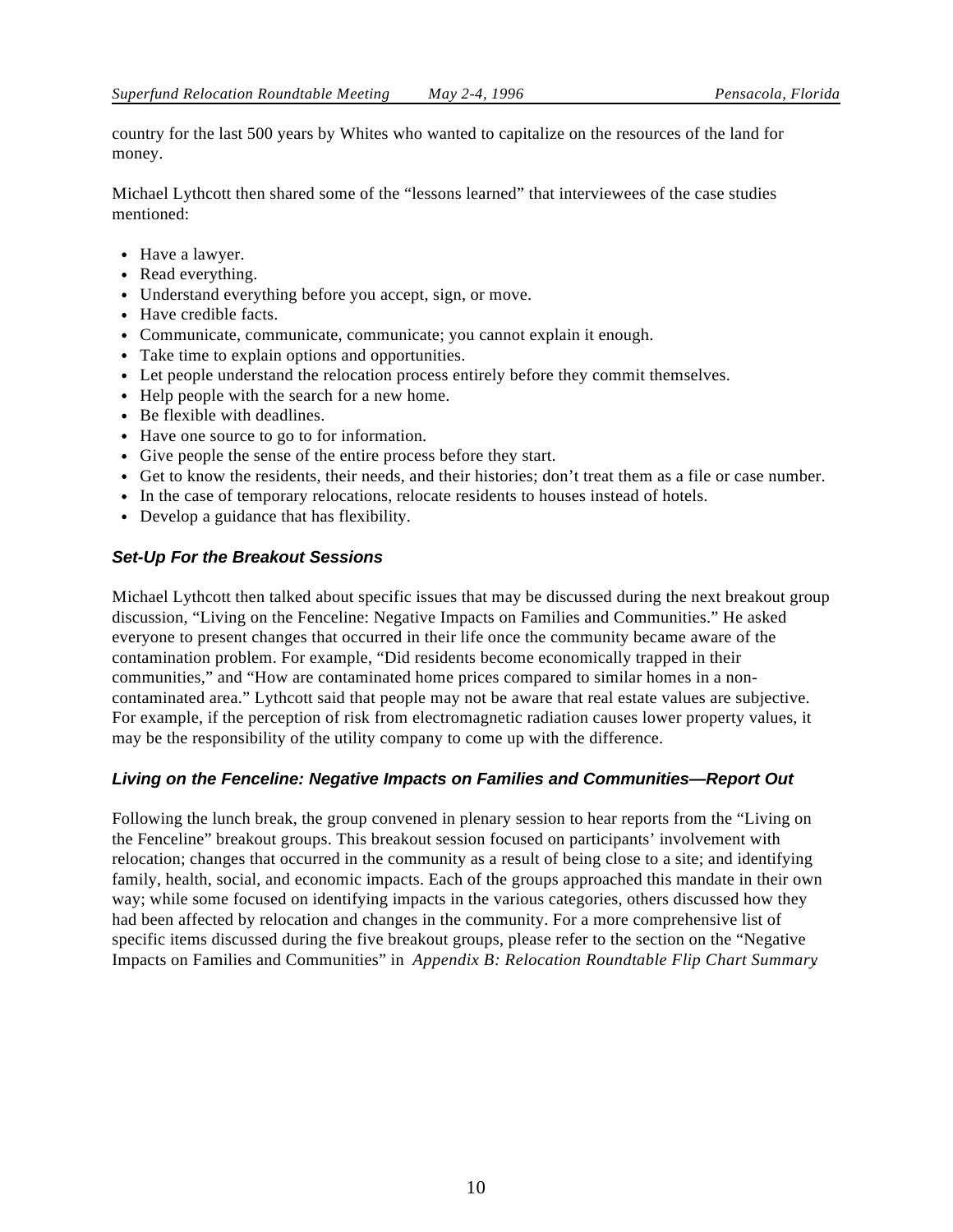country for the last 500 years by Whites who wanted to capitalize on the resources of the land for money.

Michael Lythcott then shared some of the "lessons learned" that interviewees of the case studies mentioned:

- Have a lawyer.
- Read everything.
- Understand everything before you accept, sign, or move.
- Have credible facts.
- Communicate, communicate, communicate; you cannot explain it enough.
- Take time to explain options and opportunities.
- Let people understand the relocation process entirely before they commit themselves.
- Help people with the search for a new home.
- Be flexible with deadlines.
- Have one source to go to for information.
- Give people the sense of the entire process before they start.
- Get to know the residents, their needs, and their histories; don't treat them as a file or case number.
- In the case of temporary relocations, relocate residents to houses instead of hotels.
- Develop a guidance that has flexibility.

### *Set-Up For the Breakout Sessions*

Michael Lythcott then talked about specific issues that may be discussed during the next breakout group discussion, "Living on the Fenceline: Negative Impacts on Families and Communities." He asked everyone to present changes that occurred in their life once the community became aware of the contamination problem. For example, "Did residents become economically trapped in their communities," and "How are contaminated home prices compared to similar homes in a non-contaminated area." Lythcott said that people may not be aware that real estate values are subjective. For example, if the perception of risk from electromagnetic radiation causes lower property values, it may be the responsibility of the utility company to come up with the difference.

### *Living on the Fenceline: Negative Impacts on Families and Communities—Report Out*

Following the lunch break, the group convened in plenary session to hear reports from the "Living on the Fenceline" breakout groups. This breakout session focused on participants' involvement with relocation; changes that occurred in the community as a result of being close to a site; and identifying family, health, social, and economic impacts. Each of the groups approached this mandate in their own way; while some focused on identifying impacts in the various categories, others discussed how they had been affected by relocation and changes in the community. For a more comprehensive list of specific items discussed during the five breakout groups, please refer to the section on the "Negative Impacts on Families and Communities" in *Appendix B: Relocation Roundtable Flip Chart Summary*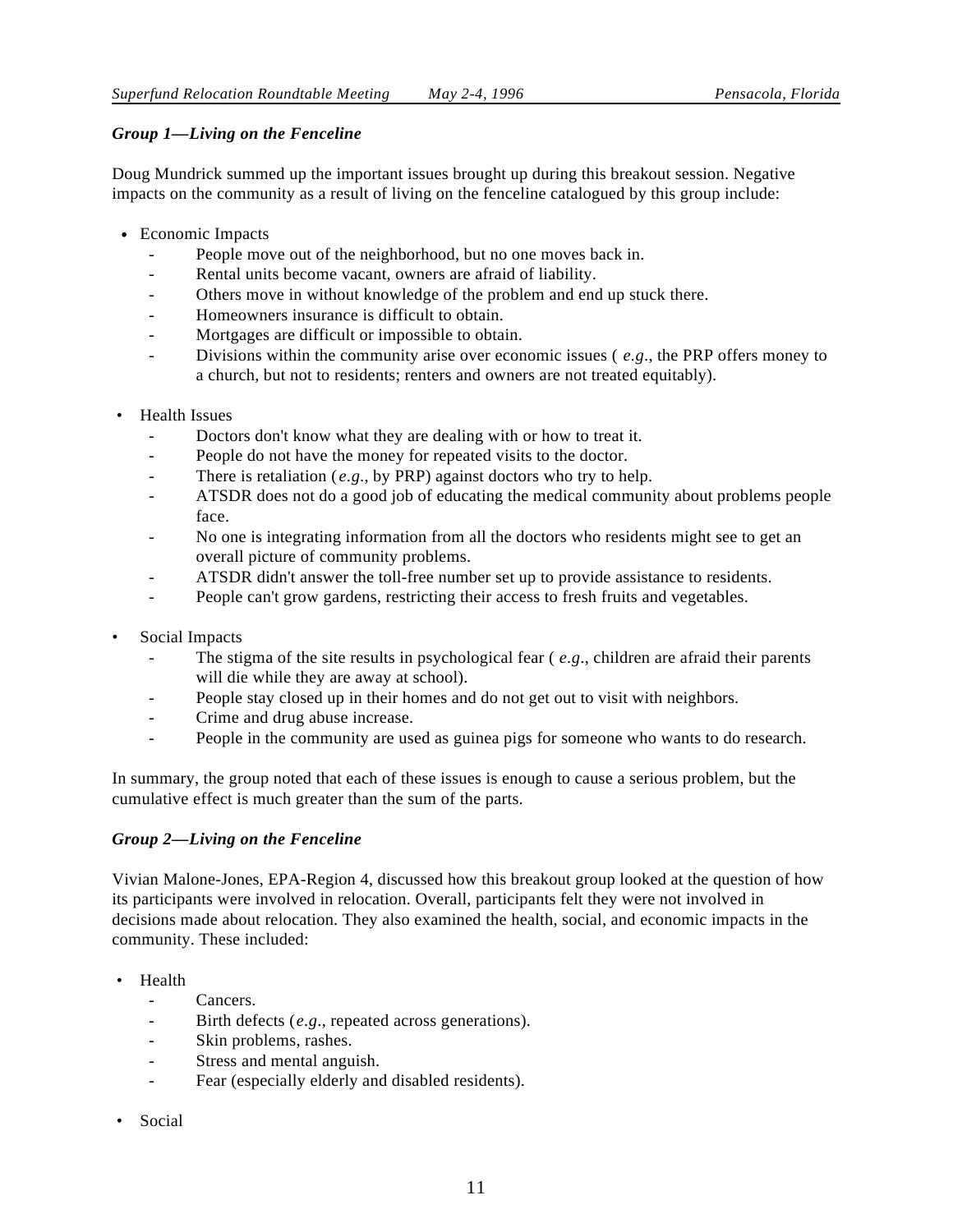### *Group 1—Living on the Fenceline*

Doug Mundrick summed up the important issues brought up during this breakout session. Negative impacts on the community as a result of living on the fenceline catalogued by this group include:

- Economic Impacts
  - People move out of the neighborhood, but no one moves back in.
  - Rental units become vacant, owners are afraid of liability.
  - Others move in without knowledge of the problem and end up stuck there.
  - Homeowners insurance is difficult to obtain.
  - Mortgages are difficult or impossible to obtain.
  - Divisions within the community arise over economic issues ( *e.g*., the PRP offers money to a church, but not to residents; renters and owners are not treated equitably).

- Health Issues
  - Doctors don't know what they are dealing with or how to treat it.
  - People do not have the money for repeated visits to the doctor.
  - There is retaliation (*e.g*., by PRP) against doctors who try to help.
  - ATSDR does not do a good job of educating the medical community about problems people face.
  - No one is integrating information from all the doctors who residents might see to get an overall picture of community problems.
  - ATSDR didn't answer the toll-free number set up to provide assistance to residents.
  - People can't grow gardens, restricting their access to fresh fruits and vegetables.

- Social Impacts
  - The stigma of the site results in psychological fear ( *e.g*., children are afraid their parents will die while they are away at school).
  - People stay closed up in their homes and do not get out to visit with neighbors.
  - Crime and drug abuse increase.
  - People in the community are used as guinea pigs for someone who wants to do research.

In summary, the group noted that each of these issues is enough to cause a serious problem, but the cumulative effect is much greater than the sum of the parts.

### *Group 2—Living on the Fenceline*

Vivian Malone-Jones, EPA-Region 4, discussed how this breakout group looked at the question of how its participants were involved in relocation. Overall, participants felt they were not involved in decisions made about relocation. They also examined the health, social, and economic impacts in the community. These included:

- Health
  - Cancers.
  - Birth defects (*e.g*., repeated across generations).
  - Skin problems, rashes.
  - Stress and mental anguish.
  - Fear (especially elderly and disabled residents).

- Social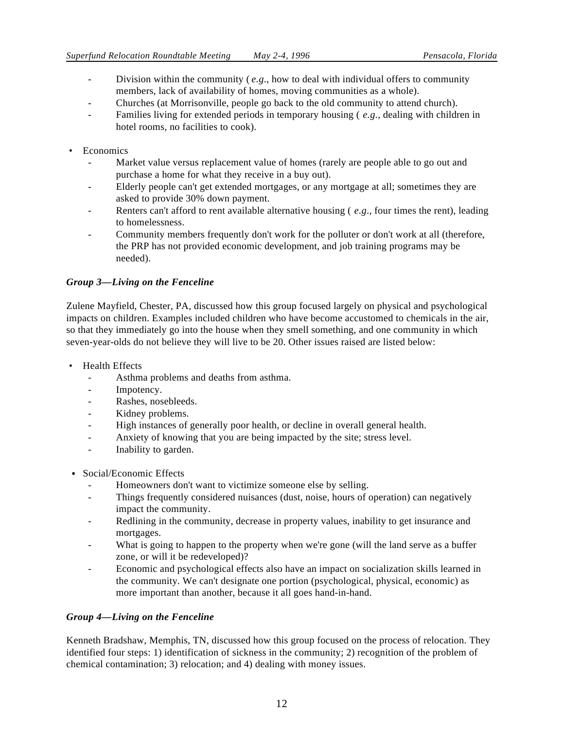- Division within the community ( *e.g.*, how to deal with individual offers to community members, lack of availability of homes, moving communities as a whole).
- Churches (at Morrisonville, people go back to the old community to attend church).
- Families living for extended periods in temporary housing ( *e.g.*, dealing with children in hotel rooms, no facilities to cook).

- Economics
  - Market value versus replacement value of homes (rarely are people able to go out and purchase a home for what they receive in a buy out).
  - Elderly people can't get extended mortgages, or any mortgage at all; sometimes they are asked to provide 30% down payment.
  - Renters can't afford to rent available alternative housing ( *e.g.*, four times the rent), leading to homelessness.
  - Community members frequently don't work for the polluter or don't work at all (therefore, the PRP has not provided economic development, and job training programs may be needed).

### *Group 3—Living on the Fenceline*

Zulene Mayfield, Chester, PA, discussed how this group focused largely on physical and psychological impacts on children. Examples included children who have become accustomed to chemicals in the air, so that they immediately go into the house when they smell something, and one community in which seven-year-olds do not believe they will live to be 20. Other issues raised are listed below:

- Health Effects
  - Asthma problems and deaths from asthma.
  - Impotency.
  - Rashes, nosebleeds.
  - Kidney problems.
  - High instances of generally poor health, or decline in overall general health.
  - Anxiety of knowing that you are being impacted by the site; stress level.
  - Inability to garden.

- Social/Economic Effects
  - Homeowners don't want to victimize someone else by selling.
  - Things frequently considered nuisances (dust, noise, hours of operation) can negatively impact the community.
  - Redlining in the community, decrease in property values, inability to get insurance and mortgages.
  - What is going to happen to the property when we're gone (will the land serve as a buffer zone, or will it be redeveloped)?
  - Economic and psychological effects also have an impact on socialization skills learned in the community. We can't designate one portion (psychological, physical, economic) as more important than another, because it all goes hand-in-hand.

### *Group 4—Living on the Fenceline*

Kenneth Bradshaw, Memphis, TN, discussed how this group focused on the process of relocation. They identified four steps: 1) identification of sickness in the community; 2) recognition of the problem of chemical contamination; 3) relocation; and 4) dealing with money issues.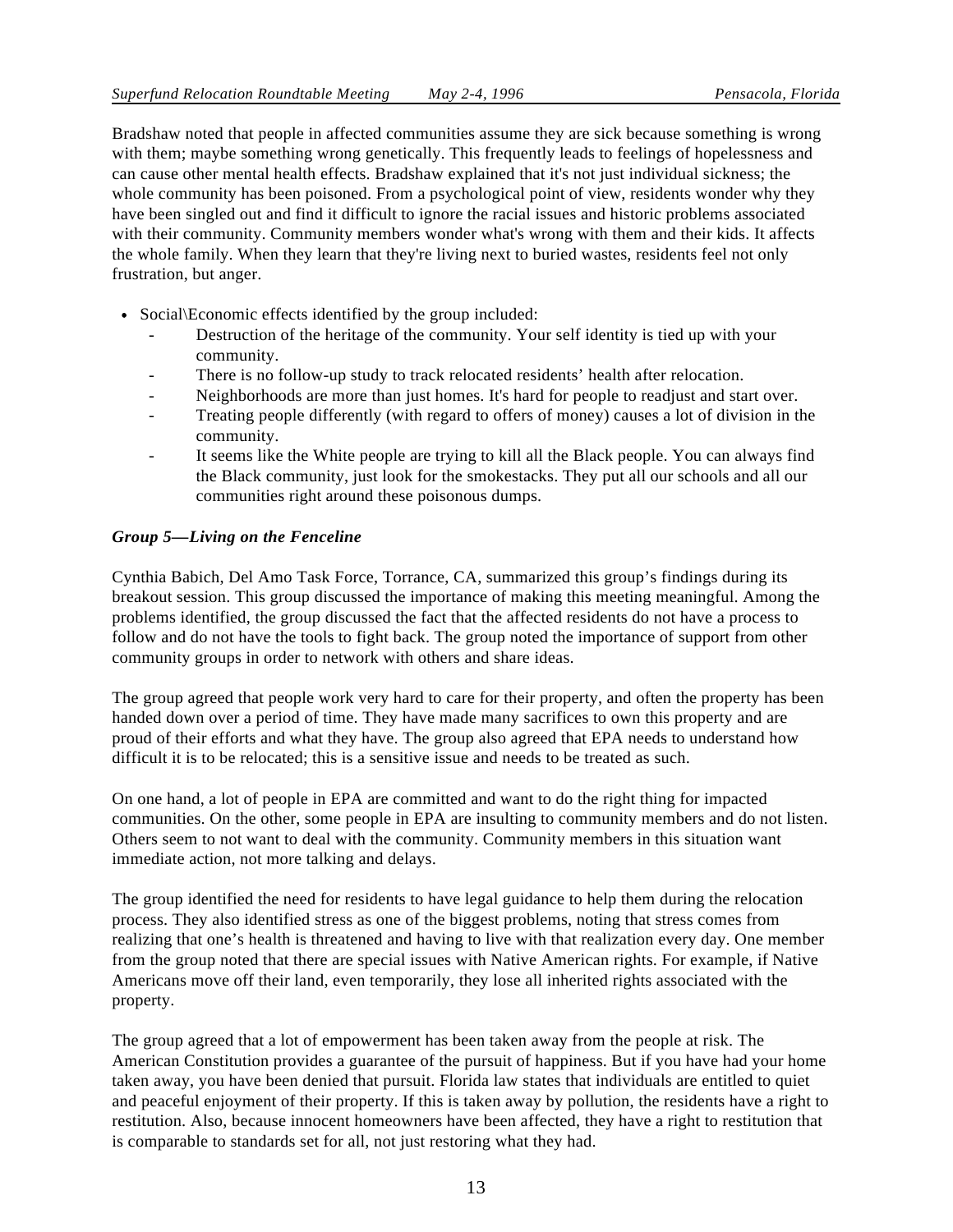Bradshaw noted that people in affected communities assume they are sick because something is wrong with them; maybe something wrong genetically. This frequently leads to feelings of hopelessness and can cause other mental health effects. Bradshaw explained that it's not just individual sickness; the whole community has been poisoned. From a psychological point of view, residents wonder why they have been singled out and find it difficult to ignore the racial issues and historic problems associated with their community. Community members wonder what's wrong with them and their kids. It affects the whole family. When they learn that they're living next to buried wastes, residents feel not only frustration, but anger.

- Social\Economic effects identified by the group included:
  - Destruction of the heritage of the community. Your self identity is tied up with your community.
  - There is no follow-up study to track relocated residents' health after relocation.
  - Neighborhoods are more than just homes. It's hard for people to readjust and start over.
  - Treating people differently (with regard to offers of money) causes a lot of division in the community.
  - It seems like the White people are trying to kill all the Black people. You can always find the Black community, just look for the smokestacks. They put all our schools and all our communities right around these poisonous dumps.

### *Group 5—Living on the Fenceline*

Cynthia Babich, Del Amo Task Force, Torrance, CA, summarized this group's findings during its breakout session. This group discussed the importance of making this meeting meaningful. Among the problems identified, the group discussed the fact that the affected residents do not have a process to follow and do not have the tools to fight back. The group noted the importance of support from other community groups in order to network with others and share ideas.

The group agreed that people work very hard to care for their property, and often the property has been handed down over a period of time. They have made many sacrifices to own this property and are proud of their efforts and what they have. The group also agreed that EPA needs to understand how difficult it is to be relocated; this is a sensitive issue and needs to be treated as such.

On one hand, a lot of people in EPA are committed and want to do the right thing for impacted communities. On the other, some people in EPA are insulting to community members and do not listen. Others seem to not want to deal with the community. Community members in this situation want immediate action, not more talking and delays.

The group identified the need for residents to have legal guidance to help them during the relocation process. They also identified stress as one of the biggest problems, noting that stress comes from realizing that one's health is threatened and having to live with that realization every day. One member from the group noted that there are special issues with Native American rights. For example, if Native Americans move off their land, even temporarily, they lose all inherited rights associated with the property.

The group agreed that a lot of empowerment has been taken away from the people at risk. The American Constitution provides a guarantee of the pursuit of happiness. But if you have had your home taken away, you have been denied that pursuit. Florida law states that individuals are entitled to quiet and peaceful enjoyment of their property. If this is taken away by pollution, the residents have a right to restitution. Also, because innocent homeowners have been affected, they have a right to restitution that is comparable to standards set for all, not just restoring what they had.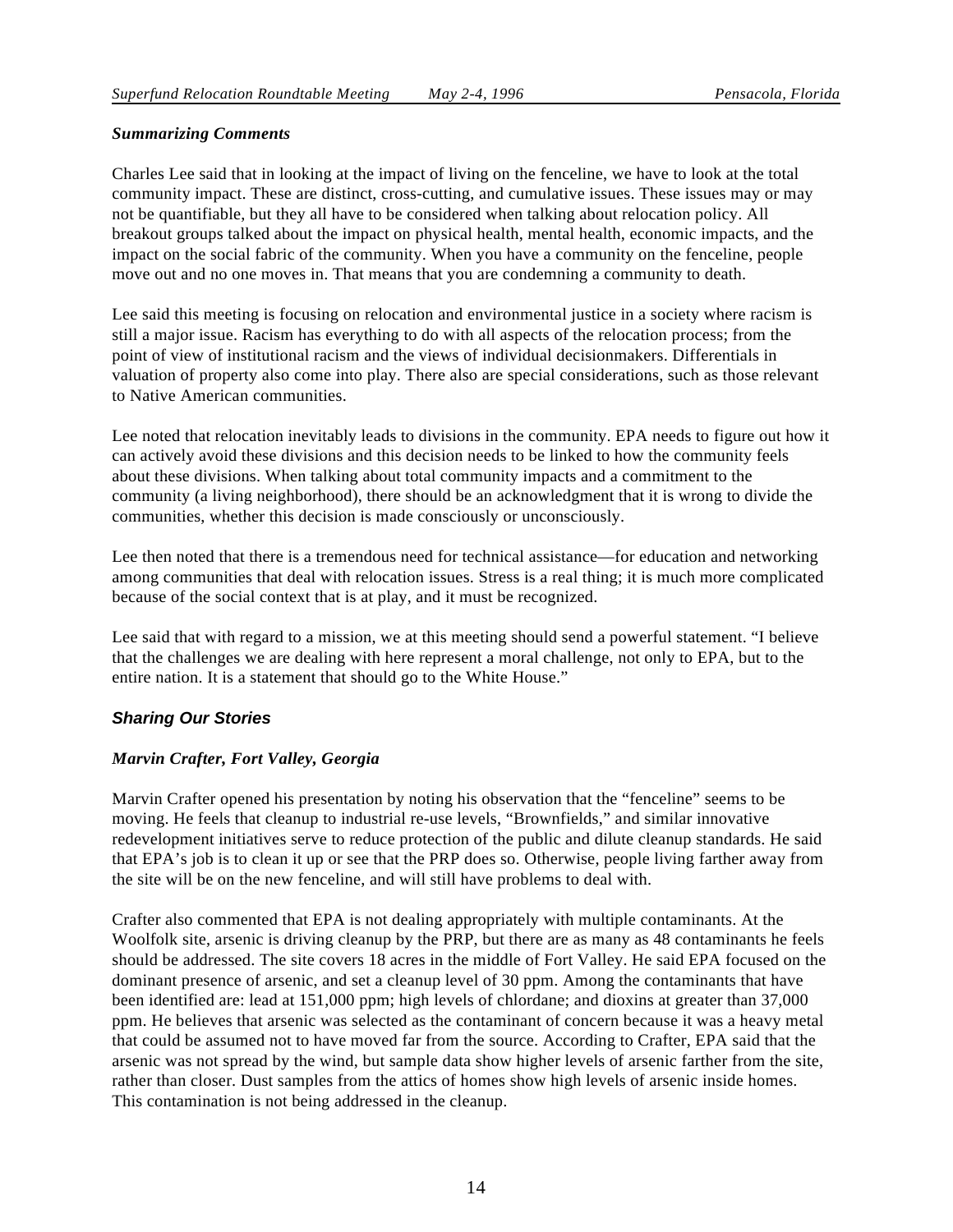### *Summarizing Comments*

Charles Lee said that in looking at the impact of living on the fenceline, we have to look at the total community impact. These are distinct, cross-cutting, and cumulative issues. These issues may or may not be quantifiable, but they all have to be considered when talking about relocation policy. All breakout groups talked about the impact on physical health, mental health, economic impacts, and the impact on the social fabric of the community. When you have a community on the fenceline, people move out and no one moves in. That means that you are condemning a community to death.

Lee said this meeting is focusing on relocation and environmental justice in a society where racism is still a major issue. Racism has everything to do with all aspects of the relocation process; from the point of view of institutional racism and the views of individual decisionmakers. Differentials in valuation of property also come into play. There also are special considerations, such as those relevant to Native American communities.

Lee noted that relocation inevitably leads to divisions in the community. EPA needs to figure out how it can actively avoid these divisions and this decision needs to be linked to how the community feels about these divisions. When talking about total community impacts and a commitment to the community (a living neighborhood), there should be an acknowledgment that it is wrong to divide the communities, whether this decision is made consciously or unconsciously.

Lee then noted that there is a tremendous need for technical assistance—for education and networking among communities that deal with relocation issues. Stress is a real thing; it is much more complicated because of the social context that is at play, and it must be recognized.

Lee said that with regard to a mission, we at this meeting should send a powerful statement. "I believe that the challenges we are dealing with here represent a moral challenge, not only to EPA, but to the entire nation. It is a statement that should go to the White House."

## *Sharing Our Stories*

### *Marvin Crafter, Fort Valley, Georgia*

Marvin Crafter opened his presentation by noting his observation that the "fenceline" seems to be moving. He feels that cleanup to industrial re-use levels, "Brownfields," and similar innovative redevelopment initiatives serve to reduce protection of the public and dilute cleanup standards. He said that EPA's job is to clean it up or see that the PRP does so. Otherwise, people living farther away from the site will be on the new fenceline, and will still have problems to deal with.

Crafter also commented that EPA is not dealing appropriately with multiple contaminants. At the Woolfolk site, arsenic is driving cleanup by the PRP, but there are as many as 48 contaminants he feels should be addressed. The site covers 18 acres in the middle of Fort Valley. He said EPA focused on the dominant presence of arsenic, and set a cleanup level of 30 ppm. Among the contaminants that have been identified are: lead at 151,000 ppm; high levels of chlordane; and dioxins at greater than 37,000 ppm. He believes that arsenic was selected as the contaminant of concern because it was a heavy metal that could be assumed not to have moved far from the source. According to Crafter, EPA said that the arsenic was not spread by the wind, but sample data show higher levels of arsenic farther from the site, rather than closer. Dust samples from the attics of homes show high levels of arsenic inside homes. This contamination is not being addressed in the cleanup.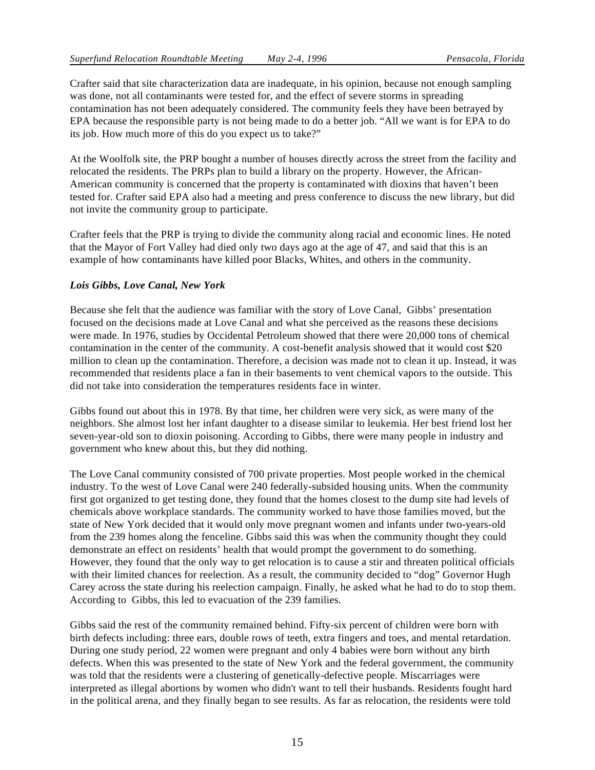Crafter said that site characterization data are inadequate, in his opinion, because not enough sampling was done, not all contaminants were tested for, and the effect of severe storms in spreading contamination has not been adequately considered. The community feels they have been betrayed by EPA because the responsible party is not being made to do a better job. "All we want is for EPA to do its job. How much more of this do you expect us to take?"

At the Woolfolk site, the PRP bought a number of houses directly across the street from the facility and relocated the residents. The PRPs plan to build a library on the property. However, the African-American community is concerned that the property is contaminated with dioxins that haven't been tested for. Crafter said EPA also had a meeting and press conference to discuss the new library, but did not invite the community group to participate.

Crafter feels that the PRP is trying to divide the community along racial and economic lines. He noted that the Mayor of Fort Valley had died only two days ago at the age of 47, and said that this is an example of how contaminants have killed poor Blacks, Whites, and others in the community.

***Lois Gibbs, Love Canal, New York***

Because she felt that the audience was familiar with the story of Love Canal, Gibbs' presentation focused on the decisions made at Love Canal and what she perceived as the reasons these decisions were made. In 1976, studies by Occidental Petroleum showed that there were 20,000 tons of chemical contamination in the center of the community. A cost-benefit analysis showed that it would cost $20 million to clean up the contamination. Therefore, a decision was made not to clean it up. Instead, it was recommended that residents place a fan in their basements to vent chemical vapors to the outside. This did not take into consideration the temperatures residents face in winter.

Gibbs found out about this in 1978. By that time, her children were very sick, as were many of the neighbors. She almost lost her infant daughter to a disease similar to leukemia. Her best friend lost her seven-year-old son to dioxin poisoning. According to Gibbs, there were many people in industry and government who knew about this, but they did nothing.

The Love Canal community consisted of 700 private properties. Most people worked in the chemical industry. To the west of Love Canal were 240 federally-subsided housing units. When the community first got organized to get testing done, they found that the homes closest to the dump site had levels of chemicals above workplace standards. The community worked to have those families moved, but the state of New York decided that it would only move pregnant women and infants under two-years-old from the 239 homes along the fenceline. Gibbs said this was when the community thought they could demonstrate an effect on residents' health that would prompt the government to do something. However, they found that the only way to get relocation is to cause a stir and threaten political officials with their limited chances for reelection. As a result, the community decided to "dog" Governor Hugh Carey across the state during his reelection campaign. Finally, he asked what he had to do to stop them. According to Gibbs, this led to evacuation of the 239 families.

Gibbs said the rest of the community remained behind. Fifty-six percent of children were born with birth defects including: three ears, double rows of teeth, extra fingers and toes, and mental retardation. During one study period, 22 women were pregnant and only 4 babies were born without any birth defects. When this was presented to the state of New York and the federal government, the community was told that the residents were a clustering of genetically-defective people. Miscarriages were interpreted as illegal abortions by women who didn't want to tell their husbands. Residents fought hard in the political arena, and they finally began to see results. As far as relocation, the residents were told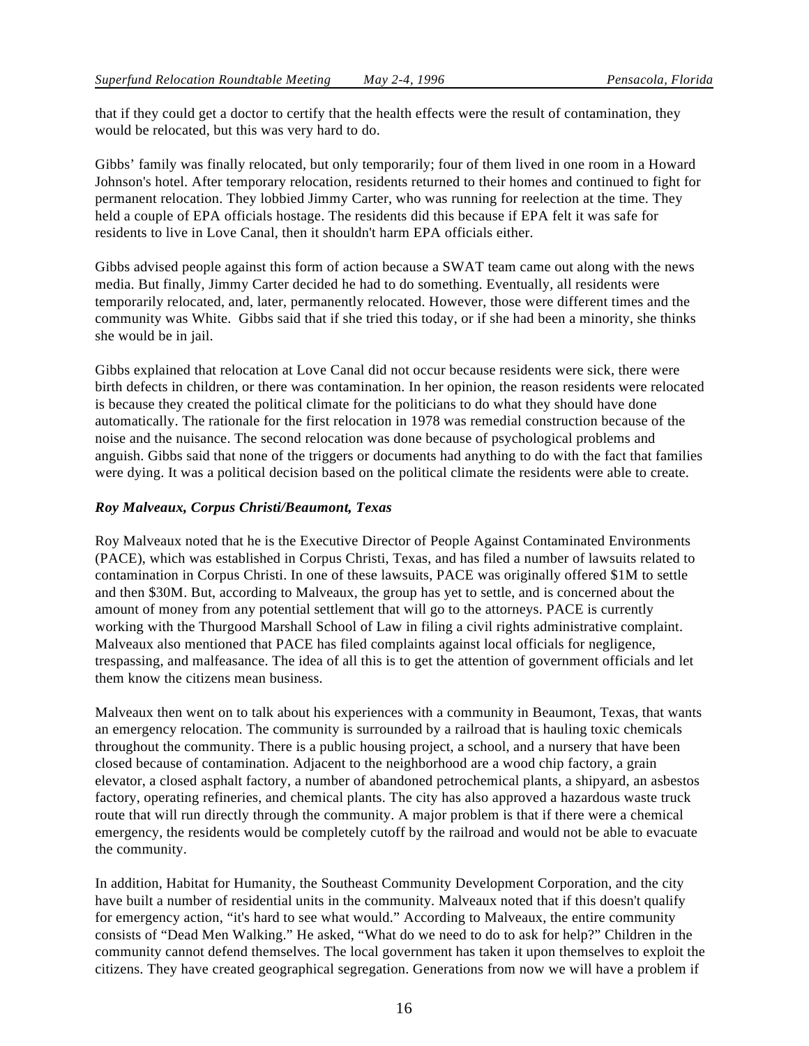that if they could get a doctor to certify that the health effects were the result of contamination, they would be relocated, but this was very hard to do.

Gibbs' family was finally relocated, but only temporarily; four of them lived in one room in a Howard Johnson's hotel. After temporary relocation, residents returned to their homes and continued to fight for permanent relocation. They lobbied Jimmy Carter, who was running for reelection at the time. They held a couple of EPA officials hostage. The residents did this because if EPA felt it was safe for residents to live in Love Canal, then it shouldn't harm EPA officials either.

Gibbs advised people against this form of action because a SWAT team came out along with the news media. But finally, Jimmy Carter decided he had to do something. Eventually, all residents were temporarily relocated, and, later, permanently relocated. However, those were different times and the community was White. Gibbs said that if she tried this today, or if she had been a minority, she thinks she would be in jail.

Gibbs explained that relocation at Love Canal did not occur because residents were sick, there were birth defects in children, or there was contamination. In her opinion, the reason residents were relocated is because they created the political climate for the politicians to do what they should have done automatically. The rationale for the first relocation in 1978 was remedial construction because of the noise and the nuisance. The second relocation was done because of psychological problems and anguish. Gibbs said that none of the triggers or documents had anything to do with the fact that families were dying. It was a political decision based on the political climate the residents were able to create.

***Roy Malveaux, Corpus Christi/Beaumont, Texas***

Roy Malveaux noted that he is the Executive Director of People Against Contaminated Environments (PACE), which was established in Corpus Christi, Texas, and has filed a number of lawsuits related to contamination in Corpus Christi. In one of these lawsuits, PACE was originally offered $1M to settle and then $30M. But, according to Malveaux, the group has yet to settle, and is concerned about the amount of money from any potential settlement that will go to the attorneys. PACE is currently working with the Thurgood Marshall School of Law in filing a civil rights administrative complaint. Malveaux also mentioned that PACE has filed complaints against local officials for negligence, trespassing, and malfeasance. The idea of all this is to get the attention of government officials and let them know the citizens mean business.

Malveaux then went on to talk about his experiences with a community in Beaumont, Texas, that wants an emergency relocation. The community is surrounded by a railroad that is hauling toxic chemicals throughout the community. There is a public housing project, a school, and a nursery that have been closed because of contamination. Adjacent to the neighborhood are a wood chip factory, a grain elevator, a closed asphalt factory, a number of abandoned petrochemical plants, a shipyard, an asbestos factory, operating refineries, and chemical plants. The city has also approved a hazardous waste truck route that will run directly through the community. A major problem is that if there were a chemical emergency, the residents would be completely cutoff by the railroad and would not be able to evacuate the community.

In addition, Habitat for Humanity, the Southeast Community Development Corporation, and the city have built a number of residential units in the community. Malveaux noted that if this doesn't qualify for emergency action, "it's hard to see what would." According to Malveaux, the entire community consists of "Dead Men Walking." He asked, "What do we need to do to ask for help?" Children in the community cannot defend themselves. The local government has taken it upon themselves to exploit the citizens. They have created geographical segregation. Generations from now we will have a problem if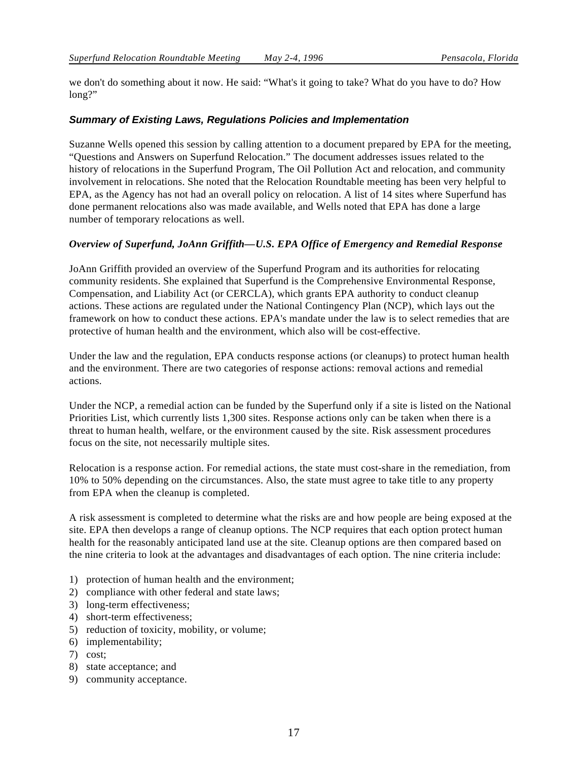we don't do something about it now. He said: "What's it going to take? What do you have to do? How long?"

### ***Summary of Existing Laws, Regulations Policies and Implementation***

Suzanne Wells opened this session by calling attention to a document prepared by EPA for the meeting, "Questions and Answers on Superfund Relocation." The document addresses issues related to the history of relocations in the Superfund Program, The Oil Pollution Act and relocation, and community involvement in relocations. She noted that the Relocation Roundtable meeting has been very helpful to EPA, as the Agency has not had an overall policy on relocation. A list of 14 sites where Superfund has done permanent relocations also was made available, and Wells noted that EPA has done a large number of temporary relocations as well.

#### ***Overview of Superfund, JoAnn Griffith—U.S. EPA Office of Emergency and Remedial Response***

JoAnn Griffith provided an overview of the Superfund Program and its authorities for relocating community residents. She explained that Superfund is the Comprehensive Environmental Response, Compensation, and Liability Act (or CERCLA), which grants EPA authority to conduct cleanup actions. These actions are regulated under the National Contingency Plan (NCP), which lays out the framework on how to conduct these actions. EPA's mandate under the law is to select remedies that are protective of human health and the environment, which also will be cost-effective.

Under the law and the regulation, EPA conducts response actions (or cleanups) to protect human health and the environment. There are two categories of response actions: removal actions and remedial actions.

Under the NCP, a remedial action can be funded by the Superfund only if a site is listed on the National Priorities List, which currently lists 1,300 sites. Response actions only can be taken when there is a threat to human health, welfare, or the environment caused by the site. Risk assessment procedures focus on the site, not necessarily multiple sites.

Relocation is a response action. For remedial actions, the state must cost-share in the remediation, from 10% to 50% depending on the circumstances. Also, the state must agree to take title to any property from EPA when the cleanup is completed.

A risk assessment is completed to determine what the risks are and how people are being exposed at the site. EPA then develops a range of cleanup options. The NCP requires that each option protect human health for the reasonably anticipated land use at the site. Cleanup options are then compared based on the nine criteria to look at the advantages and disadvantages of each option. The nine criteria include:

1) protection of human health and the environment;
2) compliance with other federal and state laws;
3) long-term effectiveness;
4) short-term effectiveness;
5) reduction of toxicity, mobility, or volume;
6) implementability;
7) cost;
8) state acceptance; and
9) community acceptance.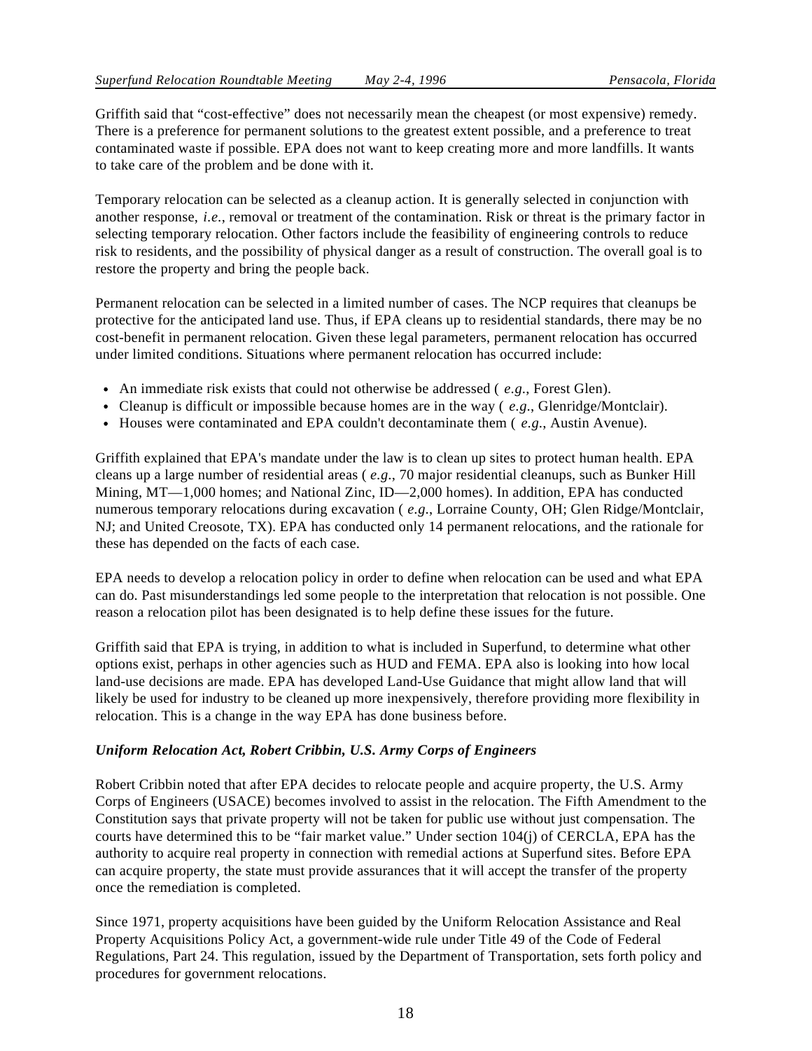Griffith said that “cost-effective” does not necessarily mean the cheapest (or most expensive) remedy. There is a preference for permanent solutions to the greatest extent possible, and a preference to treat contaminated waste if possible. EPA does not want to keep creating more and more landfills. It wants to take care of the problem and be done with it.

Temporary relocation can be selected as a cleanup action. It is generally selected in conjunction with another response, *i.e.*, removal or treatment of the contamination. Risk or threat is the primary factor in selecting temporary relocation. Other factors include the feasibility of engineering controls to reduce risk to residents, and the possibility of physical danger as a result of construction. The overall goal is to restore the property and bring the people back.

Permanent relocation can be selected in a limited number of cases. The NCP requires that cleanups be protective for the anticipated land use. Thus, if EPA cleans up to residential standards, there may be no cost-benefit in permanent relocation. Given these legal parameters, permanent relocation has occurred under limited conditions. Situations where permanent relocation has occurred include:

- An immediate risk exists that could not otherwise be addressed ( *e.g.*, Forest Glen).
- Cleanup is difficult or impossible because homes are in the way ( *e.g.*, Glenridge/Montclair).
- Houses were contaminated and EPA couldn't decontaminate them ( *e.g.*, Austin Avenue).

Griffith explained that EPA's mandate under the law is to clean up sites to protect human health. EPA cleans up a large number of residential areas ( *e.g.*, 70 major residential cleanups, such as Bunker Hill Mining, MT—1,000 homes; and National Zinc, ID—2,000 homes). In addition, EPA has conducted numerous temporary relocations during excavation ( *e.g.*, Lorraine County, OH; Glen Ridge/Montclair, NJ; and United Creosote, TX). EPA has conducted only 14 permanent relocations, and the rationale for these has depended on the facts of each case.

EPA needs to develop a relocation policy in order to define when relocation can be used and what EPA can do. Past misunderstandings led some people to the interpretation that relocation is not possible. One reason a relocation pilot has been designated is to help define these issues for the future.

Griffith said that EPA is trying, in addition to what is included in Superfund, to determine what other options exist, perhaps in other agencies such as HUD and FEMA. EPA also is looking into how local land-use decisions are made. EPA has developed Land-Use Guidance that might allow land that will likely be used for industry to be cleaned up more inexpensively, therefore providing more flexibility in relocation. This is a change in the way EPA has done business before.

***Uniform Relocation Act, Robert Cribbin, U.S. Army Corps of Engineers***

Robert Cribbin noted that after EPA decides to relocate people and acquire property, the U.S. Army Corps of Engineers (USACE) becomes involved to assist in the relocation. The Fifth Amendment to the Constitution says that private property will not be taken for public use without just compensation. The courts have determined this to be “fair market value.” Under section 104(j) of CERCLA, EPA has the authority to acquire real property in connection with remedial actions at Superfund sites. Before EPA can acquire property, the state must provide assurances that it will accept the transfer of the property once the remediation is completed.

Since 1971, property acquisitions have been guided by the Uniform Relocation Assistance and Real Property Acquisitions Policy Act, a government-wide rule under Title 49 of the Code of Federal Regulations, Part 24. This regulation, issued by the Department of Transportation, sets forth policy and procedures for government relocations.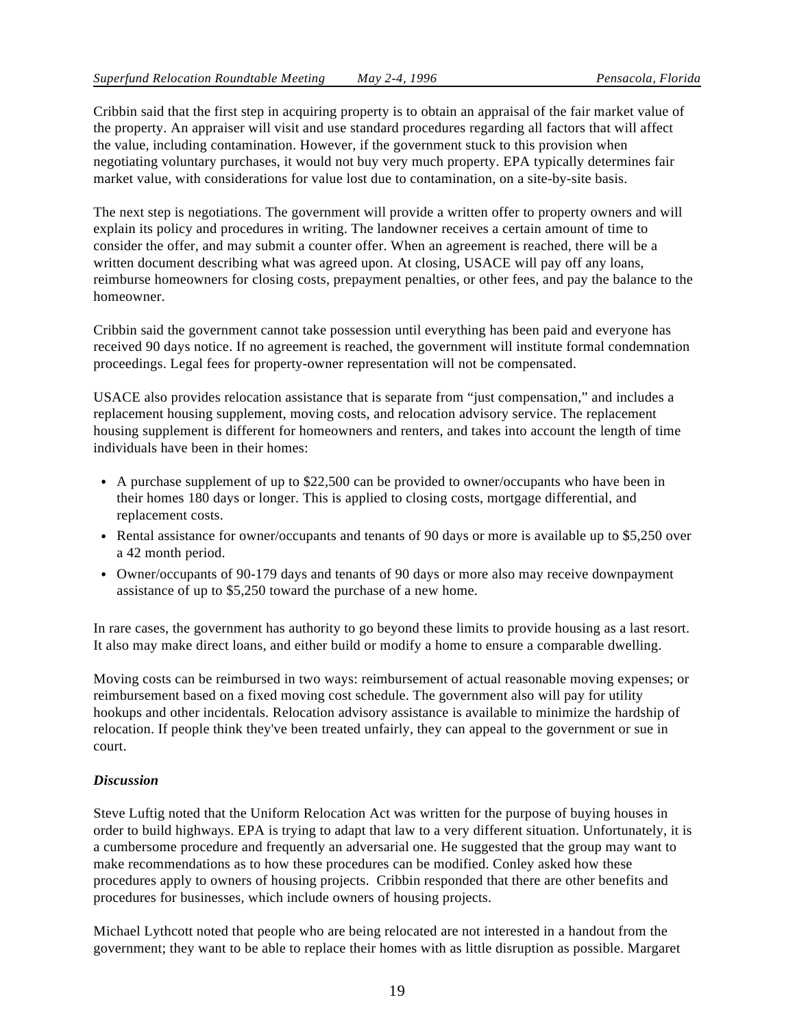Cribbin said that the first step in acquiring property is to obtain an appraisal of the fair market value of the property. An appraiser will visit and use standard procedures regarding all factors that will affect the value, including contamination. However, if the government stuck to this provision when negotiating voluntary purchases, it would not buy very much property. EPA typically determines fair market value, with considerations for value lost due to contamination, on a site-by-site basis.

The next step is negotiations. The government will provide a written offer to property owners and will explain its policy and procedures in writing. The landowner receives a certain amount of time to consider the offer, and may submit a counter offer. When an agreement is reached, there will be a written document describing what was agreed upon. At closing, USACE will pay off any loans, reimburse homeowners for closing costs, prepayment penalties, or other fees, and pay the balance to the homeowner.

Cribbin said the government cannot take possession until everything has been paid and everyone has received 90 days notice. If no agreement is reached, the government will institute formal condemnation proceedings. Legal fees for property-owner representation will not be compensated.

USACE also provides relocation assistance that is separate from "just compensation," and includes a replacement housing supplement, moving costs, and relocation advisory service. The replacement housing supplement is different for homeowners and renters, and takes into account the length of time individuals have been in their homes:

- A purchase supplement of up to $22,500 can be provided to owner/occupants who have been in their homes 180 days or longer. This is applied to closing costs, mortgage differential, and replacement costs.
- Rental assistance for owner/occupants and tenants of 90 days or more is available up to $5,250 over a 42 month period.
- Owner/occupants of 90-179 days and tenants of 90 days or more also may receive downpayment assistance of up to $5,250 toward the purchase of a new home.

In rare cases, the government has authority to go beyond these limits to provide housing as a last resort. It also may make direct loans, and either build or modify a home to ensure a comparable dwelling.

Moving costs can be reimbursed in two ways: reimbursement of actual reasonable moving expenses; or reimbursement based on a fixed moving cost schedule. The government also will pay for utility hookups and other incidentals. Relocation advisory assistance is available to minimize the hardship of relocation. If people think they've been treated unfairly, they can appeal to the government or sue in court.

***Discussion***

Steve Luftig noted that the Uniform Relocation Act was written for the purpose of buying houses in order to build highways. EPA is trying to adapt that law to a very different situation. Unfortunately, it is a cumbersome procedure and frequently an adversarial one. He suggested that the group may want to make recommendations as to how these procedures can be modified. Conley asked how these procedures apply to owners of housing projects. Cribbin responded that there are other benefits and procedures for businesses, which include owners of housing projects.

Michael Lythcott noted that people who are being relocated are not interested in a handout from the government; they want to be able to replace their homes with as little disruption as possible. Margaret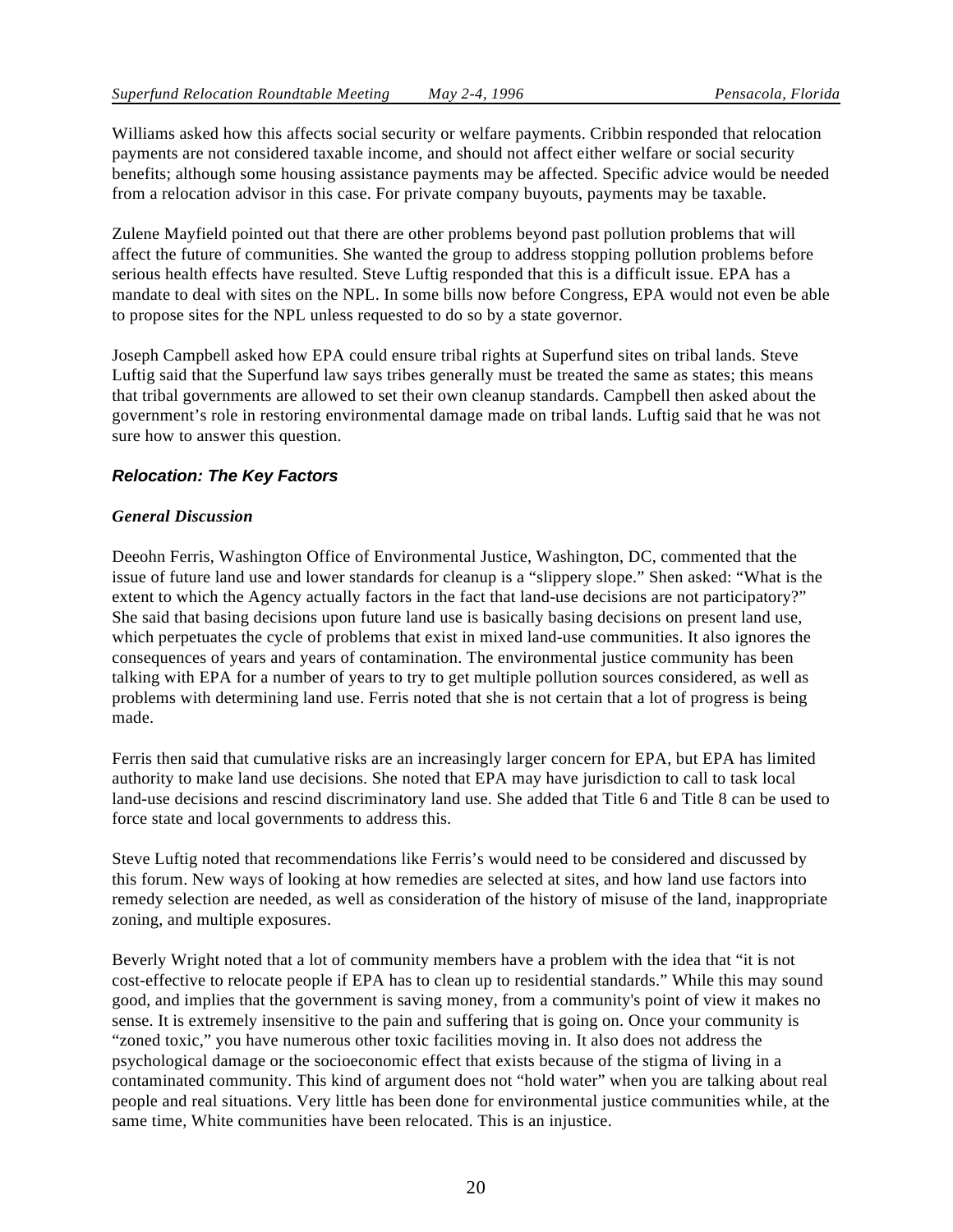Williams asked how this affects social security or welfare payments. Cribbin responded that relocation payments are not considered taxable income, and should not affect either welfare or social security benefits; although some housing assistance payments may be affected. Specific advice would be needed from a relocation advisor in this case. For private company buyouts, payments may be taxable.

Zulene Mayfield pointed out that there are other problems beyond past pollution problems that will affect the future of communities. She wanted the group to address stopping pollution problems before serious health effects have resulted. Steve Luftig responded that this is a difficult issue. EPA has a mandate to deal with sites on the NPL. In some bills now before Congress, EPA would not even be able to propose sites for the NPL unless requested to do so by a state governor.

Joseph Campbell asked how EPA could ensure tribal rights at Superfund sites on tribal lands. Steve Luftig said that the Superfund law says tribes generally must be treated the same as states; this means that tribal governments are allowed to set their own cleanup standards. Campbell then asked about the government's role in restoring environmental damage made on tribal lands. Luftig said that he was not sure how to answer this question.

## *Relocation: The Key Factors*

### *General Discussion*

Deeohn Ferris, Washington Office of Environmental Justice, Washington, DC, commented that the issue of future land use and lower standards for cleanup is a "slippery slope." Shen asked: "What is the extent to which the Agency actually factors in the fact that land-use decisions are not participatory?" She said that basing decisions upon future land use is basically basing decisions on present land use, which perpetuates the cycle of problems that exist in mixed land-use communities. It also ignores the consequences of years and years of contamination. The environmental justice community has been talking with EPA for a number of years to try to get multiple pollution sources considered, as well as problems with determining land use. Ferris noted that she is not certain that a lot of progress is being made.

Ferris then said that cumulative risks are an increasingly larger concern for EPA, but EPA has limited authority to make land use decisions. She noted that EPA may have jurisdiction to call to task local land-use decisions and rescind discriminatory land use. She added that Title 6 and Title 8 can be used to force state and local governments to address this.

Steve Luftig noted that recommendations like Ferris's would need to be considered and discussed by this forum. New ways of looking at how remedies are selected at sites, and how land use factors into remedy selection are needed, as well as consideration of the history of misuse of the land, inappropriate zoning, and multiple exposures.

Beverly Wright noted that a lot of community members have a problem with the idea that "it is not cost-effective to relocate people if EPA has to clean up to residential standards." While this may sound good, and implies that the government is saving money, from a community's point of view it makes no sense. It is extremely insensitive to the pain and suffering that is going on. Once your community is "zoned toxic," you have numerous other toxic facilities moving in. It also does not address the psychological damage or the socioeconomic effect that exists because of the stigma of living in a contaminated community. This kind of argument does not "hold water" when you are talking about real people and real situations. Very little has been done for environmental justice communities while, at the same time, White communities have been relocated. This is an injustice.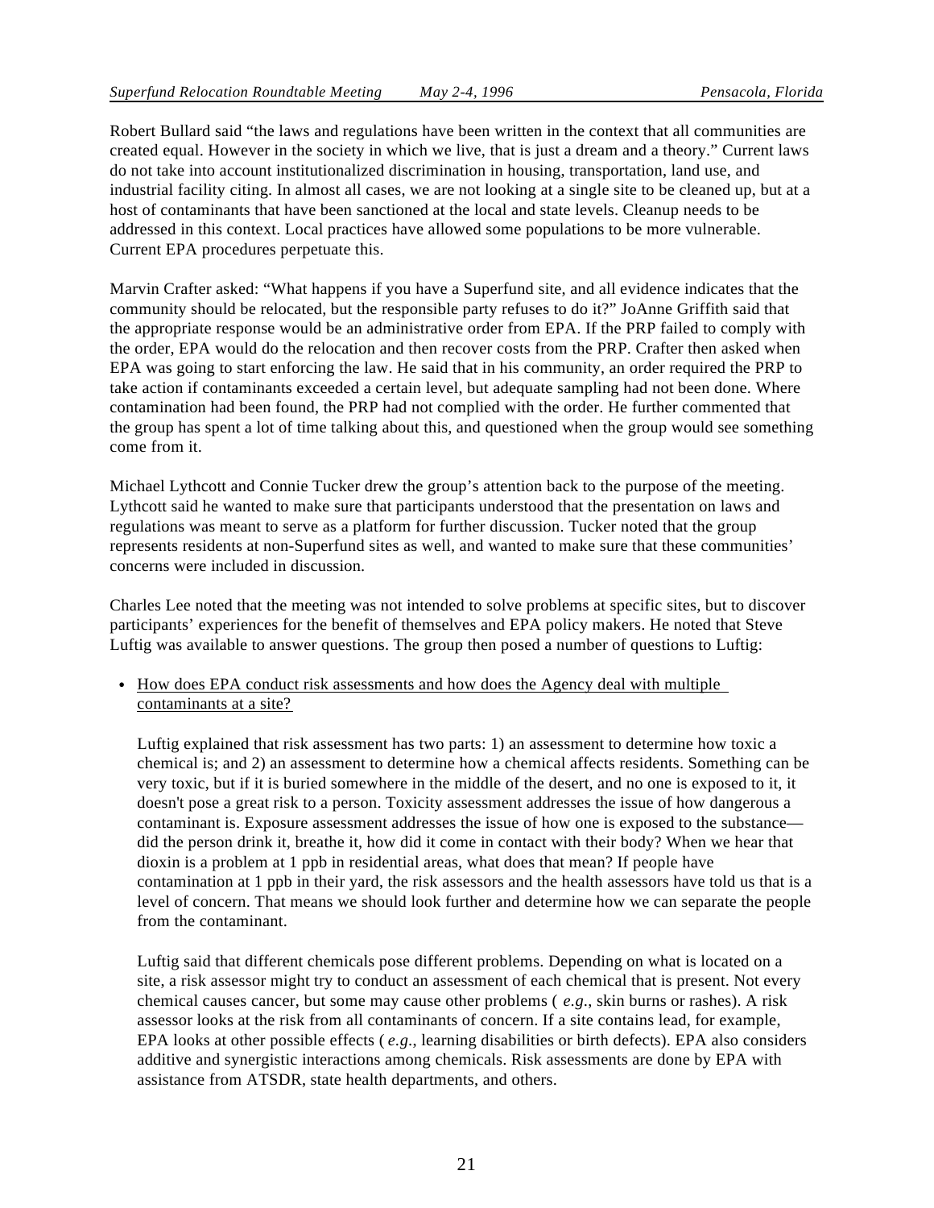Robert Bullard said “the laws and regulations have been written in the context that all communities are created equal. However in the society in which we live, that is just a dream and a theory.” Current laws do not take into account institutionalized discrimination in housing, transportation, land use, and industrial facility citing. In almost all cases, we are not looking at a single site to be cleaned up, but at a host of contaminants that have been sanctioned at the local and state levels. Cleanup needs to be addressed in this context. Local practices have allowed some populations to be more vulnerable. Current EPA procedures perpetuate this.

Marvin Crafter asked: “What happens if you have a Superfund site, and all evidence indicates that the community should be relocated, but the responsible party refuses to do it?” JoAnne Griffith said that the appropriate response would be an administrative order from EPA. If the PRP failed to comply with the order, EPA would do the relocation and then recover costs from the PRP. Crafter then asked when EPA was going to start enforcing the law. He said that in his community, an order required the PRP to take action if contaminants exceeded a certain level, but adequate sampling had not been done. Where contamination had been found, the PRP had not complied with the order. He further commented that the group has spent a lot of time talking about this, and questioned when the group would see something come from it.

Michael Lythcott and Connie Tucker drew the group’s attention back to the purpose of the meeting. Lythcott said he wanted to make sure that participants understood that the presentation on laws and regulations was meant to serve as a platform for further discussion. Tucker noted that the group represents residents at non-Superfund sites as well, and wanted to make sure that these communities’ concerns were included in discussion.

Charles Lee noted that the meeting was not intended to solve problems at specific sites, but to discover participants’ experiences for the benefit of themselves and EPA policy makers. He noted that Steve Luftig was available to answer questions. The group then posed a number of questions to Luftig:

- <u>How does EPA conduct risk assessments and how does the Agency deal with multiple contaminants at a site?</u>

  Luftig explained that risk assessment has two parts: 1) an assessment to determine how toxic a chemical is; and 2) an assessment to determine how a chemical affects residents. Something can be very toxic, but if it is buried somewhere in the middle of the desert, and no one is exposed to it, it doesn't pose a great risk to a person. Toxicity assessment addresses the issue of how dangerous a contaminant is. Exposure assessment addresses the issue of how one is exposed to the substance—did the person drink it, breathe it, how did it come in contact with their body? When we hear that dioxin is a problem at 1 ppb in residential areas, what does that mean? If people have contamination at 1 ppb in their yard, the risk assessors and the health assessors have told us that is a level of concern. That means we should look further and determine how we can separate the people from the contaminant.

  Luftig said that different chemicals pose different problems. Depending on what is located on a site, a risk assessor might try to conduct an assessment of each chemical that is present. Not every chemical causes cancer, but some may cause other problems ( *e.g.*, skin burns or rashes). A risk assessor looks at the risk from all contaminants of concern. If a site contains lead, for example, EPA looks at other possible effects ( *e.g.*, learning disabilities or birth defects). EPA also considers additive and synergistic interactions among chemicals. Risk assessments are done by EPA with assistance from ATSDR, state health departments, and others.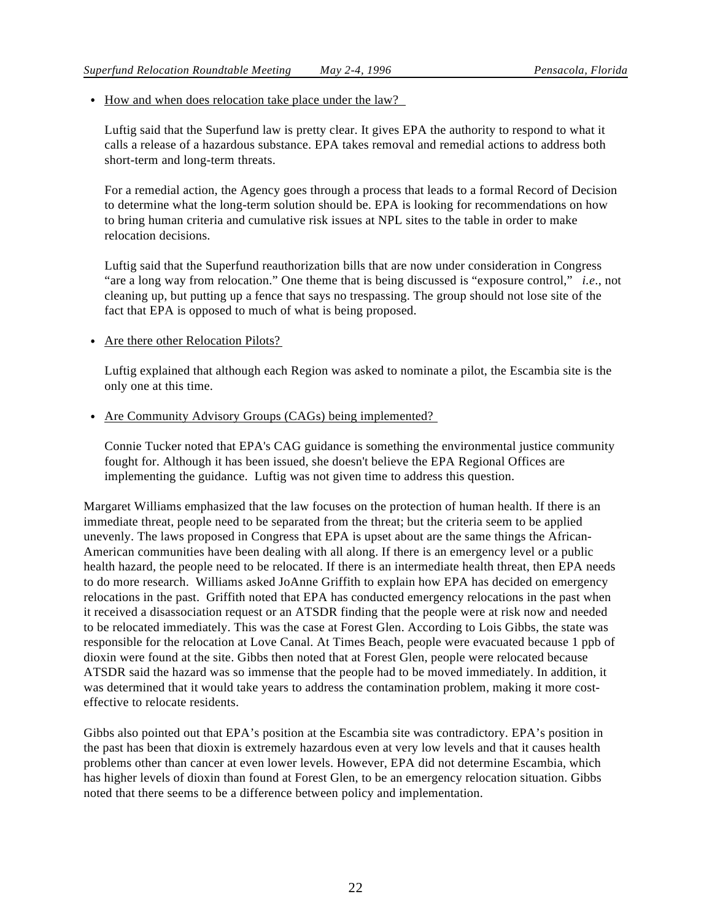- How and when does relocation take place under the law?

  Luftig said that the Superfund law is pretty clear. It gives EPA the authority to respond to what it calls a release of a hazardous substance. EPA takes removal and remedial actions to address both short-term and long-term threats.

  For a remedial action, the Agency goes through a process that leads to a formal Record of Decision to determine what the long-term solution should be. EPA is looking for recommendations on how to bring human criteria and cumulative risk issues at NPL sites to the table in order to make relocation decisions.

  Luftig said that the Superfund reauthorization bills that are now under consideration in Congress "are a long way from relocation." One theme that is being discussed is "exposure control," *i.e.*, not cleaning up, but putting up a fence that says no trespassing. The group should not lose site of the fact that EPA is opposed to much of what is being proposed.

- Are there other Relocation Pilots?

  Luftig explained that although each Region was asked to nominate a pilot, the Escambia site is the only one at this time.

- Are Community Advisory Groups (CAGs) being implemented?

  Connie Tucker noted that EPA's CAG guidance is something the environmental justice community fought for. Although it has been issued, she doesn't believe the EPA Regional Offices are implementing the guidance. Luftig was not given time to address this question.

Margaret Williams emphasized that the law focuses on the protection of human health. If there is an immediate threat, people need to be separated from the threat; but the criteria seem to be applied unevenly. The laws proposed in Congress that EPA is upset about are the same things the African-American communities have been dealing with all along. If there is an emergency level or a public health hazard, the people need to be relocated. If there is an intermediate health threat, then EPA needs to do more research. Williams asked JoAnne Griffith to explain how EPA has decided on emergency relocations in the past. Griffith noted that EPA has conducted emergency relocations in the past when it received a disassociation request or an ATSDR finding that the people were at risk now and needed to be relocated immediately. This was the case at Forest Glen. According to Lois Gibbs, the state was responsible for the relocation at Love Canal. At Times Beach, people were evacuated because 1 ppb of dioxin were found at the site. Gibbs then noted that at Forest Glen, people were relocated because ATSDR said the hazard was so immense that the people had to be moved immediately. In addition, it was determined that it would take years to address the contamination problem, making it more cost-effective to relocate residents.

Gibbs also pointed out that EPA's position at the Escambia site was contradictory. EPA's position in the past has been that dioxin is extremely hazardous even at very low levels and that it causes health problems other than cancer at even lower levels. However, EPA did not determine Escambia, which has higher levels of dioxin than found at Forest Glen, to be an emergency relocation situation. Gibbs noted that there seems to be a difference between policy and implementation.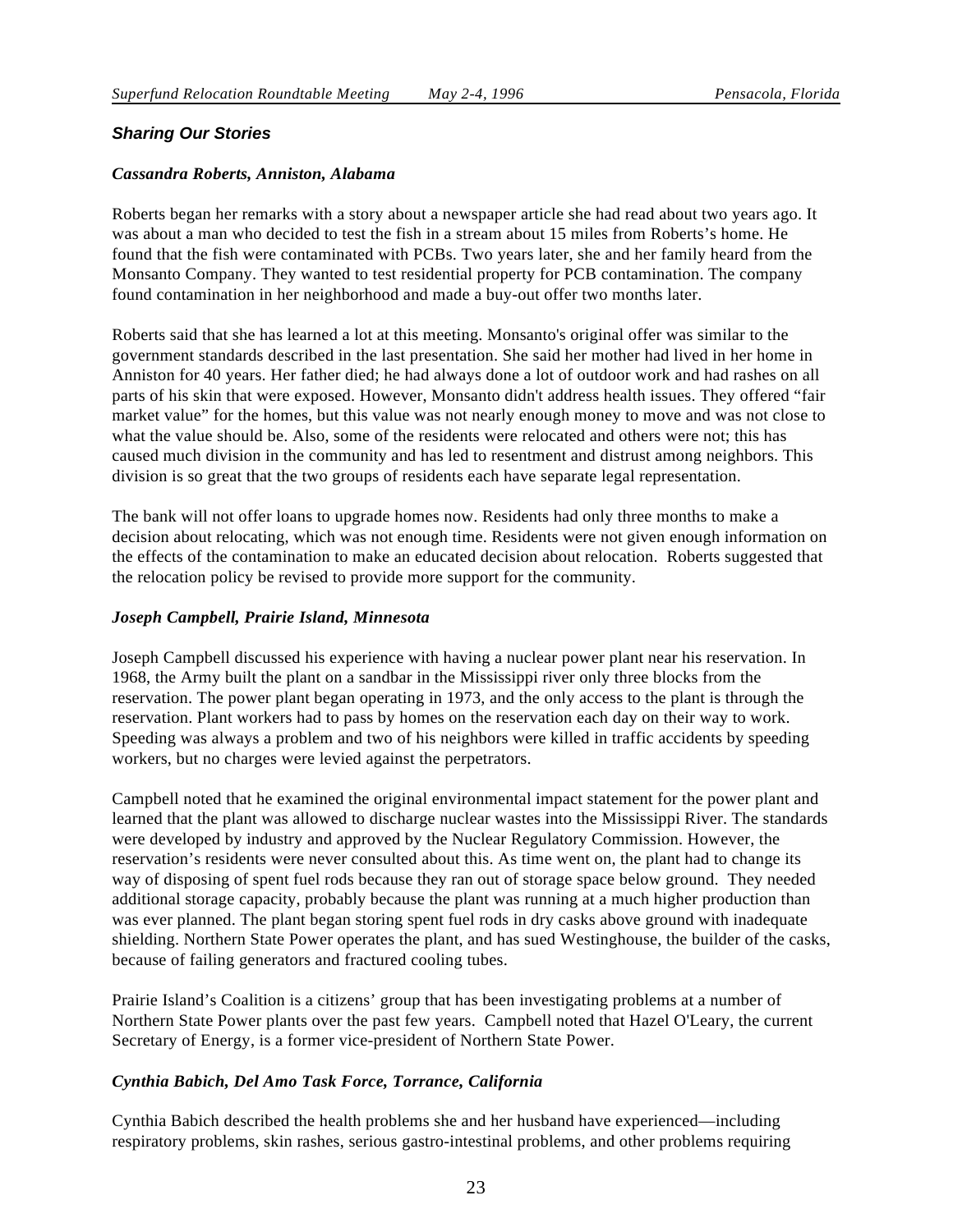### *Sharing Our Stories*

***Cassandra Roberts, Anniston, Alabama***

Roberts began her remarks with a story about a newspaper article she had read about two years ago. It was about a man who decided to test the fish in a stream about 15 miles from Roberts's home. He found that the fish were contaminated with PCBs. Two years later, she and her family heard from the Monsanto Company. They wanted to test residential property for PCB contamination. The company found contamination in her neighborhood and made a buy-out offer two months later.

Roberts said that she has learned a lot at this meeting. Monsanto's original offer was similar to the government standards described in the last presentation. She said her mother had lived in her home in Anniston for 40 years. Her father died; he had always done a lot of outdoor work and had rashes on all parts of his skin that were exposed. However, Monsanto didn't address health issues. They offered "fair market value" for the homes, but this value was not nearly enough money to move and was not close to what the value should be. Also, some of the residents were relocated and others were not; this has caused much division in the community and has led to resentment and distrust among neighbors. This division is so great that the two groups of residents each have separate legal representation.

The bank will not offer loans to upgrade homes now. Residents had only three months to make a decision about relocating, which was not enough time. Residents were not given enough information on the effects of the contamination to make an educated decision about relocation. Roberts suggested that the relocation policy be revised to provide more support for the community.

***Joseph Campbell, Prairie Island, Minnesota***

Joseph Campbell discussed his experience with having a nuclear power plant near his reservation. In 1968, the Army built the plant on a sandbar in the Mississippi river only three blocks from the reservation. The power plant began operating in 1973, and the only access to the plant is through the reservation. Plant workers had to pass by homes on the reservation each day on their way to work. Speeding was always a problem and two of his neighbors were killed in traffic accidents by speeding workers, but no charges were levied against the perpetrators.

Campbell noted that he examined the original environmental impact statement for the power plant and learned that the plant was allowed to discharge nuclear wastes into the Mississippi River. The standards were developed by industry and approved by the Nuclear Regulatory Commission. However, the reservation's residents were never consulted about this. As time went on, the plant had to change its way of disposing of spent fuel rods because they ran out of storage space below ground. They needed additional storage capacity, probably because the plant was running at a much higher production than was ever planned. The plant began storing spent fuel rods in dry casks above ground with inadequate shielding. Northern State Power operates the plant, and has sued Westinghouse, the builder of the casks, because of failing generators and fractured cooling tubes.

Prairie Island's Coalition is a citizens' group that has been investigating problems at a number of Northern State Power plants over the past few years. Campbell noted that Hazel O'Leary, the current Secretary of Energy, is a former vice-president of Northern State Power.

***Cynthia Babich, Del Amo Task Force, Torrance, California***

Cynthia Babich described the health problems she and her husband have experienced—including respiratory problems, skin rashes, serious gastro-intestinal problems, and other problems requiring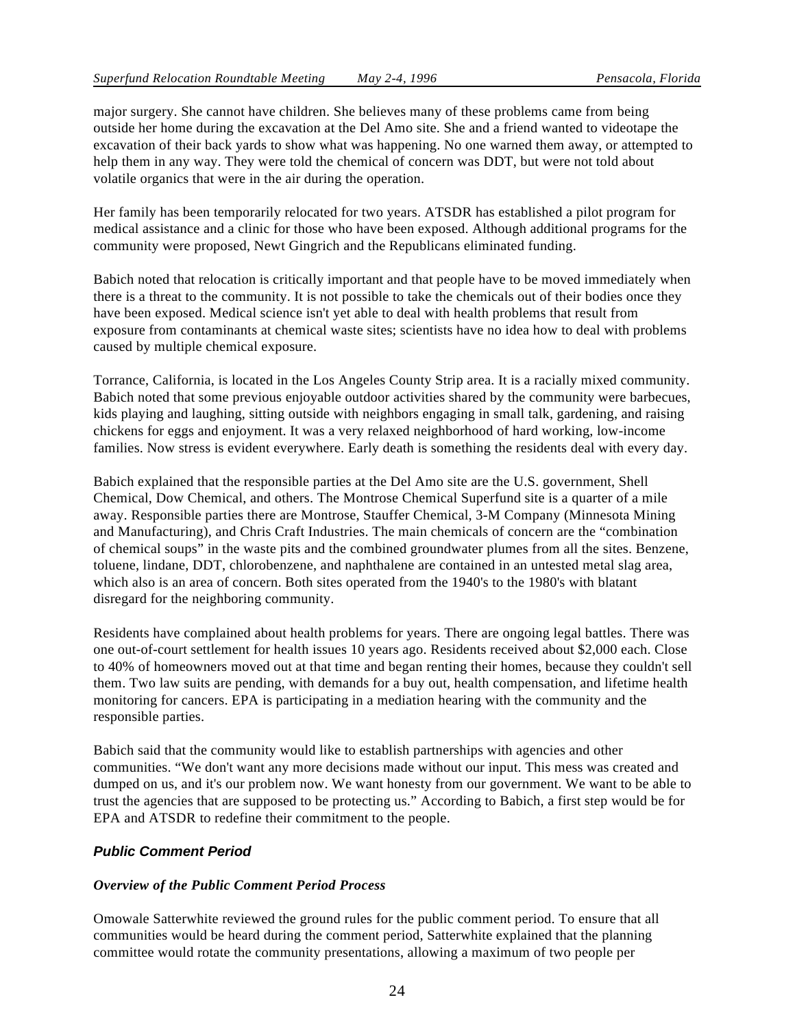major surgery. She cannot have children. She believes many of these problems came from being outside her home during the excavation at the Del Amo site. She and a friend wanted to videotape the excavation of their back yards to show what was happening. No one warned them away, or attempted to help them in any way. They were told the chemical of concern was DDT, but were not told about volatile organics that were in the air during the operation.

Her family has been temporarily relocated for two years. ATSDR has established a pilot program for medical assistance and a clinic for those who have been exposed. Although additional programs for the community were proposed, Newt Gingrich and the Republicans eliminated funding.

Babich noted that relocation is critically important and that people have to be moved immediately when there is a threat to the community. It is not possible to take the chemicals out of their bodies once they have been exposed. Medical science isn't yet able to deal with health problems that result from exposure from contaminants at chemical waste sites; scientists have no idea how to deal with problems caused by multiple chemical exposure.

Torrance, California, is located in the Los Angeles County Strip area. It is a racially mixed community. Babich noted that some previous enjoyable outdoor activities shared by the community were barbecues, kids playing and laughing, sitting outside with neighbors engaging in small talk, gardening, and raising chickens for eggs and enjoyment. It was a very relaxed neighborhood of hard working, low-income families. Now stress is evident everywhere. Early death is something the residents deal with every day.

Babich explained that the responsible parties at the Del Amo site are the U.S. government, Shell Chemical, Dow Chemical, and others. The Montrose Chemical Superfund site is a quarter of a mile away. Responsible parties there are Montrose, Stauffer Chemical, 3-M Company (Minnesota Mining and Manufacturing), and Chris Craft Industries. The main chemicals of concern are the "combination of chemical soups" in the waste pits and the combined groundwater plumes from all the sites. Benzene, toluene, lindane, DDT, chlorobenzene, and naphthalene are contained in an untested metal slag area, which also is an area of concern. Both sites operated from the 1940's to the 1980's with blatant disregard for the neighboring community.

Residents have complained about health problems for years. There are ongoing legal battles. There was one out-of-court settlement for health issues 10 years ago. Residents received about $2,000 each. Close to 40% of homeowners moved out at that time and began renting their homes, because they couldn't sell them. Two law suits are pending, with demands for a buy out, health compensation, and lifetime health monitoring for cancers. EPA is participating in a mediation hearing with the community and the responsible parties.

Babich said that the community would like to establish partnerships with agencies and other communities. "We don't want any more decisions made without our input. This mess was created and dumped on us, and it's our problem now. We want honesty from our government. We want to be able to trust the agencies that are supposed to be protecting us." According to Babich, a first step would be for EPA and ATSDR to redefine their commitment to the people.

### *Public Comment Period*

#### *Overview of the Public Comment Period Process*

Omowale Satterwhite reviewed the ground rules for the public comment period. To ensure that all communities would be heard during the comment period, Satterwhite explained that the planning committee would rotate the community presentations, allowing a maximum of two people per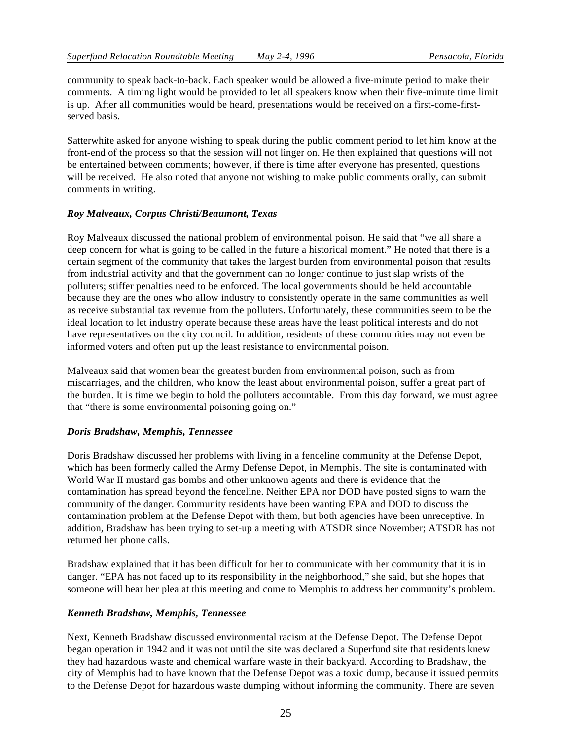community to speak back-to-back. Each speaker would be allowed a five-minute period to make their comments. A timing light would be provided to let all speakers know when their five-minute time limit is up. After all communities would be heard, presentations would be received on a first-come-first-served basis.

Satterwhite asked for anyone wishing to speak during the public comment period to let him know at the front-end of the process so that the session will not linger on. He then explained that questions will not be entertained between comments; however, if there is time after everyone has presented, questions will be received. He also noted that anyone not wishing to make public comments orally, can submit comments in writing.

***Roy Malveaux, Corpus Christi/Beaumont, Texas***

Roy Malveaux discussed the national problem of environmental poison. He said that "we all share a deep concern for what is going to be called in the future a historical moment." He noted that there is a certain segment of the community that takes the largest burden from environmental poison that results from industrial activity and that the government can no longer continue to just slap wrists of the polluters; stiffer penalties need to be enforced. The local governments should be held accountable because they are the ones who allow industry to consistently operate in the same communities as well as receive substantial tax revenue from the polluters. Unfortunately, these communities seem to be the ideal location to let industry operate because these areas have the least political interests and do not have representatives on the city council. In addition, residents of these communities may not even be informed voters and often put up the least resistance to environmental poison.

Malveaux said that women bear the greatest burden from environmental poison, such as from miscarriages, and the children, who know the least about environmental poison, suffer a great part of the burden. It is time we begin to hold the polluters accountable. From this day forward, we must agree that "there is some environmental poisoning going on."

***Doris Bradshaw, Memphis, Tennessee***

Doris Bradshaw discussed her problems with living in a fenceline community at the Defense Depot, which has been formerly called the Army Defense Depot, in Memphis. The site is contaminated with World War II mustard gas bombs and other unknown agents and there is evidence that the contamination has spread beyond the fenceline. Neither EPA nor DOD have posted signs to warn the community of the danger. Community residents have been wanting EPA and DOD to discuss the contamination problem at the Defense Depot with them, but both agencies have been unreceptive. In addition, Bradshaw has been trying to set-up a meeting with ATSDR since November; ATSDR has not returned her phone calls.

Bradshaw explained that it has been difficult for her to communicate with her community that it is in danger. "EPA has not faced up to its responsibility in the neighborhood," she said, but she hopes that someone will hear her plea at this meeting and come to Memphis to address her community's problem.

***Kenneth Bradshaw, Memphis, Tennessee***

Next, Kenneth Bradshaw discussed environmental racism at the Defense Depot. The Defense Depot began operation in 1942 and it was not until the site was declared a Superfund site that residents knew they had hazardous waste and chemical warfare waste in their backyard. According to Bradshaw, the city of Memphis had to have known that the Defense Depot was a toxic dump, because it issued permits to the Defense Depot for hazardous waste dumping without informing the community. There are seven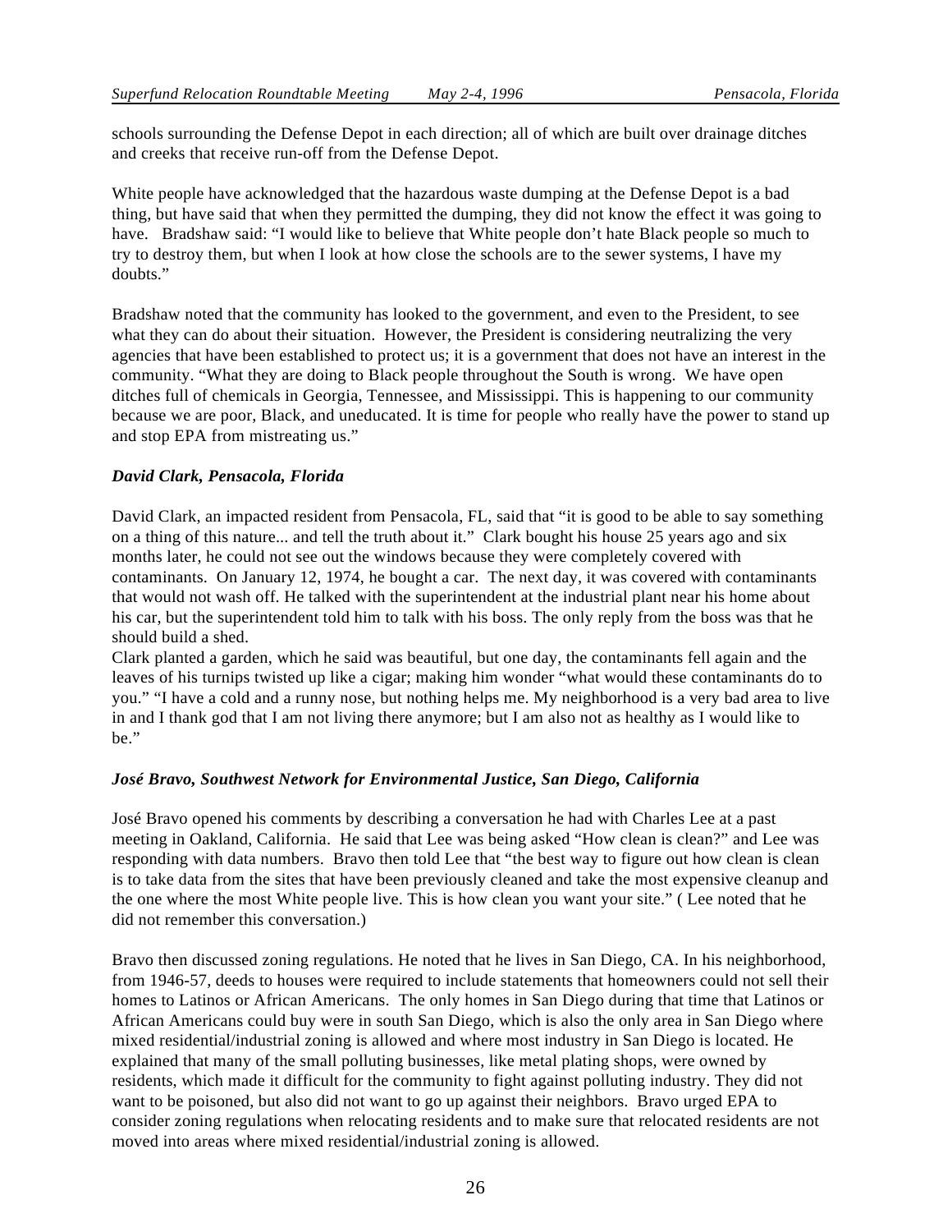schools surrounding the Defense Depot in each direction; all of which are built over drainage ditches and creeks that receive run-off from the Defense Depot.

White people have acknowledged that the hazardous waste dumping at the Defense Depot is a bad thing, but have said that when they permitted the dumping, they did not know the effect it was going to have. Bradshaw said: "I would like to believe that White people don't hate Black people so much to try to destroy them, but when I look at how close the schools are to the sewer systems, I have my doubts."

Bradshaw noted that the community has looked to the government, and even to the President, to see what they can do about their situation. However, the President is considering neutralizing the very agencies that have been established to protect us; it is a government that does not have an interest in the community. "What they are doing to Black people throughout the South is wrong. We have open ditches full of chemicals in Georgia, Tennessee, and Mississippi. This is happening to our community because we are poor, Black, and uneducated. It is time for people who really have the power to stand up and stop EPA from mistreating us."

### *David Clark, Pensacola, Florida*

David Clark, an impacted resident from Pensacola, FL, said that "it is good to be able to say something on a thing of this nature... and tell the truth about it." Clark bought his house 25 years ago and six months later, he could not see out the windows because they were completely covered with contaminants. On January 12, 1974, he bought a car. The next day, it was covered with contaminants that would not wash off. He talked with the superintendent at the industrial plant near his home about his car, but the superintendent told him to talk with his boss. The only reply from the boss was that he should build a shed.

Clark planted a garden, which he said was beautiful, but one day, the contaminants fell again and the leaves of his turnips twisted up like a cigar; making him wonder "what would these contaminants do to you." "I have a cold and a runny nose, but nothing helps me. My neighborhood is a very bad area to live in and I thank god that I am not living there anymore; but I am also not as healthy as I would like to be."

### *José Bravo, Southwest Network for Environmental Justice, San Diego, California*

José Bravo opened his comments by describing a conversation he had with Charles Lee at a past meeting in Oakland, California. He said that Lee was being asked "How clean is clean?" and Lee was responding with data numbers. Bravo then told Lee that "the best way to figure out how clean is clean is to take data from the sites that have been previously cleaned and take the most expensive cleanup and the one where the most White people live. This is how clean you want your site." ( Lee noted that he did not remember this conversation.)

Bravo then discussed zoning regulations. He noted that he lives in San Diego, CA. In his neighborhood, from 1946-57, deeds to houses were required to include statements that homeowners could not sell their homes to Latinos or African Americans. The only homes in San Diego during that time that Latinos or African Americans could buy were in south San Diego, which is also the only area in San Diego where mixed residential/industrial zoning is allowed and where most industry in San Diego is located. He explained that many of the small polluting businesses, like metal plating shops, were owned by residents, which made it difficult for the community to fight against polluting industry. They did not want to be poisoned, but also did not want to go up against their neighbors. Bravo urged EPA to consider zoning regulations when relocating residents and to make sure that relocated residents are not moved into areas where mixed residential/industrial zoning is allowed.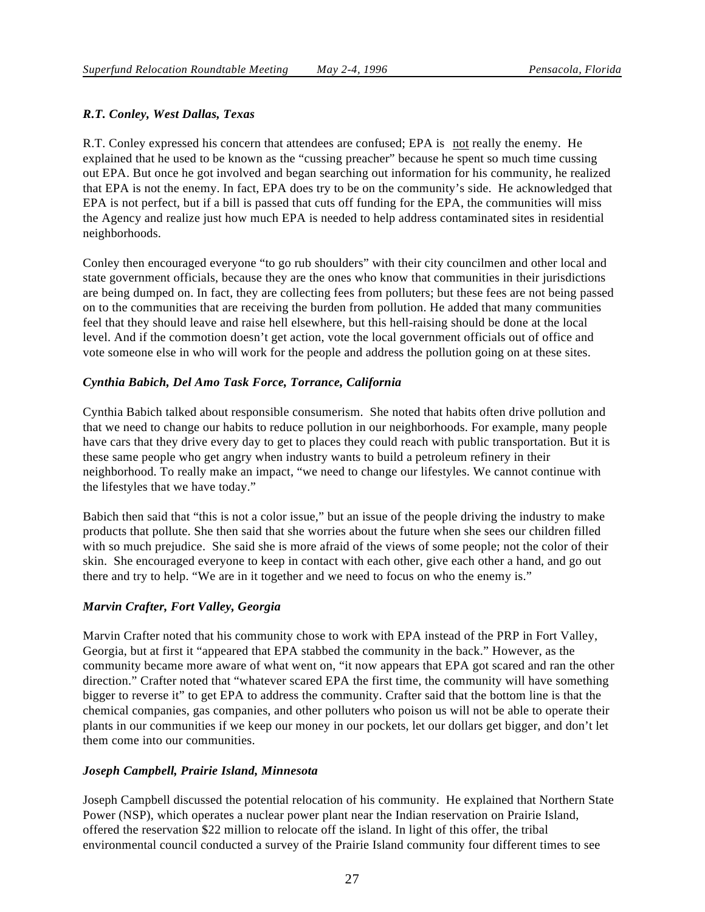***R.T. Conley, West Dallas, Texas***

R.T. Conley expressed his concern that attendees are confused; EPA is not really the enemy. He explained that he used to be known as the "cussing preacher" because he spent so much time cussing out EPA. But once he got involved and began searching out information for his community, he realized that EPA is not the enemy. In fact, EPA does try to be on the community's side. He acknowledged that EPA is not perfect, but if a bill is passed that cuts off funding for the EPA, the communities will miss the Agency and realize just how much EPA is needed to help address contaminated sites in residential neighborhoods.

Conley then encouraged everyone "to go rub shoulders" with their city councilmen and other local and state government officials, because they are the ones who know that communities in their jurisdictions are being dumped on. In fact, they are collecting fees from polluters; but these fees are not being passed on to the communities that are receiving the burden from pollution. He added that many communities feel that they should leave and raise hell elsewhere, but this hell-raising should be done at the local level. And if the commotion doesn't get action, vote the local government officials out of office and vote someone else in who will work for the people and address the pollution going on at these sites.

***Cynthia Babich, Del Amo Task Force, Torrance, California***

Cynthia Babich talked about responsible consumerism. She noted that habits often drive pollution and that we need to change our habits to reduce pollution in our neighborhoods. For example, many people have cars that they drive every day to get to places they could reach with public transportation. But it is these same people who get angry when industry wants to build a petroleum refinery in their neighborhood. To really make an impact, "we need to change our lifestyles. We cannot continue with the lifestyles that we have today."

Babich then said that "this is not a color issue," but an issue of the people driving the industry to make products that pollute. She then said that she worries about the future when she sees our children filled with so much prejudice. She said she is more afraid of the views of some people; not the color of their skin. She encouraged everyone to keep in contact with each other, give each other a hand, and go out there and try to help. "We are in it together and we need to focus on who the enemy is."

***Marvin Crafter, Fort Valley, Georgia***

Marvin Crafter noted that his community chose to work with EPA instead of the PRP in Fort Valley, Georgia, but at first it "appeared that EPA stabbed the community in the back." However, as the community became more aware of what went on, "it now appears that EPA got scared and ran the other direction." Crafter noted that "whatever scared EPA the first time, the community will have something bigger to reverse it" to get EPA to address the community. Crafter said that the bottom line is that the chemical companies, gas companies, and other polluters who poison us will not be able to operate their plants in our communities if we keep our money in our pockets, let our dollars get bigger, and don't let them come into our communities.

***Joseph Campbell, Prairie Island, Minnesota***

Joseph Campbell discussed the potential relocation of his community. He explained that Northern State Power (NSP), which operates a nuclear power plant near the Indian reservation on Prairie Island, offered the reservation $22 million to relocate off the island. In light of this offer, the tribal environmental council conducted a survey of the Prairie Island community four different times to see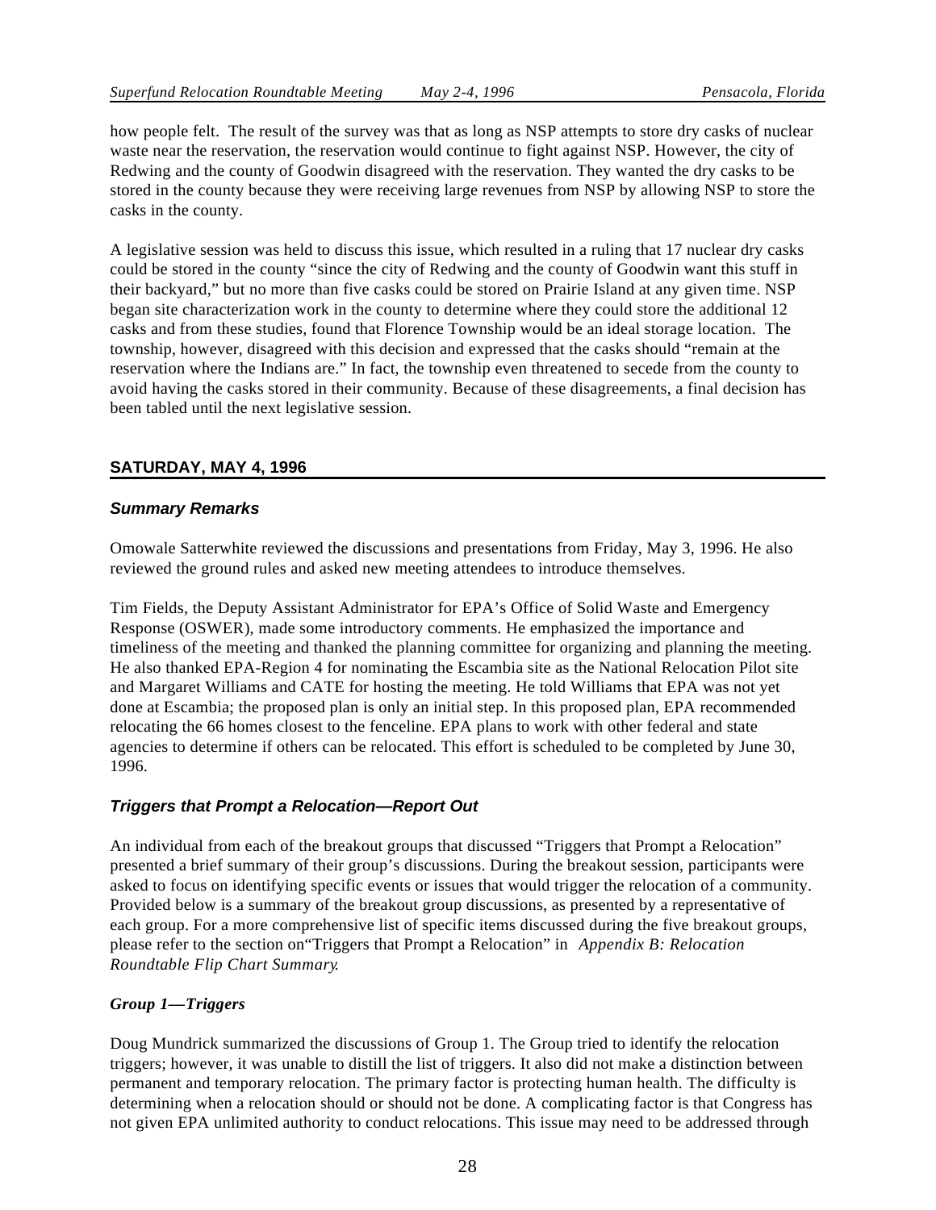how people felt. The result of the survey was that as long as NSP attempts to store dry casks of nuclear waste near the reservation, the reservation would continue to fight against NSP. However, the city of Redwing and the county of Goodwin disagreed with the reservation. They wanted the dry casks to be stored in the county because they were receiving large revenues from NSP by allowing NSP to store the casks in the county.

A legislative session was held to discuss this issue, which resulted in a ruling that 17 nuclear dry casks could be stored in the county "since the city of Redwing and the county of Goodwin want this stuff in their backyard," but no more than five casks could be stored on Prairie Island at any given time. NSP began site characterization work in the county to determine where they could store the additional 12 casks and from these studies, found that Florence Township would be an ideal storage location. The township, however, disagreed with this decision and expressed that the casks should "remain at the reservation where the Indians are." In fact, the township even threatened to secede from the county to avoid having the casks stored in their community. Because of these disagreements, a final decision has been tabled until the next legislative session.

## SATURDAY, MAY 4, 1996

### *Summary Remarks*

Omowale Satterwhite reviewed the discussions and presentations from Friday, May 3, 1996. He also reviewed the ground rules and asked new meeting attendees to introduce themselves.

Tim Fields, the Deputy Assistant Administrator for EPA's Office of Solid Waste and Emergency Response (OSWER), made some introductory comments. He emphasized the importance and timeliness of the meeting and thanked the planning committee for organizing and planning the meeting. He also thanked EPA-Region 4 for nominating the Escambia site as the National Relocation Pilot site and Margaret Williams and CATE for hosting the meeting. He told Williams that EPA was not yet done at Escambia; the proposed plan is only an initial step. In this proposed plan, EPA recommended relocating the 66 homes closest to the fenceline. EPA plans to work with other federal and state agencies to determine if others can be relocated. This effort is scheduled to be completed by June 30, 1996.

### *Triggers that Prompt a Relocation—Report Out*

An individual from each of the breakout groups that discussed "Triggers that Prompt a Relocation" presented a brief summary of their group's discussions. During the breakout session, participants were asked to focus on identifying specific events or issues that would trigger the relocation of a community. Provided below is a summary of the breakout group discussions, as presented by a representative of each group. For a more comprehensive list of specific items discussed during the five breakout groups, please refer to the section on"Triggers that Prompt a Relocation" in *Appendix B: Relocation Roundtable Flip Chart Summary*.

#### *Group 1—Triggers*

Doug Mundrick summarized the discussions of Group 1. The Group tried to identify the relocation triggers; however, it was unable to distill the list of triggers. It also did not make a distinction between permanent and temporary relocation. The primary factor is protecting human health. The difficulty is determining when a relocation should or should not be done. A complicating factor is that Congress has not given EPA unlimited authority to conduct relocations. This issue may need to be addressed through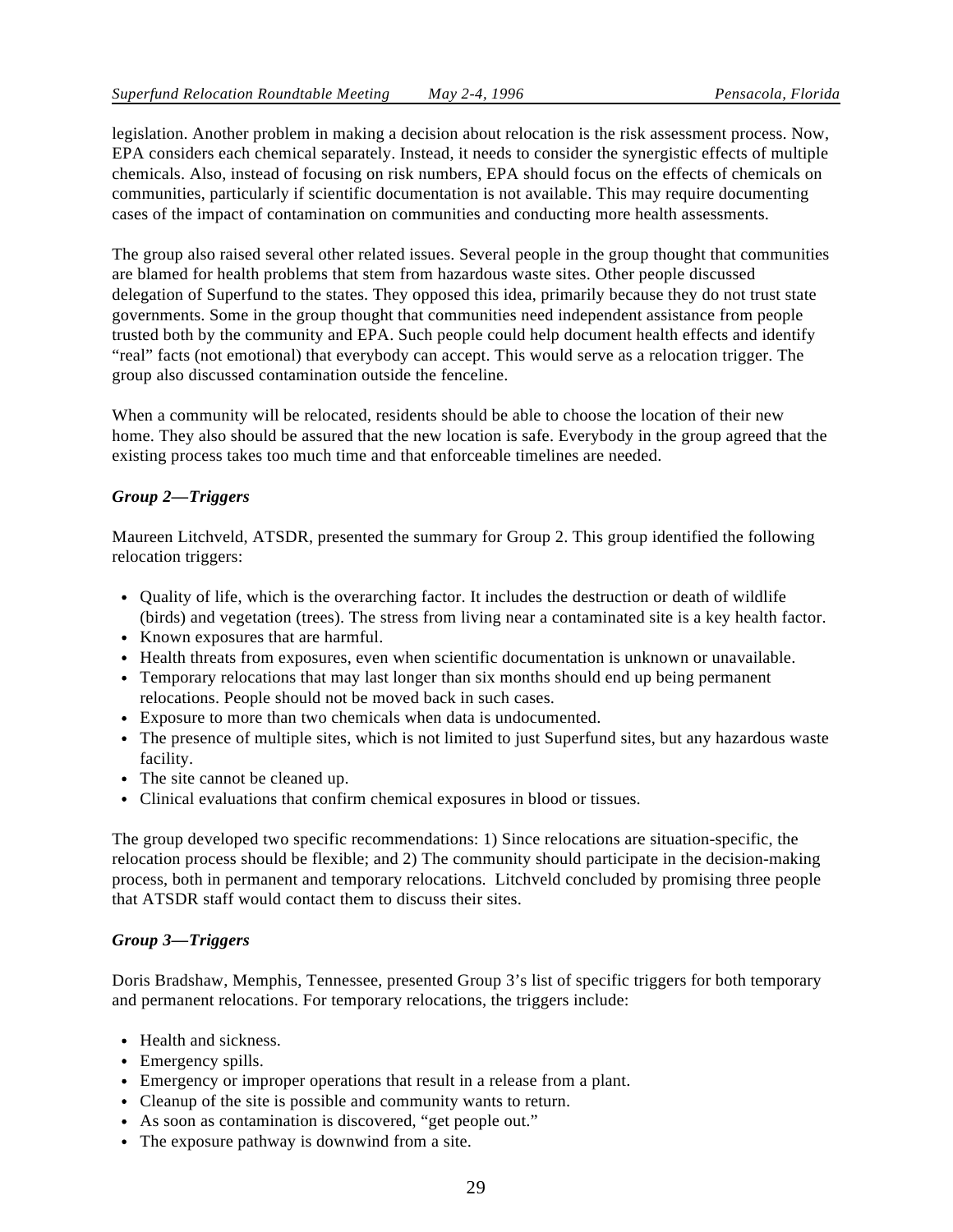legislation. Another problem in making a decision about relocation is the risk assessment process. Now, EPA considers each chemical separately. Instead, it needs to consider the synergistic effects of multiple chemicals. Also, instead of focusing on risk numbers, EPA should focus on the effects of chemicals on communities, particularly if scientific documentation is not available. This may require documenting cases of the impact of contamination on communities and conducting more health assessments.

The group also raised several other related issues. Several people in the group thought that communities are blamed for health problems that stem from hazardous waste sites. Other people discussed delegation of Superfund to the states. They opposed this idea, primarily because they do not trust state governments. Some in the group thought that communities need independent assistance from people trusted both by the community and EPA. Such people could help document health effects and identify "real" facts (not emotional) that everybody can accept. This would serve as a relocation trigger. The group also discussed contamination outside the fenceline.

When a community will be relocated, residents should be able to choose the location of their new home. They also should be assured that the new location is safe. Everybody in the group agreed that the existing process takes too much time and that enforceable timelines are needed.

***Group 2—Triggers***

Maureen Litchveld, ATSDR, presented the summary for Group 2. This group identified the following relocation triggers:

- Quality of life, which is the overarching factor. It includes the destruction or death of wildlife (birds) and vegetation (trees). The stress from living near a contaminated site is a key health factor.
- Known exposures that are harmful.
- Health threats from exposures, even when scientific documentation is unknown or unavailable.
- Temporary relocations that may last longer than six months should end up being permanent relocations. People should not be moved back in such cases.
- Exposure to more than two chemicals when data is undocumented.
- The presence of multiple sites, which is not limited to just Superfund sites, but any hazardous waste facility.
- The site cannot be cleaned up.
- Clinical evaluations that confirm chemical exposures in blood or tissues.

The group developed two specific recommendations: 1) Since relocations are situation-specific, the relocation process should be flexible; and 2) The community should participate in the decision-making process, both in permanent and temporary relocations. Litchveld concluded by promising three people that ATSDR staff would contact them to discuss their sites.

***Group 3—Triggers***

Doris Bradshaw, Memphis, Tennessee, presented Group 3's list of specific triggers for both temporary and permanent relocations. For temporary relocations, the triggers include:

- Health and sickness.
- Emergency spills.
- Emergency or improper operations that result in a release from a plant.
- Cleanup of the site is possible and community wants to return.
- As soon as contamination is discovered, "get people out."
- The exposure pathway is downwind from a site.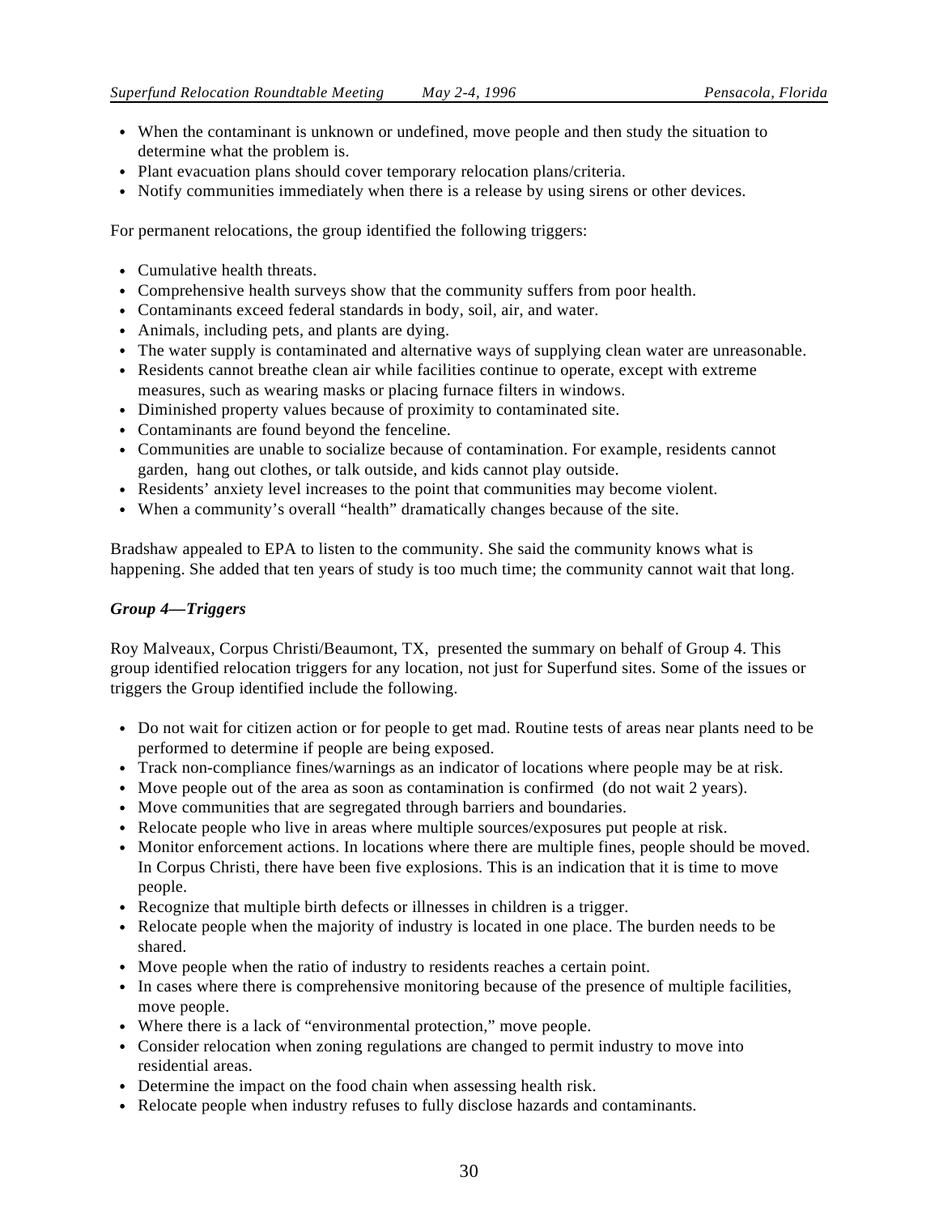- When the contaminant is unknown or undefined, move people and then study the situation to determine what the problem is.
- Plant evacuation plans should cover temporary relocation plans/criteria.
- Notify communities immediately when there is a release by using sirens or other devices.

For permanent relocations, the group identified the following triggers:

- Cumulative health threats.
- Comprehensive health surveys show that the community suffers from poor health.
- Contaminants exceed federal standards in body, soil, air, and water.
- Animals, including pets, and plants are dying.
- The water supply is contaminated and alternative ways of supplying clean water are unreasonable.
- Residents cannot breathe clean air while facilities continue to operate, except with extreme measures, such as wearing masks or placing furnace filters in windows.
- Diminished property values because of proximity to contaminated site.
- Contaminants are found beyond the fenceline.
- Communities are unable to socialize because of contamination. For example, residents cannot garden, hang out clothes, or talk outside, and kids cannot play outside.
- Residents' anxiety level increases to the point that communities may become violent.
- When a community's overall "health" dramatically changes because of the site.

Bradshaw appealed to EPA to listen to the community. She said the community knows what is happening. She added that ten years of study is too much time; the community cannot wait that long.

***Group 4—Triggers***

Roy Malveaux, Corpus Christi/Beaumont, TX, presented the summary on behalf of Group 4. This group identified relocation triggers for any location, not just for Superfund sites. Some of the issues or triggers the Group identified include the following.

- Do not wait for citizen action or for people to get mad. Routine tests of areas near plants need to be performed to determine if people are being exposed.
- Track non-compliance fines/warnings as an indicator of locations where people may be at risk.
- Move people out of the area as soon as contamination is confirmed (do not wait 2 years).
- Move communities that are segregated through barriers and boundaries.
- Relocate people who live in areas where multiple sources/exposures put people at risk.
- Monitor enforcement actions. In locations where there are multiple fines, people should be moved. In Corpus Christi, there have been five explosions. This is an indication that it is time to move people.
- Recognize that multiple birth defects or illnesses in children is a trigger.
- Relocate people when the majority of industry is located in one place. The burden needs to be shared.
- Move people when the ratio of industry to residents reaches a certain point.
- In cases where there is comprehensive monitoring because of the presence of multiple facilities, move people.
- Where there is a lack of "environmental protection," move people.
- Consider relocation when zoning regulations are changed to permit industry to move into residential areas.
- Determine the impact on the food chain when assessing health risk.
- Relocate people when industry refuses to fully disclose hazards and contaminants.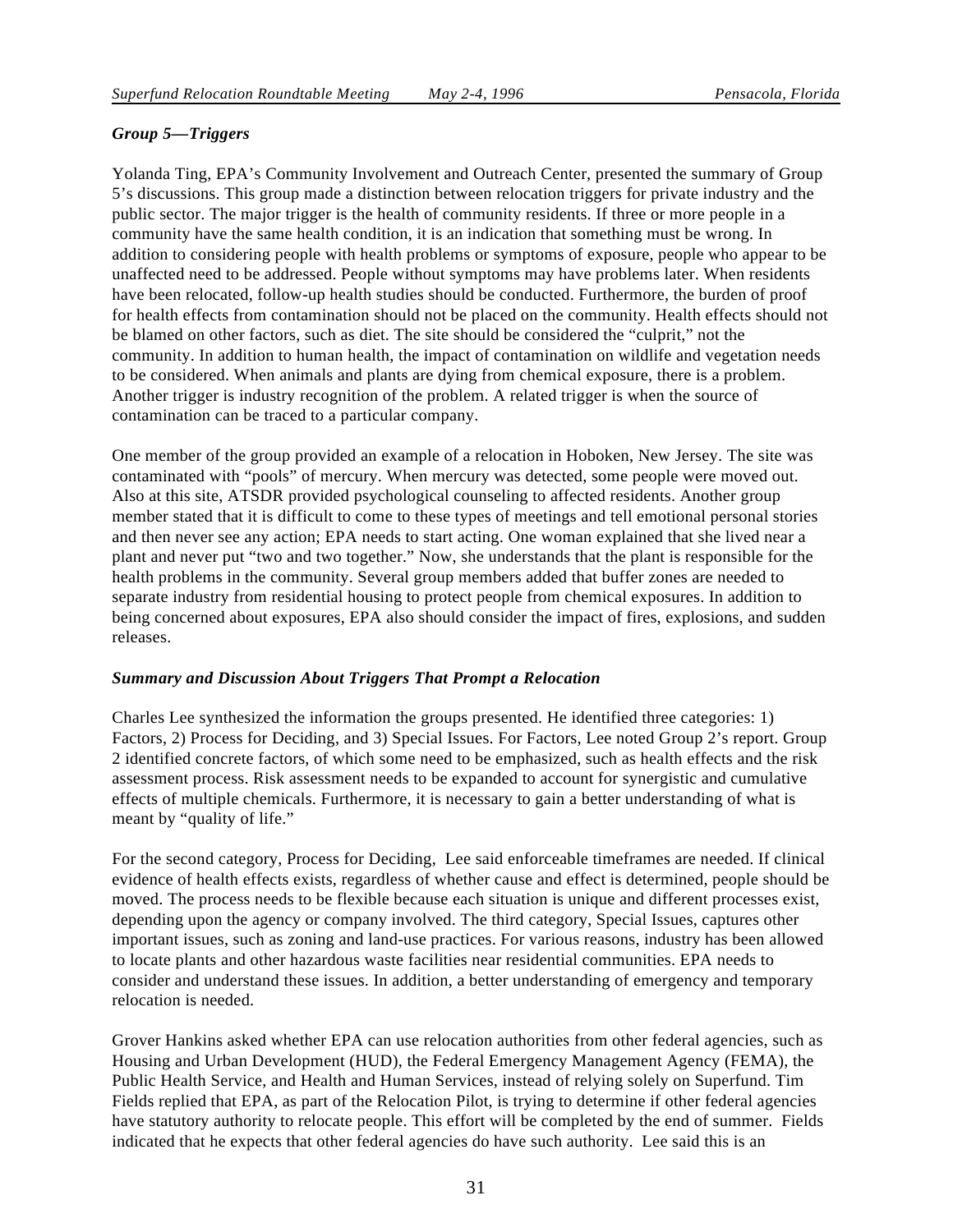### *Group 5—Triggers*

Yolanda Ting, EPA's Community Involvement and Outreach Center, presented the summary of Group 5's discussions. This group made a distinction between relocation triggers for private industry and the public sector. The major trigger is the health of community residents. If three or more people in a community have the same health condition, it is an indication that something must be wrong. In addition to considering people with health problems or symptoms of exposure, people who appear to be unaffected need to be addressed. People without symptoms may have problems later. When residents have been relocated, follow-up health studies should be conducted. Furthermore, the burden of proof for health effects from contamination should not be placed on the community. Health effects should not be blamed on other factors, such as diet. The site should be considered the "culprit," not the community. In addition to human health, the impact of contamination on wildlife and vegetation needs to be considered. When animals and plants are dying from chemical exposure, there is a problem. Another trigger is industry recognition of the problem. A related trigger is when the source of contamination can be traced to a particular company.

One member of the group provided an example of a relocation in Hoboken, New Jersey. The site was contaminated with "pools" of mercury. When mercury was detected, some people were moved out. Also at this site, ATSDR provided psychological counseling to affected residents. Another group member stated that it is difficult to come to these types of meetings and tell emotional personal stories and then never see any action; EPA needs to start acting. One woman explained that she lived near a plant and never put "two and two together." Now, she understands that the plant is responsible for the health problems in the community. Several group members added that buffer zones are needed to separate industry from residential housing to protect people from chemical exposures. In addition to being concerned about exposures, EPA also should consider the impact of fires, explosions, and sudden releases.

### *Summary and Discussion About Triggers That Prompt a Relocation*

Charles Lee synthesized the information the groups presented. He identified three categories: 1) Factors, 2) Process for Deciding, and 3) Special Issues. For Factors, Lee noted Group 2's report. Group 2 identified concrete factors, of which some need to be emphasized, such as health effects and the risk assessment process. Risk assessment needs to be expanded to account for synergistic and cumulative effects of multiple chemicals. Furthermore, it is necessary to gain a better understanding of what is meant by "quality of life."

For the second category, Process for Deciding, Lee said enforceable timeframes are needed. If clinical evidence of health effects exists, regardless of whether cause and effect is determined, people should be moved. The process needs to be flexible because each situation is unique and different processes exist, depending upon the agency or company involved. The third category, Special Issues, captures other important issues, such as zoning and land-use practices. For various reasons, industry has been allowed to locate plants and other hazardous waste facilities near residential communities. EPA needs to consider and understand these issues. In addition, a better understanding of emergency and temporary relocation is needed.

Grover Hankins asked whether EPA can use relocation authorities from other federal agencies, such as Housing and Urban Development (HUD), the Federal Emergency Management Agency (FEMA), the Public Health Service, and Health and Human Services, instead of relying solely on Superfund. Tim Fields replied that EPA, as part of the Relocation Pilot, is trying to determine if other federal agencies have statutory authority to relocate people. This effort will be completed by the end of summer. Fields indicated that he expects that other federal agencies do have such authority. Lee said this is an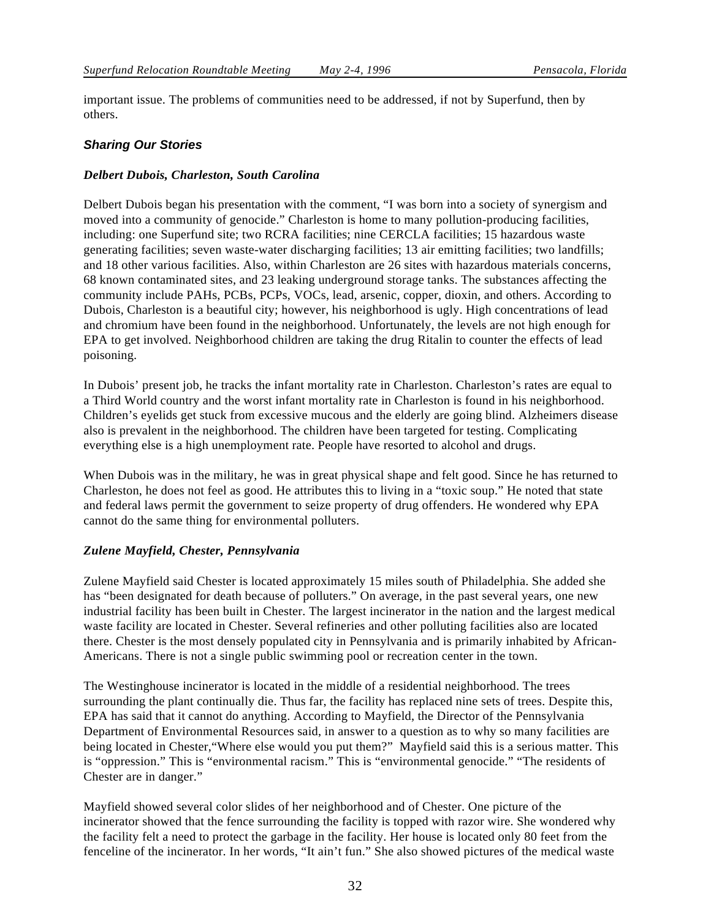important issue. The problems of communities need to be addressed, if not by Superfund, then by others.

## *Sharing Our Stories*

### *Delbert Dubois, Charleston, South Carolina*

Delbert Dubois began his presentation with the comment, "I was born into a society of synergism and moved into a community of genocide." Charleston is home to many pollution-producing facilities, including: one Superfund site; two RCRA facilities; nine CERCLA facilities; 15 hazardous waste generating facilities; seven waste-water discharging facilities; 13 air emitting facilities; two landfills; and 18 other various facilities. Also, within Charleston are 26 sites with hazardous materials concerns, 68 known contaminated sites, and 23 leaking underground storage tanks. The substances affecting the community include PAHs, PCBs, PCPs, VOCs, lead, arsenic, copper, dioxin, and others. According to Dubois, Charleston is a beautiful city; however, his neighborhood is ugly. High concentrations of lead and chromium have been found in the neighborhood. Unfortunately, the levels are not high enough for EPA to get involved. Neighborhood children are taking the drug Ritalin to counter the effects of lead poisoning.

In Dubois' present job, he tracks the infant mortality rate in Charleston. Charleston's rates are equal to a Third World country and the worst infant mortality rate in Charleston is found in his neighborhood. Children's eyelids get stuck from excessive mucous and the elderly are going blind. Alzheimers disease also is prevalent in the neighborhood. The children have been targeted for testing. Complicating everything else is a high unemployment rate. People have resorted to alcohol and drugs.

When Dubois was in the military, he was in great physical shape and felt good. Since he has returned to Charleston, he does not feel as good. He attributes this to living in a "toxic soup." He noted that state and federal laws permit the government to seize property of drug offenders. He wondered why EPA cannot do the same thing for environmental polluters.

### *Zulene Mayfield, Chester, Pennsylvania*

Zulene Mayfield said Chester is located approximately 15 miles south of Philadelphia. She added she has "been designated for death because of polluters." On average, in the past several years, one new industrial facility has been built in Chester. The largest incinerator in the nation and the largest medical waste facility are located in Chester. Several refineries and other polluting facilities also are located there. Chester is the most densely populated city in Pennsylvania and is primarily inhabited by African-Americans. There is not a single public swimming pool or recreation center in the town.

The Westinghouse incinerator is located in the middle of a residential neighborhood. The trees surrounding the plant continually die. Thus far, the facility has replaced nine sets of trees. Despite this, EPA has said that it cannot do anything. According to Mayfield, the Director of the Pennsylvania Department of Environmental Resources said, in answer to a question as to why so many facilities are being located in Chester,"Where else would you put them?" Mayfield said this is a serious matter. This is "oppression." This is "environmental racism." This is "environmental genocide." "The residents of Chester are in danger."

Mayfield showed several color slides of her neighborhood and of Chester. One picture of the incinerator showed that the fence surrounding the facility is topped with razor wire. She wondered why the facility felt a need to protect the garbage in the facility. Her house is located only 80 feet from the fenceline of the incinerator. In her words, "It ain't fun." She also showed pictures of the medical waste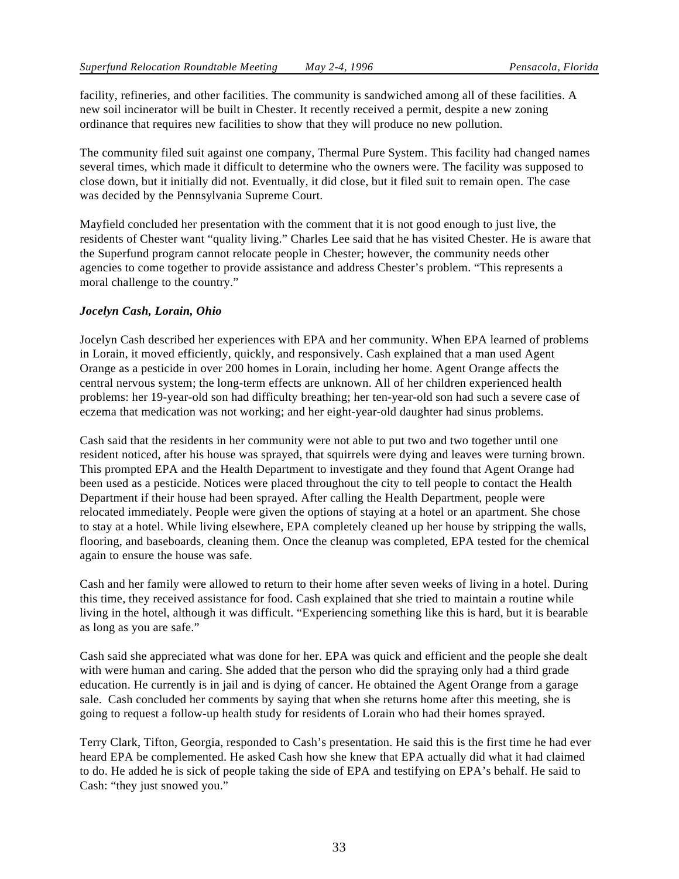facility, refineries, and other facilities. The community is sandwiched among all of these facilities. A new soil incinerator will be built in Chester. It recently received a permit, despite a new zoning ordinance that requires new facilities to show that they will produce no new pollution.

The community filed suit against one company, Thermal Pure System. This facility had changed names several times, which made it difficult to determine who the owners were. The facility was supposed to close down, but it initially did not. Eventually, it did close, but it filed suit to remain open. The case was decided by the Pennsylvania Supreme Court.

Mayfield concluded her presentation with the comment that it is not good enough to just live, the residents of Chester want "quality living." Charles Lee said that he has visited Chester. He is aware that the Superfund program cannot relocate people in Chester; however, the community needs other agencies to come together to provide assistance and address Chester's problem. "This represents a moral challenge to the country."

***Jocelyn Cash, Lorain, Ohio***

Jocelyn Cash described her experiences with EPA and her community. When EPA learned of problems in Lorain, it moved efficiently, quickly, and responsively. Cash explained that a man used Agent Orange as a pesticide in over 200 homes in Lorain, including her home. Agent Orange affects the central nervous system; the long-term effects are unknown. All of her children experienced health problems: her 19-year-old son had difficulty breathing; her ten-year-old son had such a severe case of eczema that medication was not working; and her eight-year-old daughter had sinus problems.

Cash said that the residents in her community were not able to put two and two together until one resident noticed, after his house was sprayed, that squirrels were dying and leaves were turning brown. This prompted EPA and the Health Department to investigate and they found that Agent Orange had been used as a pesticide. Notices were placed throughout the city to tell people to contact the Health Department if their house had been sprayed. After calling the Health Department, people were relocated immediately. People were given the options of staying at a hotel or an apartment. She chose to stay at a hotel. While living elsewhere, EPA completely cleaned up her house by stripping the walls, flooring, and baseboards, cleaning them. Once the cleanup was completed, EPA tested for the chemical again to ensure the house was safe.

Cash and her family were allowed to return to their home after seven weeks of living in a hotel. During this time, they received assistance for food. Cash explained that she tried to maintain a routine while living in the hotel, although it was difficult. "Experiencing something like this is hard, but it is bearable as long as you are safe."

Cash said she appreciated what was done for her. EPA was quick and efficient and the people she dealt with were human and caring. She added that the person who did the spraying only had a third grade education. He currently is in jail and is dying of cancer. He obtained the Agent Orange from a garage sale. Cash concluded her comments by saying that when she returns home after this meeting, she is going to request a follow-up health study for residents of Lorain who had their homes sprayed.

Terry Clark, Tifton, Georgia, responded to Cash's presentation. He said this is the first time he had ever heard EPA be complemented. He asked Cash how she knew that EPA actually did what it had claimed to do. He added he is sick of people taking the side of EPA and testifying on EPA's behalf. He said to Cash: "they just snowed you."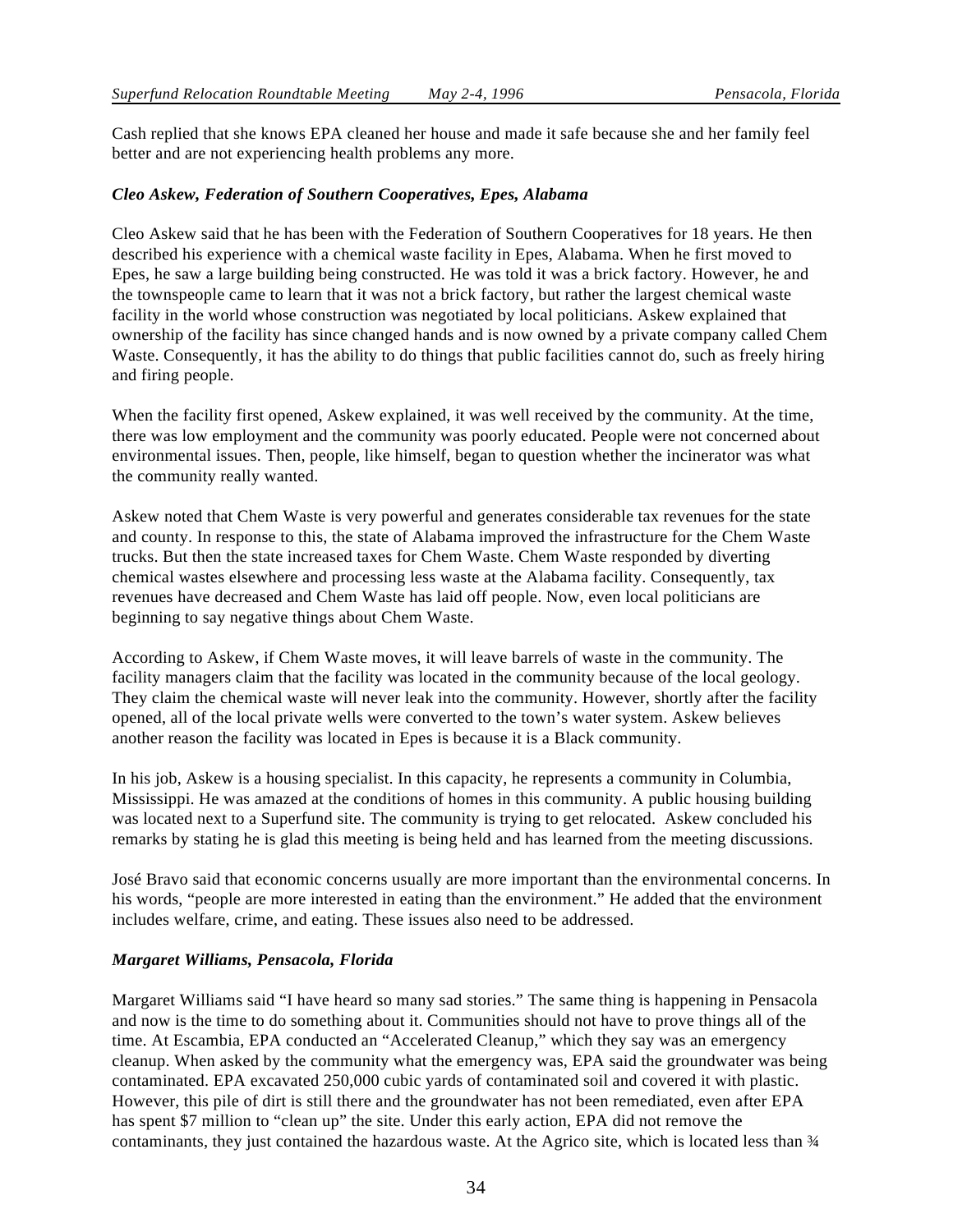Cash replied that she knows EPA cleaned her house and made it safe because she and her family feel better and are not experiencing health problems any more.

### *Cleo Askew, Federation of Southern Cooperatives, Epes, Alabama*

Cleo Askew said that he has been with the Federation of Southern Cooperatives for 18 years. He then described his experience with a chemical waste facility in Epes, Alabama. When he first moved to Epes, he saw a large building being constructed. He was told it was a brick factory. However, he and the townspeople came to learn that it was not a brick factory, but rather the largest chemical waste facility in the world whose construction was negotiated by local politicians. Askew explained that ownership of the facility has since changed hands and is now owned by a private company called Chem Waste. Consequently, it has the ability to do things that public facilities cannot do, such as freely hiring and firing people.

When the facility first opened, Askew explained, it was well received by the community. At the time, there was low employment and the community was poorly educated. People were not concerned about environmental issues. Then, people, like himself, began to question whether the incinerator was what the community really wanted.

Askew noted that Chem Waste is very powerful and generates considerable tax revenues for the state and county. In response to this, the state of Alabama improved the infrastructure for the Chem Waste trucks. But then the state increased taxes for Chem Waste. Chem Waste responded by diverting chemical wastes elsewhere and processing less waste at the Alabama facility. Consequently, tax revenues have decreased and Chem Waste has laid off people. Now, even local politicians are beginning to say negative things about Chem Waste.

According to Askew, if Chem Waste moves, it will leave barrels of waste in the community. The facility managers claim that the facility was located in the community because of the local geology. They claim the chemical waste will never leak into the community. However, shortly after the facility opened, all of the local private wells were converted to the town's water system. Askew believes another reason the facility was located in Epes is because it is a Black community.

In his job, Askew is a housing specialist. In this capacity, he represents a community in Columbia, Mississippi. He was amazed at the conditions of homes in this community. A public housing building was located next to a Superfund site. The community is trying to get relocated. Askew concluded his remarks by stating he is glad this meeting is being held and has learned from the meeting discussions.

José Bravo said that economic concerns usually are more important than the environmental concerns. In his words, "people are more interested in eating than the environment." He added that the environment includes welfare, crime, and eating. These issues also need to be addressed.

### *Margaret Williams, Pensacola, Florida*

Margaret Williams said "I have heard so many sad stories." The same thing is happening in Pensacola and now is the time to do something about it. Communities should not have to prove things all of the time. At Escambia, EPA conducted an "Accelerated Cleanup," which they say was an emergency cleanup. When asked by the community what the emergency was, EPA said the groundwater was being contaminated. EPA excavated 250,000 cubic yards of contaminated soil and covered it with plastic. However, this pile of dirt is still there and the groundwater has not been remediated, even after EPA has spent $7 million to "clean up" the site. Under this early action, EPA did not remove the contaminants, they just contained the hazardous waste. At the Agrico site, which is located less than ¾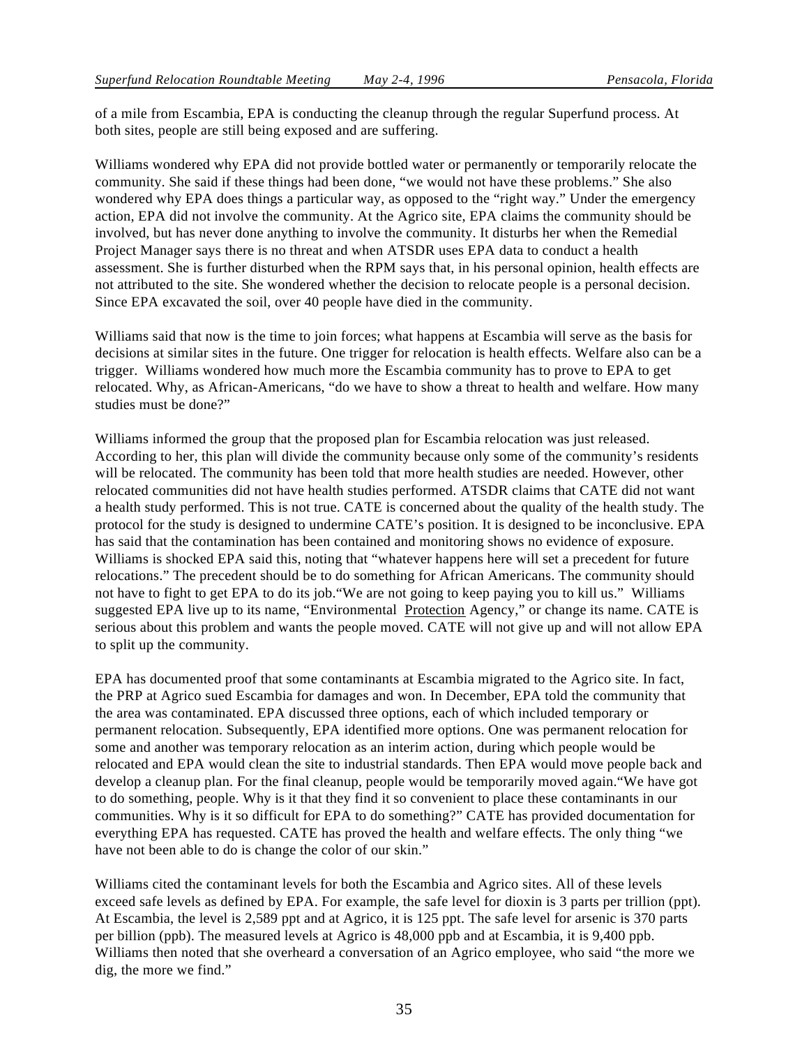of a mile from Escambia, EPA is conducting the cleanup through the regular Superfund process. At both sites, people are still being exposed and are suffering.

Williams wondered why EPA did not provide bottled water or permanently or temporarily relocate the community. She said if these things had been done, "we would not have these problems." She also wondered why EPA does things a particular way, as opposed to the "right way." Under the emergency action, EPA did not involve the community. At the Agrico site, EPA claims the community should be involved, but has never done anything to involve the community. It disturbs her when the Remedial Project Manager says there is no threat and when ATSDR uses EPA data to conduct a health assessment. She is further disturbed when the RPM says that, in his personal opinion, health effects are not attributed to the site. She wondered whether the decision to relocate people is a personal decision. Since EPA excavated the soil, over 40 people have died in the community.

Williams said that now is the time to join forces; what happens at Escambia will serve as the basis for decisions at similar sites in the future. One trigger for relocation is health effects. Welfare also can be a trigger. Williams wondered how much more the Escambia community has to prove to EPA to get relocated. Why, as African-Americans, "do we have to show a threat to health and welfare. How many studies must be done?"

Williams informed the group that the proposed plan for Escambia relocation was just released. According to her, this plan will divide the community because only some of the community's residents will be relocated. The community has been told that more health studies are needed. However, other relocated communities did not have health studies performed. ATSDR claims that CATE did not want a health study performed. This is not true. CATE is concerned about the quality of the health study. The protocol for the study is designed to undermine CATE's position. It is designed to be inconclusive. EPA has said that the contamination has been contained and monitoring shows no evidence of exposure. Williams is shocked EPA said this, noting that "whatever happens here will set a precedent for future relocations." The precedent should be to do something for African Americans. The community should not have to fight to get EPA to do its job."We are not going to keep paying you to kill us." Williams suggested EPA live up to its name, "Environmental <u>Protection</u> Agency," or change its name. CATE is serious about this problem and wants the people moved. CATE will not give up and will not allow EPA to split up the community.

EPA has documented proof that some contaminants at Escambia migrated to the Agrico site. In fact, the PRP at Agrico sued Escambia for damages and won. In December, EPA told the community that the area was contaminated. EPA discussed three options, each of which included temporary or permanent relocation. Subsequently, EPA identified more options. One was permanent relocation for some and another was temporary relocation as an interim action, during which people would be relocated and EPA would clean the site to industrial standards. Then EPA would move people back and develop a cleanup plan. For the final cleanup, people would be temporarily moved again."We have got to do something, people. Why is it that they find it so convenient to place these contaminants in our communities. Why is it so difficult for EPA to do something?" CATE has provided documentation for everything EPA has requested. CATE has proved the health and welfare effects. The only thing "we have not been able to do is change the color of our skin."

Williams cited the contaminant levels for both the Escambia and Agrico sites. All of these levels exceed safe levels as defined by EPA. For example, the safe level for dioxin is 3 parts per trillion (ppt). At Escambia, the level is 2,589 ppt and at Agrico, it is 125 ppt. The safe level for arsenic is 370 parts per billion (ppb). The measured levels at Agrico is 48,000 ppb and at Escambia, it is 9,400 ppb. Williams then noted that she overheard a conversation of an Agrico employee, who said "the more we dig, the more we find."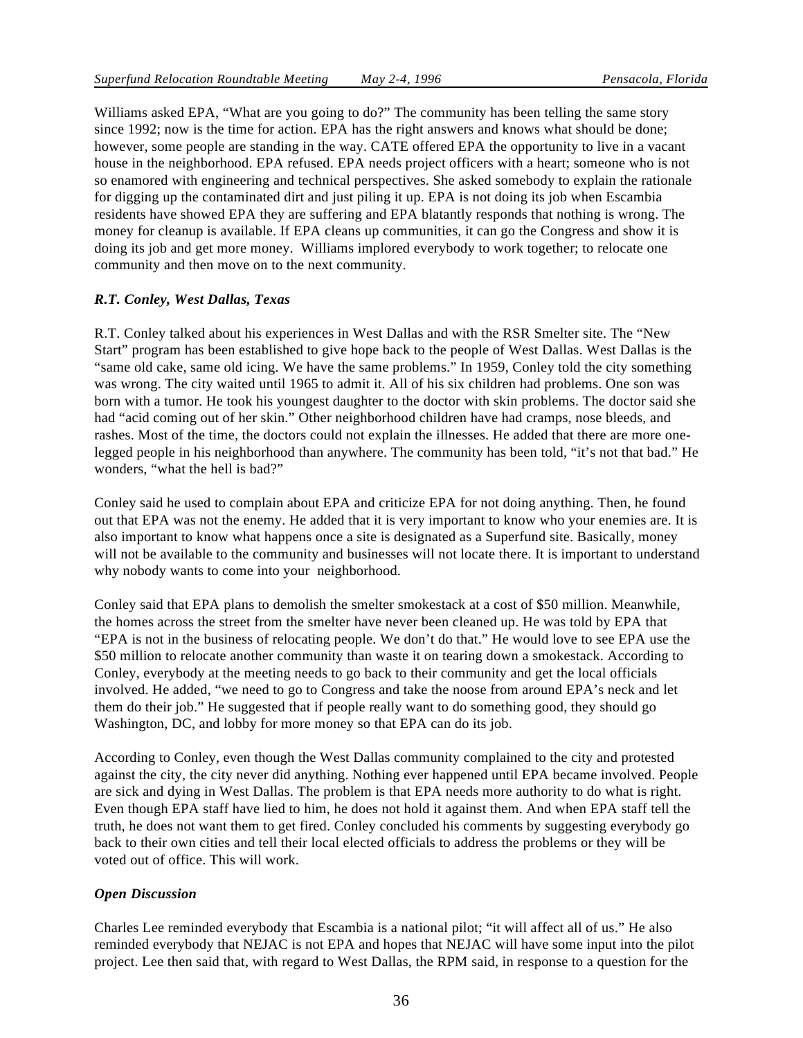Williams asked EPA, "What are you going to do?" The community has been telling the same story since 1992; now is the time for action. EPA has the right answers and knows what should be done; however, some people are standing in the way. CATE offered EPA the opportunity to live in a vacant house in the neighborhood. EPA refused. EPA needs project officers with a heart; someone who is not so enamored with engineering and technical perspectives. She asked somebody to explain the rationale for digging up the contaminated dirt and just piling it up. EPA is not doing its job when Escambia residents have showed EPA they are suffering and EPA blatantly responds that nothing is wrong. The money for cleanup is available. If EPA cleans up communities, it can go the Congress and show it is doing its job and get more money. Williams implored everybody to work together; to relocate one community and then move on to the next community.

### *R.T. Conley, West Dallas, Texas*

R.T. Conley talked about his experiences in West Dallas and with the RSR Smelter site. The "New Start" program has been established to give hope back to the people of West Dallas. West Dallas is the "same old cake, same old icing. We have the same problems." In 1959, Conley told the city something was wrong. The city waited until 1965 to admit it. All of his six children had problems. One son was born with a tumor. He took his youngest daughter to the doctor with skin problems. The doctor said she had "acid coming out of her skin." Other neighborhood children have had cramps, nose bleeds, and rashes. Most of the time, the doctors could not explain the illnesses. He added that there are more one-legged people in his neighborhood than anywhere. The community has been told, "it's not that bad." He wonders, "what the hell is bad?"

Conley said he used to complain about EPA and criticize EPA for not doing anything. Then, he found out that EPA was not the enemy. He added that it is very important to know who your enemies are. It is also important to know what happens once a site is designated as a Superfund site. Basically, money will not be available to the community and businesses will not locate there. It is important to understand why nobody wants to come into your neighborhood.

Conley said that EPA plans to demolish the smelter smokestack at a cost of $50 million. Meanwhile, the homes across the street from the smelter have never been cleaned up. He was told by EPA that "EPA is not in the business of relocating people. We don't do that." He would love to see EPA use the $50 million to relocate another community than waste it on tearing down a smokestack. According to Conley, everybody at the meeting needs to go back to their community and get the local officials involved. He added, "we need to go to Congress and take the noose from around EPA's neck and let them do their job." He suggested that if people really want to do something good, they should go Washington, DC, and lobby for more money so that EPA can do its job.

According to Conley, even though the West Dallas community complained to the city and protested against the city, the city never did anything. Nothing ever happened until EPA became involved. People are sick and dying in West Dallas. The problem is that EPA needs more authority to do what is right. Even though EPA staff have lied to him, he does not hold it against them. And when EPA staff tell the truth, he does not want them to get fired. Conley concluded his comments by suggesting everybody go back to their own cities and tell their local elected officials to address the problems or they will be voted out of office. This will work.

### *Open Discussion*

Charles Lee reminded everybody that Escambia is a national pilot; "it will affect all of us." He also reminded everybody that NEJAC is not EPA and hopes that NEJAC will have some input into the pilot project. Lee then said that, with regard to West Dallas, the RPM said, in response to a question for the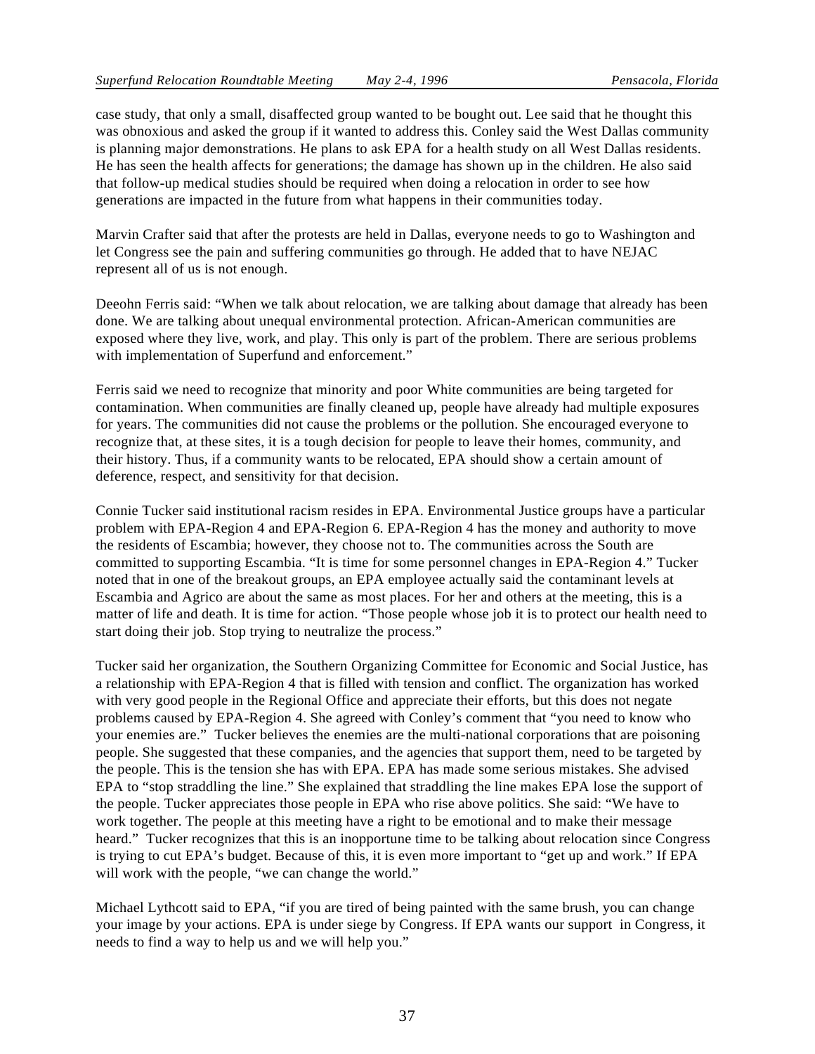case study, that only a small, disaffected group wanted to be bought out. Lee said that he thought this was obnoxious and asked the group if it wanted to address this. Conley said the West Dallas community is planning major demonstrations. He plans to ask EPA for a health study on all West Dallas residents. He has seen the health affects for generations; the damage has shown up in the children. He also said that follow-up medical studies should be required when doing a relocation in order to see how generations are impacted in the future from what happens in their communities today.

Marvin Crafter said that after the protests are held in Dallas, everyone needs to go to Washington and let Congress see the pain and suffering communities go through. He added that to have NEJAC represent all of us is not enough.

Deeohn Ferris said: "When we talk about relocation, we are talking about damage that already has been done. We are talking about unequal environmental protection. African-American communities are exposed where they live, work, and play. This only is part of the problem. There are serious problems with implementation of Superfund and enforcement."

Ferris said we need to recognize that minority and poor White communities are being targeted for contamination. When communities are finally cleaned up, people have already had multiple exposures for years. The communities did not cause the problems or the pollution. She encouraged everyone to recognize that, at these sites, it is a tough decision for people to leave their homes, community, and their history. Thus, if a community wants to be relocated, EPA should show a certain amount of deference, respect, and sensitivity for that decision.

Connie Tucker said institutional racism resides in EPA. Environmental Justice groups have a particular problem with EPA-Region 4 and EPA-Region 6. EPA-Region 4 has the money and authority to move the residents of Escambia; however, they choose not to. The communities across the South are committed to supporting Escambia. "It is time for some personnel changes in EPA-Region 4." Tucker noted that in one of the breakout groups, an EPA employee actually said the contaminant levels at Escambia and Agrico are about the same as most places. For her and others at the meeting, this is a matter of life and death. It is time for action. "Those people whose job it is to protect our health need to start doing their job. Stop trying to neutralize the process."

Tucker said her organization, the Southern Organizing Committee for Economic and Social Justice, has a relationship with EPA-Region 4 that is filled with tension and conflict. The organization has worked with very good people in the Regional Office and appreciate their efforts, but this does not negate problems caused by EPA-Region 4. She agreed with Conley's comment that "you need to know who your enemies are." Tucker believes the enemies are the multi-national corporations that are poisoning people. She suggested that these companies, and the agencies that support them, need to be targeted by the people. This is the tension she has with EPA. EPA has made some serious mistakes. She advised EPA to "stop straddling the line." She explained that straddling the line makes EPA lose the support of the people. Tucker appreciates those people in EPA who rise above politics. She said: "We have to work together. The people at this meeting have a right to be emotional and to make their message heard." Tucker recognizes that this is an inopportune time to be talking about relocation since Congress is trying to cut EPA's budget. Because of this, it is even more important to "get up and work." If EPA will work with the people, "we can change the world."

Michael Lythcott said to EPA, "if you are tired of being painted with the same brush, you can change your image by your actions. EPA is under siege by Congress. If EPA wants our support in Congress, it needs to find a way to help us and we will help you."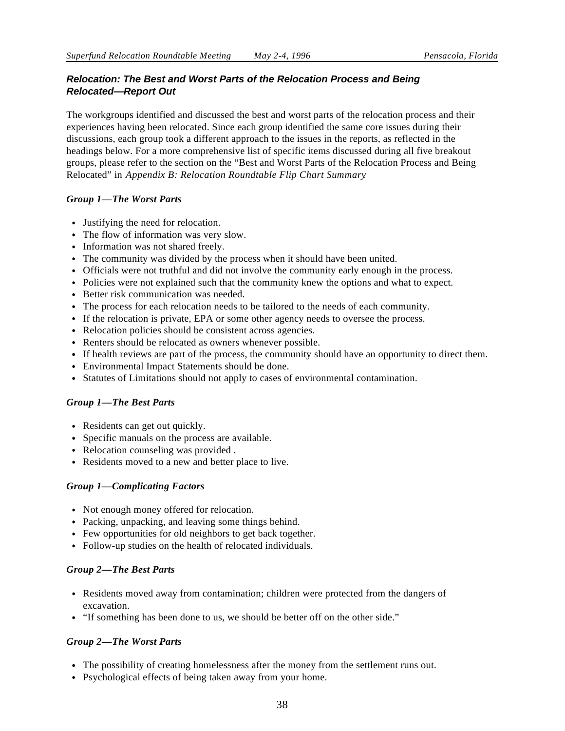## Relocation: The Best and Worst Parts of the Relocation Process and Being Relocated—Report Out

The workgroups identified and discussed the best and worst parts of the relocation process and their experiences having been relocated. Since each group identified the same core issues during their discussions, each group took a different approach to the issues in the reports, as reflected in the headings below. For a more comprehensive list of specific items discussed during all five breakout groups, please refer to the section on the "Best and Worst Parts of the Relocation Process and Being Relocated" in *Appendix B: Relocation Roundtable Flip Chart Summary*

### *Group 1—The Worst Parts*

- Justifying the need for relocation.
- The flow of information was very slow.
- Information was not shared freely.
- The community was divided by the process when it should have been united.
- Officials were not truthful and did not involve the community early enough in the process.
- Policies were not explained such that the community knew the options and what to expect.
- Better risk communication was needed.
- The process for each relocation needs to be tailored to the needs of each community.
- If the relocation is private, EPA or some other agency needs to oversee the process.
- Relocation policies should be consistent across agencies.
- Renters should be relocated as owners whenever possible.
- If health reviews are part of the process, the community should have an opportunity to direct them.
- Environmental Impact Statements should be done.
- Statutes of Limitations should not apply to cases of environmental contamination.

### *Group 1—The Best Parts*

- Residents can get out quickly.
- Specific manuals on the process are available.
- Relocation counseling was provided .
- Residents moved to a new and better place to live.

### *Group 1—Complicating Factors*

- Not enough money offered for relocation.
- Packing, unpacking, and leaving some things behind.
- Few opportunities for old neighbors to get back together.
- Follow-up studies on the health of relocated individuals.

### *Group 2—The Best Parts*

- Residents moved away from contamination; children were protected from the dangers of excavation.
- "If something has been done to us, we should be better off on the other side."

### *Group 2—The Worst Parts*

- The possibility of creating homelessness after the money from the settlement runs out.
- Psychological effects of being taken away from your home.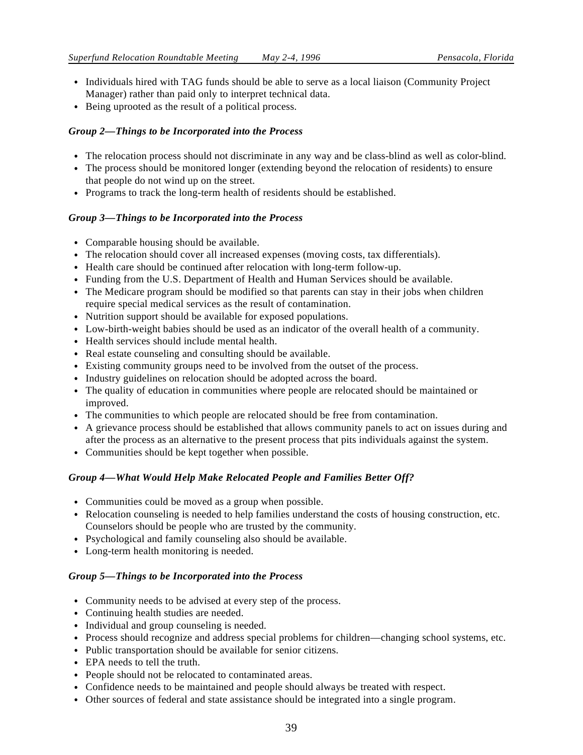- Individuals hired with TAG funds should be able to serve as a local liaison (Community Project Manager) rather than paid only to interpret technical data.
- Being uprooted as the result of a political process.

***Group 2—Things to be Incorporated into the Process***

- The relocation process should not discriminate in any way and be class-blind as well as color-blind.
- The process should be monitored longer (extending beyond the relocation of residents) to ensure that people do not wind up on the street.
- Programs to track the long-term health of residents should be established.

***Group 3—Things to be Incorporated into the Process***

- Comparable housing should be available.
- The relocation should cover all increased expenses (moving costs, tax differentials).
- Health care should be continued after relocation with long-term follow-up.
- Funding from the U.S. Department of Health and Human Services should be available.
- The Medicare program should be modified so that parents can stay in their jobs when children require special medical services as the result of contamination.
- Nutrition support should be available for exposed populations.
- Low-birth-weight babies should be used as an indicator of the overall health of a community.
- Health services should include mental health.
- Real estate counseling and consulting should be available.
- Existing community groups need to be involved from the outset of the process.
- Industry guidelines on relocation should be adopted across the board.
- The quality of education in communities where people are relocated should be maintained or improved.
- The communities to which people are relocated should be free from contamination.
- A grievance process should be established that allows community panels to act on issues during and after the process as an alternative to the present process that pits individuals against the system.
- Communities should be kept together when possible.

***Group 4—What Would Help Make Relocated People and Families Better Off?***

- Communities could be moved as a group when possible.
- Relocation counseling is needed to help families understand the costs of housing construction, etc. Counselors should be people who are trusted by the community.
- Psychological and family counseling also should be available.
- Long-term health monitoring is needed.

***Group 5—Things to be Incorporated into the Process***

- Community needs to be advised at every step of the process.
- Continuing health studies are needed.
- Individual and group counseling is needed.
- Process should recognize and address special problems for children—changing school systems, etc.
- Public transportation should be available for senior citizens.
- EPA needs to tell the truth.
- People should not be relocated to contaminated areas.
- Confidence needs to be maintained and people should always be treated with respect.
- Other sources of federal and state assistance should be integrated into a single program.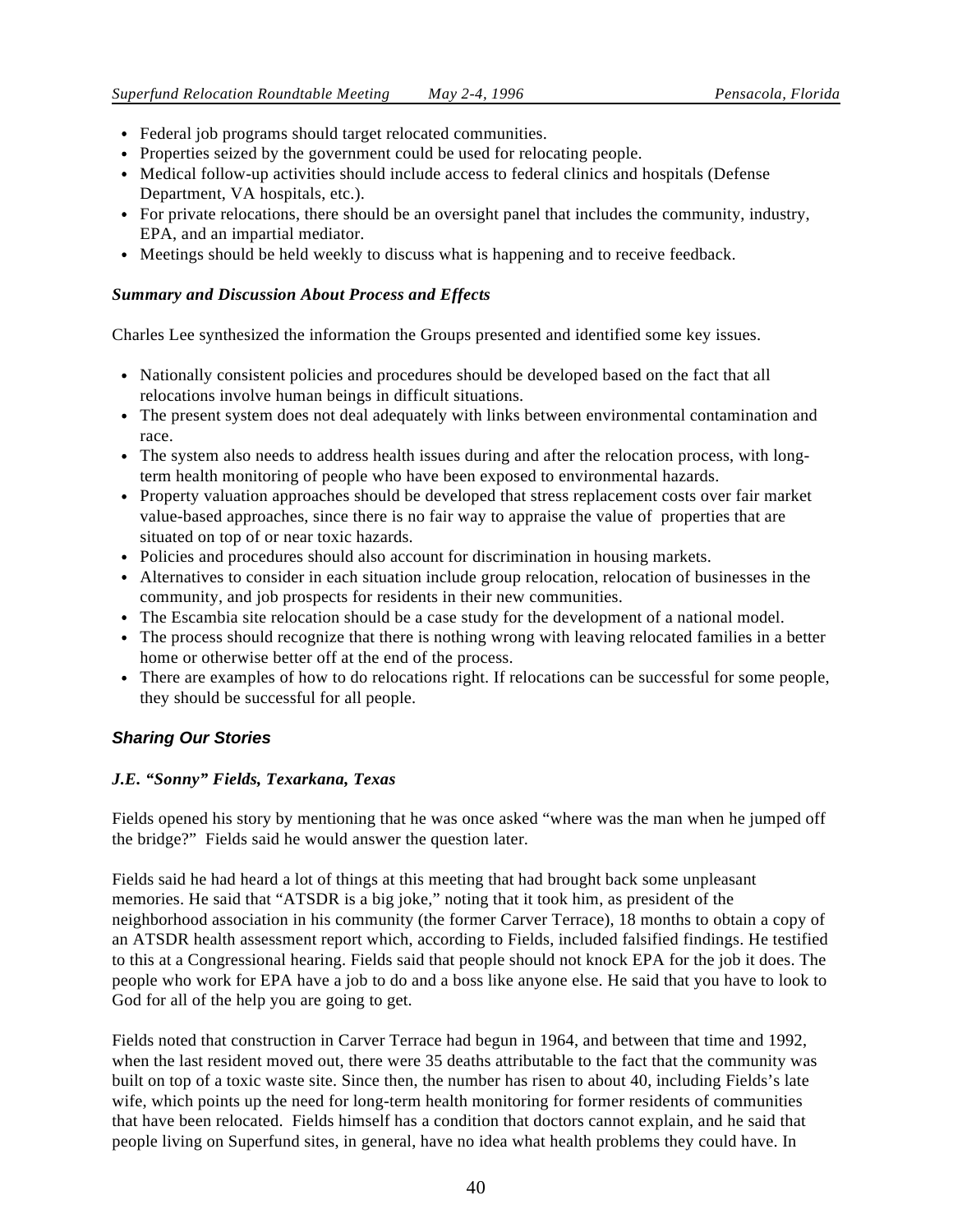- Federal job programs should target relocated communities.
- Properties seized by the government could be used for relocating people.
- Medical follow-up activities should include access to federal clinics and hospitals (Defense Department, VA hospitals, etc.).
- For private relocations, there should be an oversight panel that includes the community, industry, EPA, and an impartial mediator.
- Meetings should be held weekly to discuss what is happening and to receive feedback.

***Summary and Discussion About Process and Effects***

Charles Lee synthesized the information the Groups presented and identified some key issues.

- Nationally consistent policies and procedures should be developed based on the fact that all relocations involve human beings in difficult situations.
- The present system does not deal adequately with links between environmental contamination and race.
- The system also needs to address health issues during and after the relocation process, with long-term health monitoring of people who have been exposed to environmental hazards.
- Property valuation approaches should be developed that stress replacement costs over fair market value-based approaches, since there is no fair way to appraise the value of properties that are situated on top of or near toxic hazards.
- Policies and procedures should also account for discrimination in housing markets.
- Alternatives to consider in each situation include group relocation, relocation of businesses in the community, and job prospects for residents in their new communities.
- The Escambia site relocation should be a case study for the development of a national model.
- The process should recognize that there is nothing wrong with leaving relocated families in a better home or otherwise better off at the end of the process.
- There are examples of how to do relocations right. If relocations can be successful for some people, they should be successful for all people.

## *Sharing Our Stories*

***J.E. "Sonny" Fields, Texarkana, Texas***

Fields opened his story by mentioning that he was once asked "where was the man when he jumped off the bridge?" Fields said he would answer the question later.

Fields said he had heard a lot of things at this meeting that had brought back some unpleasant memories. He said that "ATSDR is a big joke," noting that it took him, as president of the neighborhood association in his community (the former Carver Terrace), 18 months to obtain a copy of an ATSDR health assessment report which, according to Fields, included falsified findings. He testified to this at a Congressional hearing. Fields said that people should not knock EPA for the job it does. The people who work for EPA have a job to do and a boss like anyone else. He said that you have to look to God for all of the help you are going to get.

Fields noted that construction in Carver Terrace had begun in 1964, and between that time and 1992, when the last resident moved out, there were 35 deaths attributable to the fact that the community was built on top of a toxic waste site. Since then, the number has risen to about 40, including Fields's late wife, which points up the need for long-term health monitoring for former residents of communities that have been relocated. Fields himself has a condition that doctors cannot explain, and he said that people living on Superfund sites, in general, have no idea what health problems they could have. In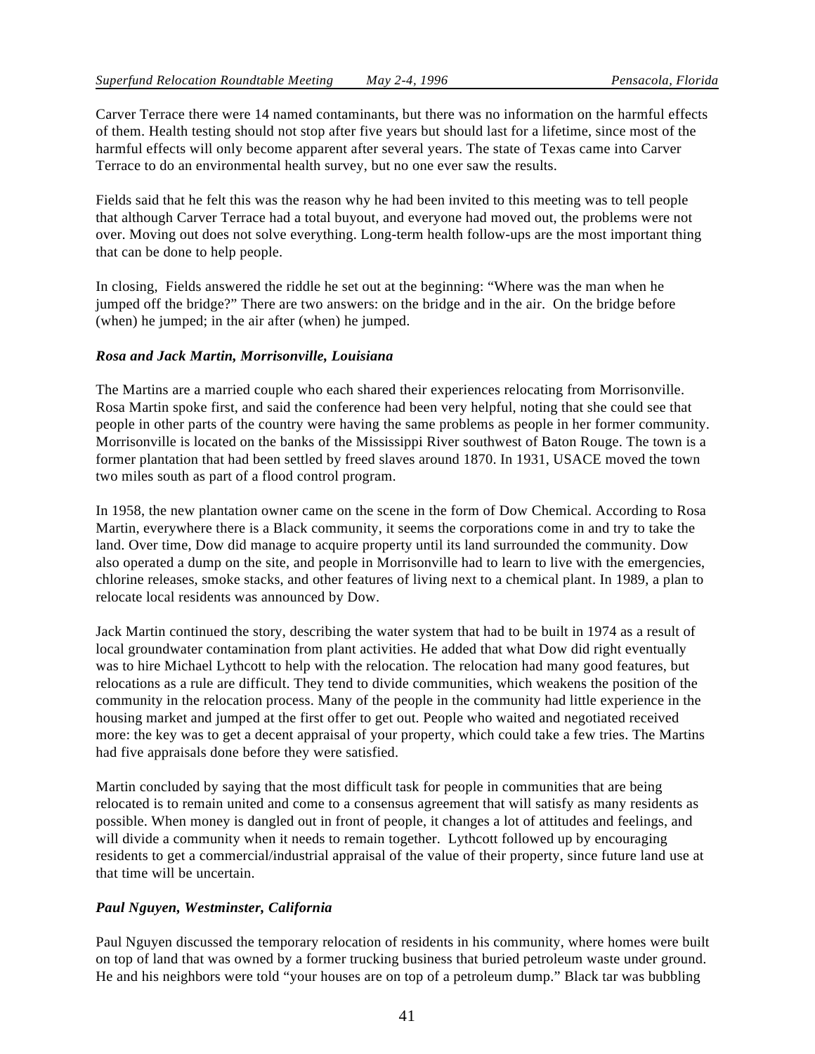Carver Terrace there were 14 named contaminants, but there was no information on the harmful effects of them. Health testing should not stop after five years but should last for a lifetime, since most of the harmful effects will only become apparent after several years. The state of Texas came into Carver Terrace to do an environmental health survey, but no one ever saw the results.

Fields said that he felt this was the reason why he had been invited to this meeting was to tell people that although Carver Terrace had a total buyout, and everyone had moved out, the problems were not over. Moving out does not solve everything. Long-term health follow-ups are the most important thing that can be done to help people.

In closing, Fields answered the riddle he set out at the beginning: "Where was the man when he jumped off the bridge?" There are two answers: on the bridge and in the air. On the bridge before (when) he jumped; in the air after (when) he jumped.

***Rosa and Jack Martin, Morrisonville, Louisiana***

The Martins are a married couple who each shared their experiences relocating from Morrisonville. Rosa Martin spoke first, and said the conference had been very helpful, noting that she could see that people in other parts of the country were having the same problems as people in her former community. Morrisonville is located on the banks of the Mississippi River southwest of Baton Rouge. The town is a former plantation that had been settled by freed slaves around 1870. In 1931, USACE moved the town two miles south as part of a flood control program.

In 1958, the new plantation owner came on the scene in the form of Dow Chemical. According to Rosa Martin, everywhere there is a Black community, it seems the corporations come in and try to take the land. Over time, Dow did manage to acquire property until its land surrounded the community. Dow also operated a dump on the site, and people in Morrisonville had to learn to live with the emergencies, chlorine releases, smoke stacks, and other features of living next to a chemical plant. In 1989, a plan to relocate local residents was announced by Dow.

Jack Martin continued the story, describing the water system that had to be built in 1974 as a result of local groundwater contamination from plant activities. He added that what Dow did right eventually was to hire Michael Lythcott to help with the relocation. The relocation had many good features, but relocations as a rule are difficult. They tend to divide communities, which weakens the position of the community in the relocation process. Many of the people in the community had little experience in the housing market and jumped at the first offer to get out. People who waited and negotiated received more: the key was to get a decent appraisal of your property, which could take a few tries. The Martins had five appraisals done before they were satisfied.

Martin concluded by saying that the most difficult task for people in communities that are being relocated is to remain united and come to a consensus agreement that will satisfy as many residents as possible. When money is dangled out in front of people, it changes a lot of attitudes and feelings, and will divide a community when it needs to remain together. Lythcott followed up by encouraging residents to get a commercial/industrial appraisal of the value of their property, since future land use at that time will be uncertain.

***Paul Nguyen, Westminster, California***

Paul Nguyen discussed the temporary relocation of residents in his community, where homes were built on top of land that was owned by a former trucking business that buried petroleum waste under ground. He and his neighbors were told "your houses are on top of a petroleum dump." Black tar was bubbling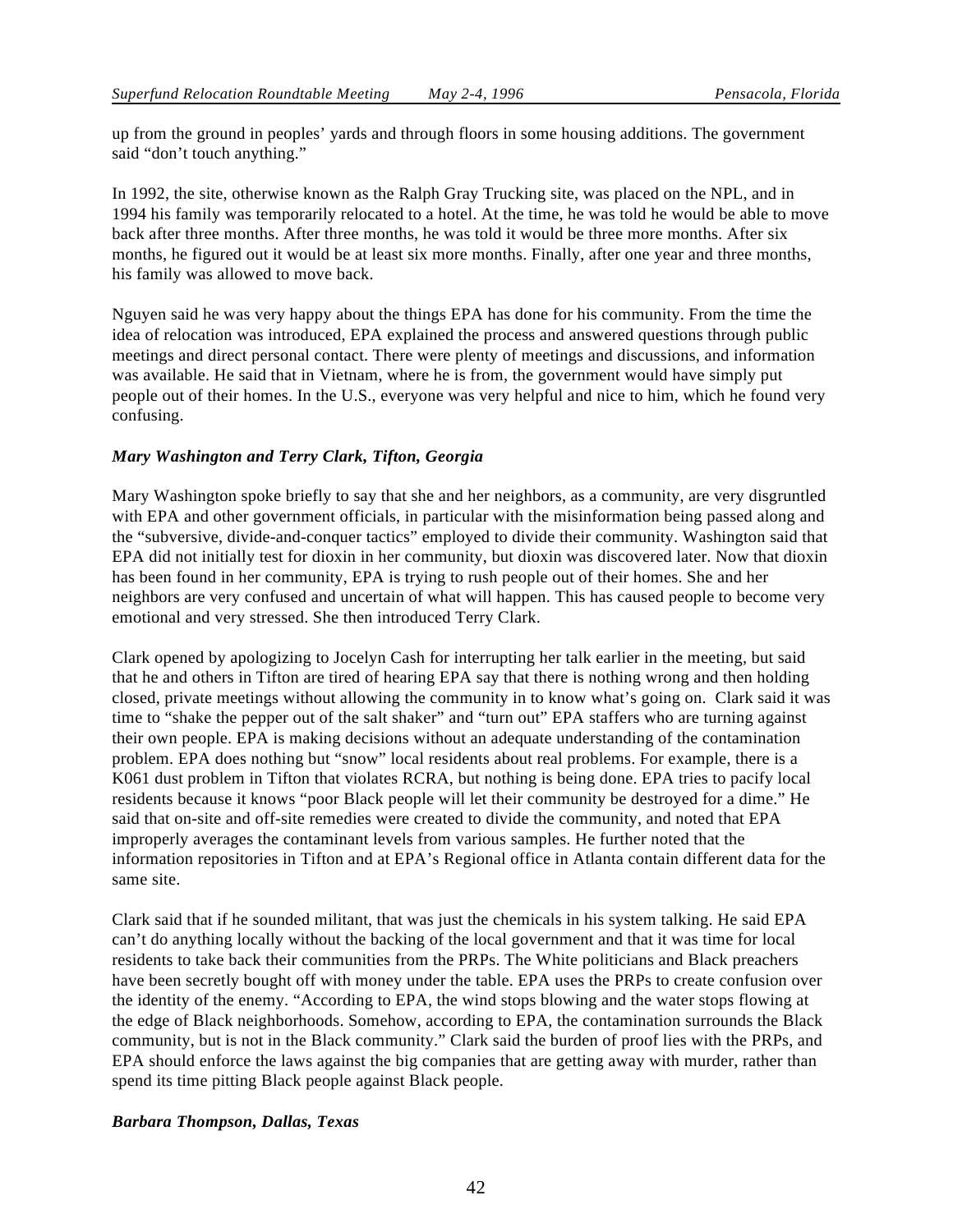up from the ground in peoples' yards and through floors in some housing additions. The government said "don't touch anything."

In 1992, the site, otherwise known as the Ralph Gray Trucking site, was placed on the NPL, and in 1994 his family was temporarily relocated to a hotel. At the time, he was told he would be able to move back after three months. After three months, he was told it would be three more months. After six months, he figured out it would be at least six more months. Finally, after one year and three months, his family was allowed to move back.

Nguyen said he was very happy about the things EPA has done for his community. From the time the idea of relocation was introduced, EPA explained the process and answered questions through public meetings and direct personal contact. There were plenty of meetings and discussions, and information was available. He said that in Vietnam, where he is from, the government would have simply put people out of their homes. In the U.S., everyone was very helpful and nice to him, which he found very confusing.

***Mary Washington and Terry Clark, Tifton, Georgia***

Mary Washington spoke briefly to say that she and her neighbors, as a community, are very disgruntled with EPA and other government officials, in particular with the misinformation being passed along and the "subversive, divide-and-conquer tactics" employed to divide their community. Washington said that EPA did not initially test for dioxin in her community, but dioxin was discovered later. Now that dioxin has been found in her community, EPA is trying to rush people out of their homes. She and her neighbors are very confused and uncertain of what will happen. This has caused people to become very emotional and very stressed. She then introduced Terry Clark.

Clark opened by apologizing to Jocelyn Cash for interrupting her talk earlier in the meeting, but said that he and others in Tifton are tired of hearing EPA say that there is nothing wrong and then holding closed, private meetings without allowing the community in to know what's going on. Clark said it was time to "shake the pepper out of the salt shaker" and "turn out" EPA staffers who are turning against their own people. EPA is making decisions without an adequate understanding of the contamination problem. EPA does nothing but "snow" local residents about real problems. For example, there is a K061 dust problem in Tifton that violates RCRA, but nothing is being done. EPA tries to pacify local residents because it knows "poor Black people will let their community be destroyed for a dime." He said that on-site and off-site remedies were created to divide the community, and noted that EPA improperly averages the contaminant levels from various samples. He further noted that the information repositories in Tifton and at EPA's Regional office in Atlanta contain different data for the same site.

Clark said that if he sounded militant, that was just the chemicals in his system talking. He said EPA can't do anything locally without the backing of the local government and that it was time for local residents to take back their communities from the PRPs. The White politicians and Black preachers have been secretly bought off with money under the table. EPA uses the PRPs to create confusion over the identity of the enemy. "According to EPA, the wind stops blowing and the water stops flowing at the edge of Black neighborhoods. Somehow, according to EPA, the contamination surrounds the Black community, but is not in the Black community." Clark said the burden of proof lies with the PRPs, and EPA should enforce the laws against the big companies that are getting away with murder, rather than spend its time pitting Black people against Black people.

***Barbara Thompson, Dallas, Texas***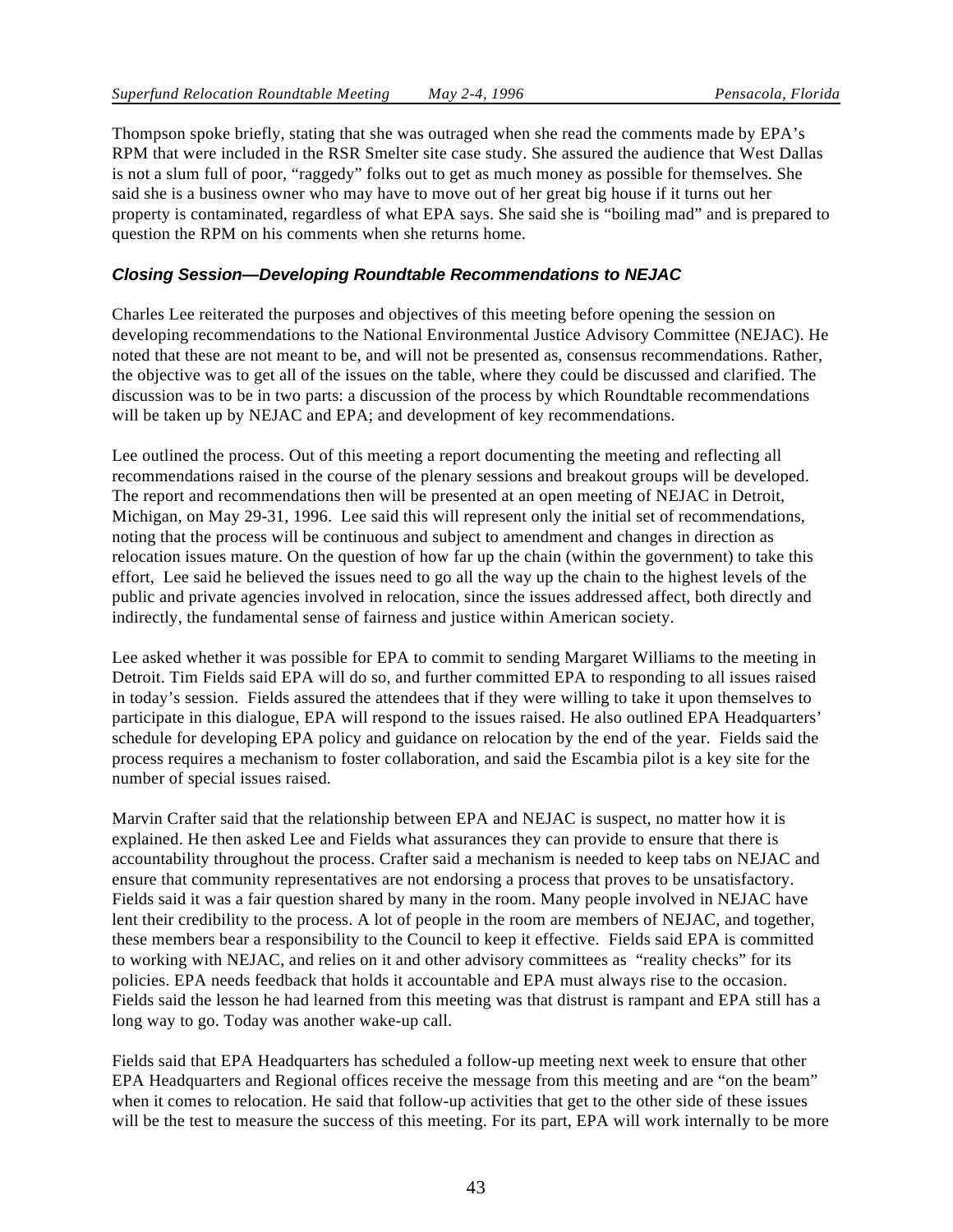Thompson spoke briefly, stating that she was outraged when she read the comments made by EPA's RPM that were included in the RSR Smelter site case study. She assured the audience that West Dallas is not a slum full of poor, "raggedy" folks out to get as much money as possible for themselves. She said she is a business owner who may have to move out of her great big house if it turns out her property is contaminated, regardless of what EPA says. She said she is "boiling mad" and is prepared to question the RPM on his comments when she returns home.

### *Closing Session—Developing Roundtable Recommendations to NEJAC*

Charles Lee reiterated the purposes and objectives of this meeting before opening the session on developing recommendations to the National Environmental Justice Advisory Committee (NEJAC). He noted that these are not meant to be, and will not be presented as, consensus recommendations. Rather, the objective was to get all of the issues on the table, where they could be discussed and clarified. The discussion was to be in two parts: a discussion of the process by which Roundtable recommendations will be taken up by NEJAC and EPA; and development of key recommendations.

Lee outlined the process. Out of this meeting a report documenting the meeting and reflecting all recommendations raised in the course of the plenary sessions and breakout groups will be developed. The report and recommendations then will be presented at an open meeting of NEJAC in Detroit, Michigan, on May 29-31, 1996. Lee said this will represent only the initial set of recommendations, noting that the process will be continuous and subject to amendment and changes in direction as relocation issues mature. On the question of how far up the chain (within the government) to take this effort, Lee said he believed the issues need to go all the way up the chain to the highest levels of the public and private agencies involved in relocation, since the issues addressed affect, both directly and indirectly, the fundamental sense of fairness and justice within American society.

Lee asked whether it was possible for EPA to commit to sending Margaret Williams to the meeting in Detroit. Tim Fields said EPA will do so, and further committed EPA to responding to all issues raised in today's session. Fields assured the attendees that if they were willing to take it upon themselves to participate in this dialogue, EPA will respond to the issues raised. He also outlined EPA Headquarters' schedule for developing EPA policy and guidance on relocation by the end of the year. Fields said the process requires a mechanism to foster collaboration, and said the Escambia pilot is a key site for the number of special issues raised.

Marvin Crafter said that the relationship between EPA and NEJAC is suspect, no matter how it is explained. He then asked Lee and Fields what assurances they can provide to ensure that there is accountability throughout the process. Crafter said a mechanism is needed to keep tabs on NEJAC and ensure that community representatives are not endorsing a process that proves to be unsatisfactory. Fields said it was a fair question shared by many in the room. Many people involved in NEJAC have lent their credibility to the process. A lot of people in the room are members of NEJAC, and together, these members bear a responsibility to the Council to keep it effective. Fields said EPA is committed to working with NEJAC, and relies on it and other advisory committees as "reality checks" for its policies. EPA needs feedback that holds it accountable and EPA must always rise to the occasion. Fields said the lesson he had learned from this meeting was that distrust is rampant and EPA still has a long way to go. Today was another wake-up call.

Fields said that EPA Headquarters has scheduled a follow-up meeting next week to ensure that other EPA Headquarters and Regional offices receive the message from this meeting and are "on the beam" when it comes to relocation. He said that follow-up activities that get to the other side of these issues will be the test to measure the success of this meeting. For its part, EPA will work internally to be more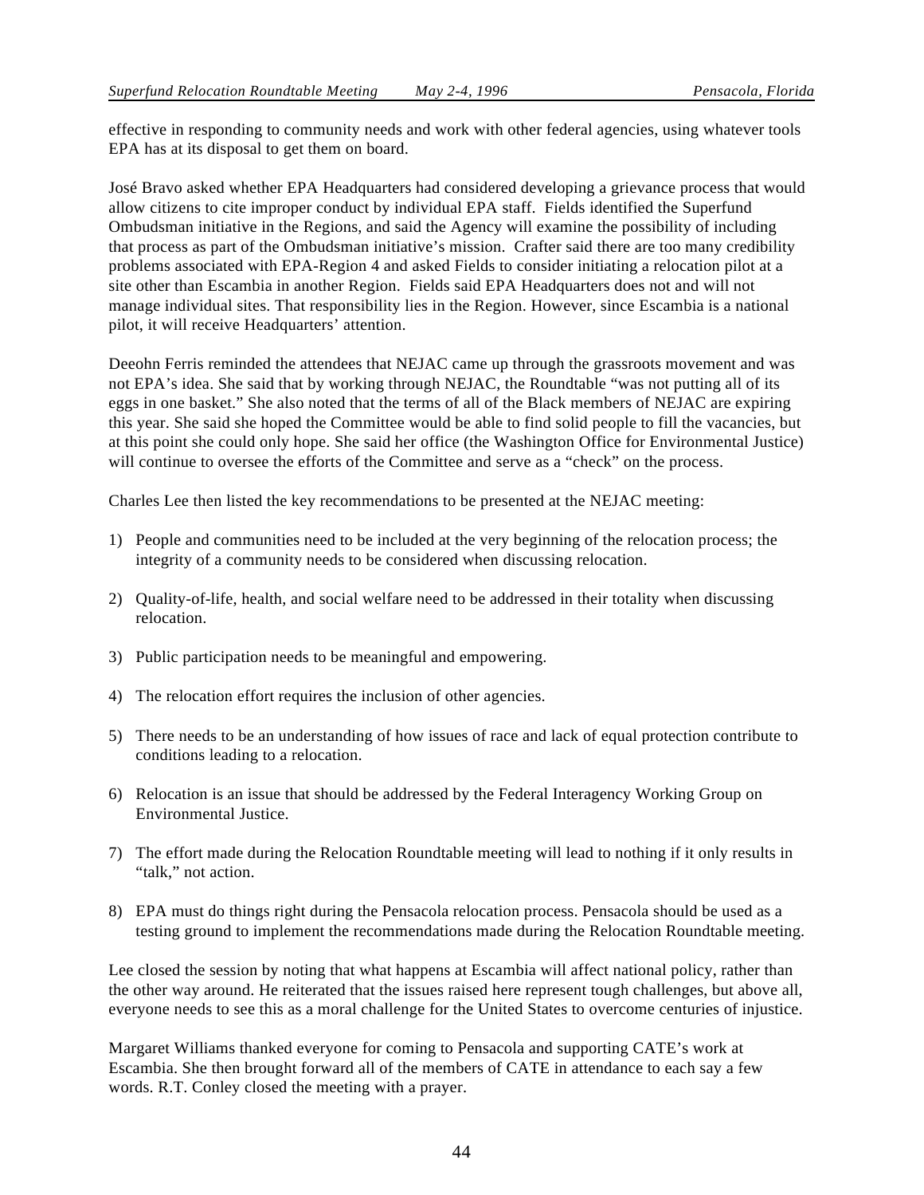effective in responding to community needs and work with other federal agencies, using whatever tools EPA has at its disposal to get them on board.

José Bravo asked whether EPA Headquarters had considered developing a grievance process that would allow citizens to cite improper conduct by individual EPA staff. Fields identified the Superfund Ombudsman initiative in the Regions, and said the Agency will examine the possibility of including that process as part of the Ombudsman initiative's mission. Crafter said there are too many credibility problems associated with EPA-Region 4 and asked Fields to consider initiating a relocation pilot at a site other than Escambia in another Region. Fields said EPA Headquarters does not and will not manage individual sites. That responsibility lies in the Region. However, since Escambia is a national pilot, it will receive Headquarters' attention.

Deeohn Ferris reminded the attendees that NEJAC came up through the grassroots movement and was not EPA's idea. She said that by working through NEJAC, the Roundtable "was not putting all of its eggs in one basket." She also noted that the terms of all of the Black members of NEJAC are expiring this year. She said she hoped the Committee would be able to find solid people to fill the vacancies, but at this point she could only hope. She said her office (the Washington Office for Environmental Justice) will continue to oversee the efforts of the Committee and serve as a "check" on the process.

Charles Lee then listed the key recommendations to be presented at the NEJAC meeting:

1) People and communities need to be included at the very beginning of the relocation process; the integrity of a community needs to be considered when discussing relocation.

2) Quality-of-life, health, and social welfare need to be addressed in their totality when discussing relocation.

3) Public participation needs to be meaningful and empowering.

4) The relocation effort requires the inclusion of other agencies.

5) There needs to be an understanding of how issues of race and lack of equal protection contribute to conditions leading to a relocation.

6) Relocation is an issue that should be addressed by the Federal Interagency Working Group on Environmental Justice.

7) The effort made during the Relocation Roundtable meeting will lead to nothing if it only results in "talk," not action.

8) EPA must do things right during the Pensacola relocation process. Pensacola should be used as a testing ground to implement the recommendations made during the Relocation Roundtable meeting.

Lee closed the session by noting that what happens at Escambia will affect national policy, rather than the other way around. He reiterated that the issues raised here represent tough challenges, but above all, everyone needs to see this as a moral challenge for the United States to overcome centuries of injustice.

Margaret Williams thanked everyone for coming to Pensacola and supporting CATE's work at Escambia. She then brought forward all of the members of CATE in attendance to each say a few words. R.T. Conley closed the meeting with a prayer.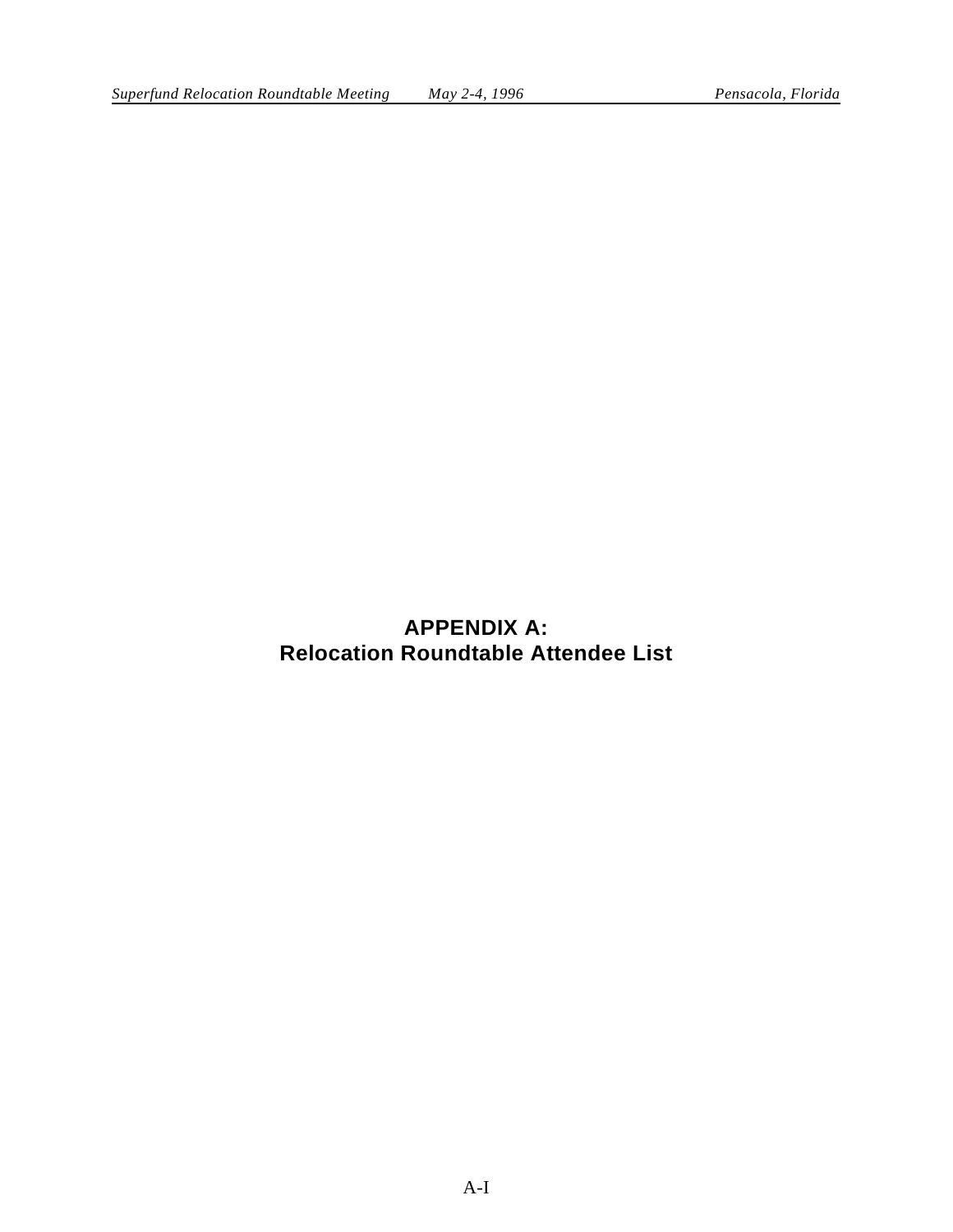# APPENDIX A:
# Relocation Roundtable Attendee List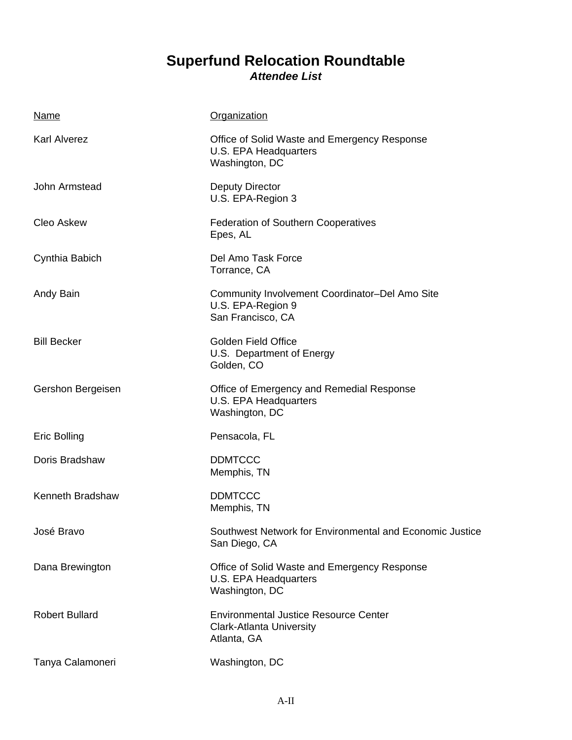# Superfund Relocation Roundtable

***Attendee List***

| Name | Organization |
|---|---|
| Karl Alverez | Office of Solid Waste and Emergency Response<br>U.S. EPA Headquarters<br>Washington, DC |
| John Armstead | Deputy Director<br>U.S. EPA-Region 3 |
| Cleo Askew | Federation of Southern Cooperatives<br>Epes, AL |
| Cynthia Babich | Del Amo Task Force<br>Torrance, CA |
| Andy Bain | Community Involvement Coordinator–Del Amo Site<br>U.S. EPA-Region 9<br>San Francisco, CA |
| Bill Becker | Golden Field Office<br>U.S. Department of Energy<br>Golden, CO |
| Gershon Bergeisen | Office of Emergency and Remedial Response<br>U.S. EPA Headquarters<br>Washington, DC |
| Eric Bolling | Pensacola, FL |
| Doris Bradshaw | DDMTCCC<br>Memphis, TN |
| Kenneth Bradshaw | DDMTCCC<br>Memphis, TN |
| José Bravo | Southwest Network for Environmental and Economic Justice<br>San Diego, CA |
| Dana Brewington | Office of Solid Waste and Emergency Response<br>U.S. EPA Headquarters<br>Washington, DC |
| Robert Bullard | Environmental Justice Resource Center<br>Clark-Atlanta University<br>Atlanta, GA |
| Tanya Calamoneri | Washington, DC |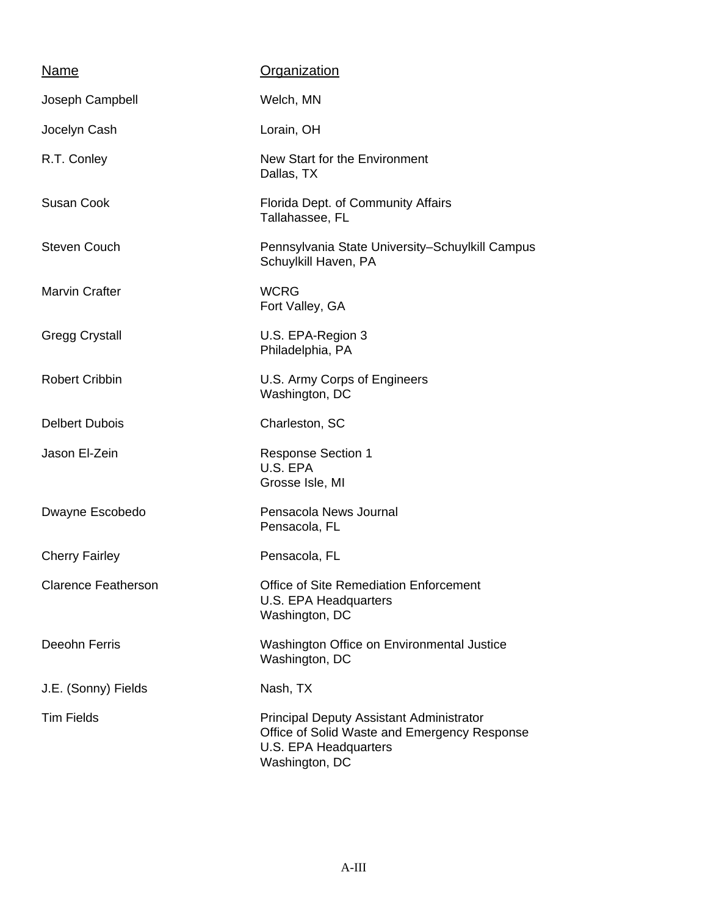| Name | Organization |
|---|---|
| Joseph Campbell | Welch, MN |
| Jocelyn Cash | Lorain, OH |
| R.T. Conley | New Start for the Environment<br>Dallas, TX |
| Susan Cook | Florida Dept. of Community Affairs<br>Tallahassee, FL |
| Steven Couch | Pennsylvania State University–Schuylkill Campus<br>Schuylkill Haven, PA |
| Marvin Crafter | WCRG<br>Fort Valley, GA |
| Gregg Crystall | U.S. EPA-Region 3<br>Philadelphia, PA |
| Robert Cribbin | U.S. Army Corps of Engineers<br>Washington, DC |
| Delbert Dubois | Charleston, SC |
| Jason El-Zein | Response Section 1<br>U.S. EPA<br>Grosse Isle, MI |
| Dwayne Escobedo | Pensacola News Journal<br>Pensacola, FL |
| Cherry Fairley | Pensacola, FL |
| Clarence Featherson | Office of Site Remediation Enforcement<br>U.S. EPA Headquarters<br>Washington, DC |
| Deeohn Ferris | Washington Office on Environmental Justice<br>Washington, DC |
| J.E. (Sonny) Fields | Nash, TX |
| Tim Fields | Principal Deputy Assistant Administrator<br>Office of Solid Waste and Emergency Response<br>U.S. EPA Headquarters<br>Washington, DC |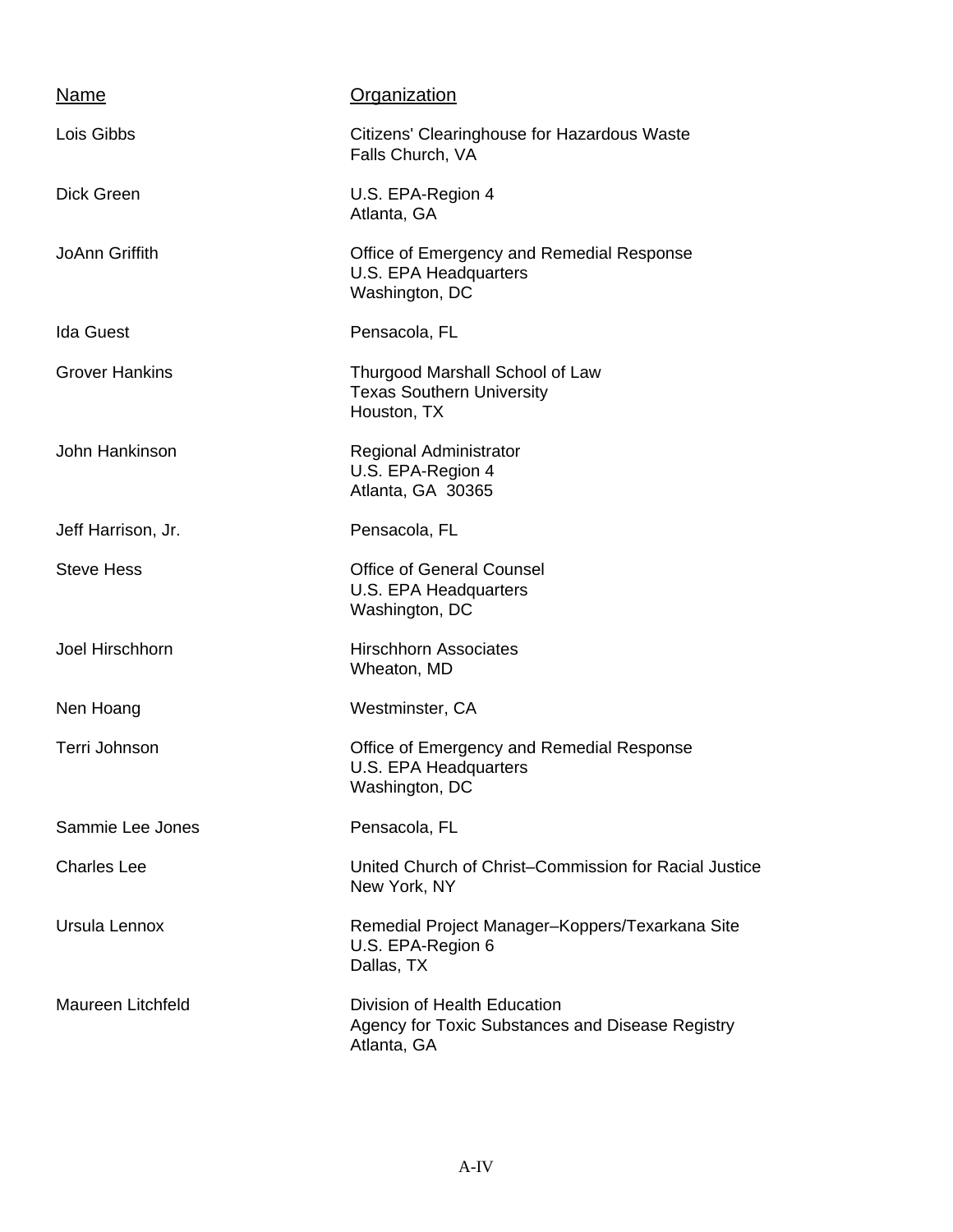| Name | Organization |
|---|---|
| Lois Gibbs | Citizens' Clearinghouse for Hazardous Waste<br>Falls Church, VA |
| Dick Green | U.S. EPA-Region 4<br>Atlanta, GA |
| JoAnn Griffith | Office of Emergency and Remedial Response<br>U.S. EPA Headquarters<br>Washington, DC |
| Ida Guest | Pensacola, FL |
| Grover Hankins | Thurgood Marshall School of Law<br>Texas Southern University<br>Houston, TX |
| John Hankinson | Regional Administrator<br>U.S. EPA-Region 4<br>Atlanta, GA 30365 |
| Jeff Harrison, Jr. | Pensacola, FL |
| Steve Hess | Office of General Counsel<br>U.S. EPA Headquarters<br>Washington, DC |
| Joel Hirschhorn | Hirschhorn Associates<br>Wheaton, MD |
| Nen Hoang | Westminster, CA |
| Terri Johnson | Office of Emergency and Remedial Response<br>U.S. EPA Headquarters<br>Washington, DC |
| Sammie Lee Jones | Pensacola, FL |
| Charles Lee | United Church of Christ–Commission for Racial Justice<br>New York, NY |
| Ursula Lennox | Remedial Project Manager–Koppers/Texarkana Site<br>U.S. EPA-Region 6<br>Dallas, TX |
| Maureen Litchfeld | Division of Health Education<br>Agency for Toxic Substances and Disease Registry<br>Atlanta, GA |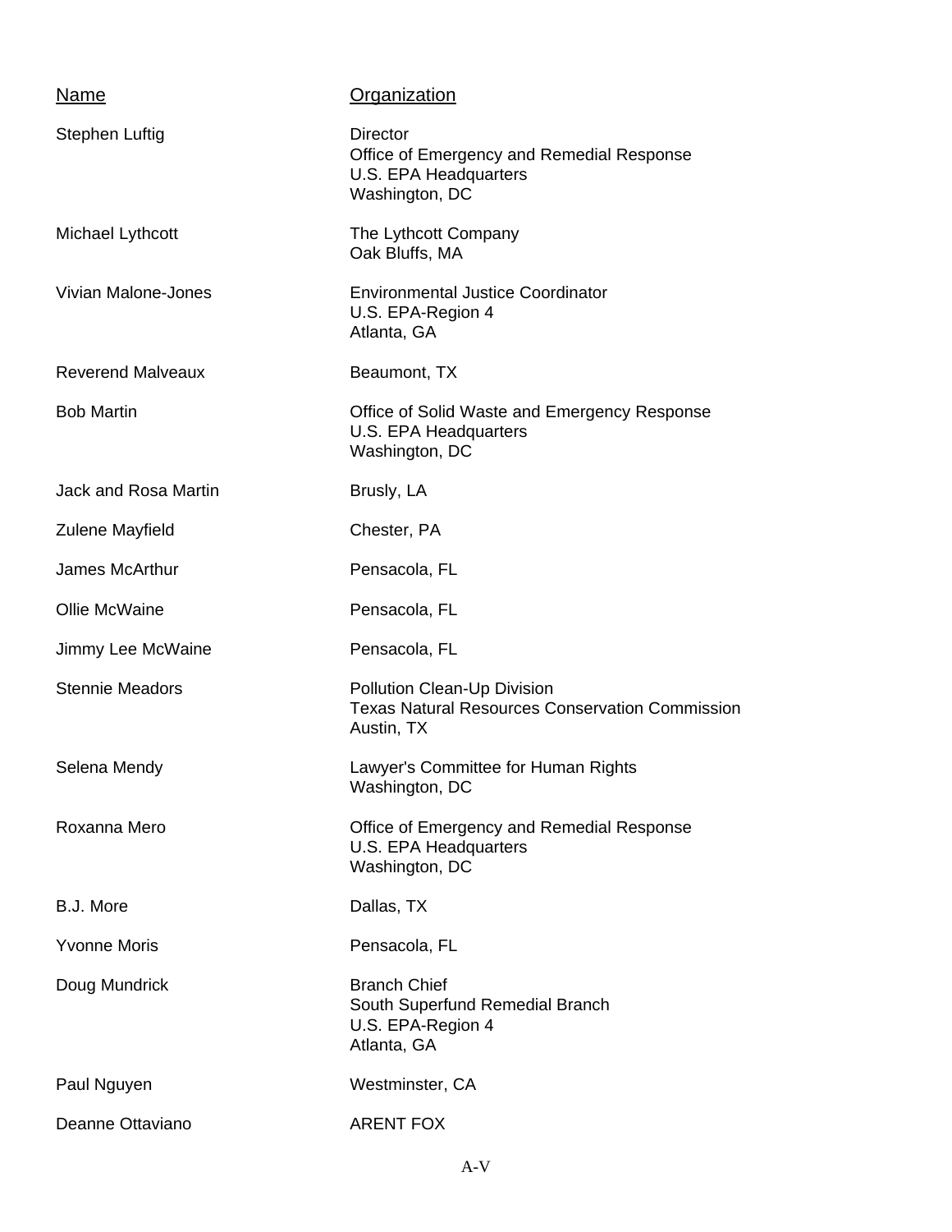| Name | Organization |
| --- | --- |
| Stephen Luftig | Director<br>Office of Emergency and Remedial Response<br>U.S. EPA Headquarters<br>Washington, DC |
| Michael Lythcott | The Lythcott Company<br>Oak Bluffs, MA |
| Vivian Malone-Jones | Environmental Justice Coordinator<br>U.S. EPA-Region 4<br>Atlanta, GA |
| Reverend Malveaux | Beaumont, TX |
| Bob Martin | Office of Solid Waste and Emergency Response<br>U.S. EPA Headquarters<br>Washington, DC |
| Jack and Rosa Martin | Brusly, LA |
| Zulene Mayfield | Chester, PA |
| James McArthur | Pensacola, FL |
| Ollie McWaine | Pensacola, FL |
| Jimmy Lee McWaine | Pensacola, FL |
| Stennie Meadors | Pollution Clean-Up Division<br>Texas Natural Resources Conservation Commission<br>Austin, TX |
| Selena Mendy | Lawyer's Committee for Human Rights<br>Washington, DC |
| Roxanna Mero | Office of Emergency and Remedial Response<br>U.S. EPA Headquarters<br>Washington, DC |
| B.J. More | Dallas, TX |
| Yvonne Moris | Pensacola, FL |
| Doug Mundrick | Branch Chief<br>South Superfund Remedial Branch<br>U.S. EPA-Region 4<br>Atlanta, GA |
| Paul Nguyen | Westminster, CA |
| Deanne Ottaviano | ARENT FOX |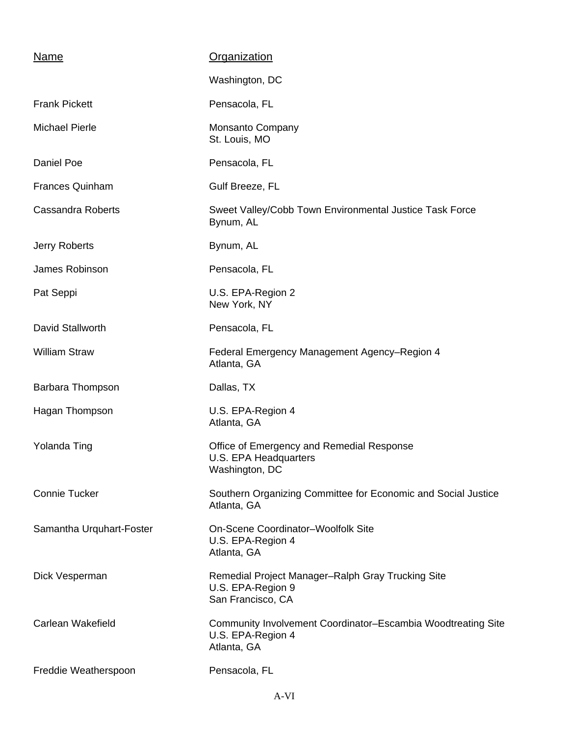| Name | Organization |
|---|---|
| | Washington, DC |
| Frank Pickett | Pensacola, FL |
| Michael Pierle | Monsanto Company<br>St. Louis, MO |
| Daniel Poe | Pensacola, FL |
| Frances Quinham | Gulf Breeze, FL |
| Cassandra Roberts | Sweet Valley/Cobb Town Environmental Justice Task Force<br>Bynum, AL |
| Jerry Roberts | Bynum, AL |
| James Robinson | Pensacola, FL |
| Pat Seppi | U.S. EPA-Region 2<br>New York, NY |
| David Stallworth | Pensacola, FL |
| William Straw | Federal Emergency Management Agency–Region 4<br>Atlanta, GA |
| Barbara Thompson | Dallas, TX |
| Hagan Thompson | U.S. EPA-Region 4<br>Atlanta, GA |
| Yolanda Ting | Office of Emergency and Remedial Response<br>U.S. EPA Headquarters<br>Washington, DC |
| Connie Tucker | Southern Organizing Committee for Economic and Social Justice<br>Atlanta, GA |
| Samantha Urquhart-Foster | On-Scene Coordinator–Woolfolk Site<br>U.S. EPA-Region 4<br>Atlanta, GA |
| Dick Vesperman | Remedial Project Manager–Ralph Gray Trucking Site<br>U.S. EPA-Region 9<br>San Francisco, CA |
| Carlean Wakefield | Community Involvement Coordinator–Escambia Woodtreating Site<br>U.S. EPA-Region 4<br>Atlanta, GA |
| Freddie Weatherspoon | Pensacola, FL |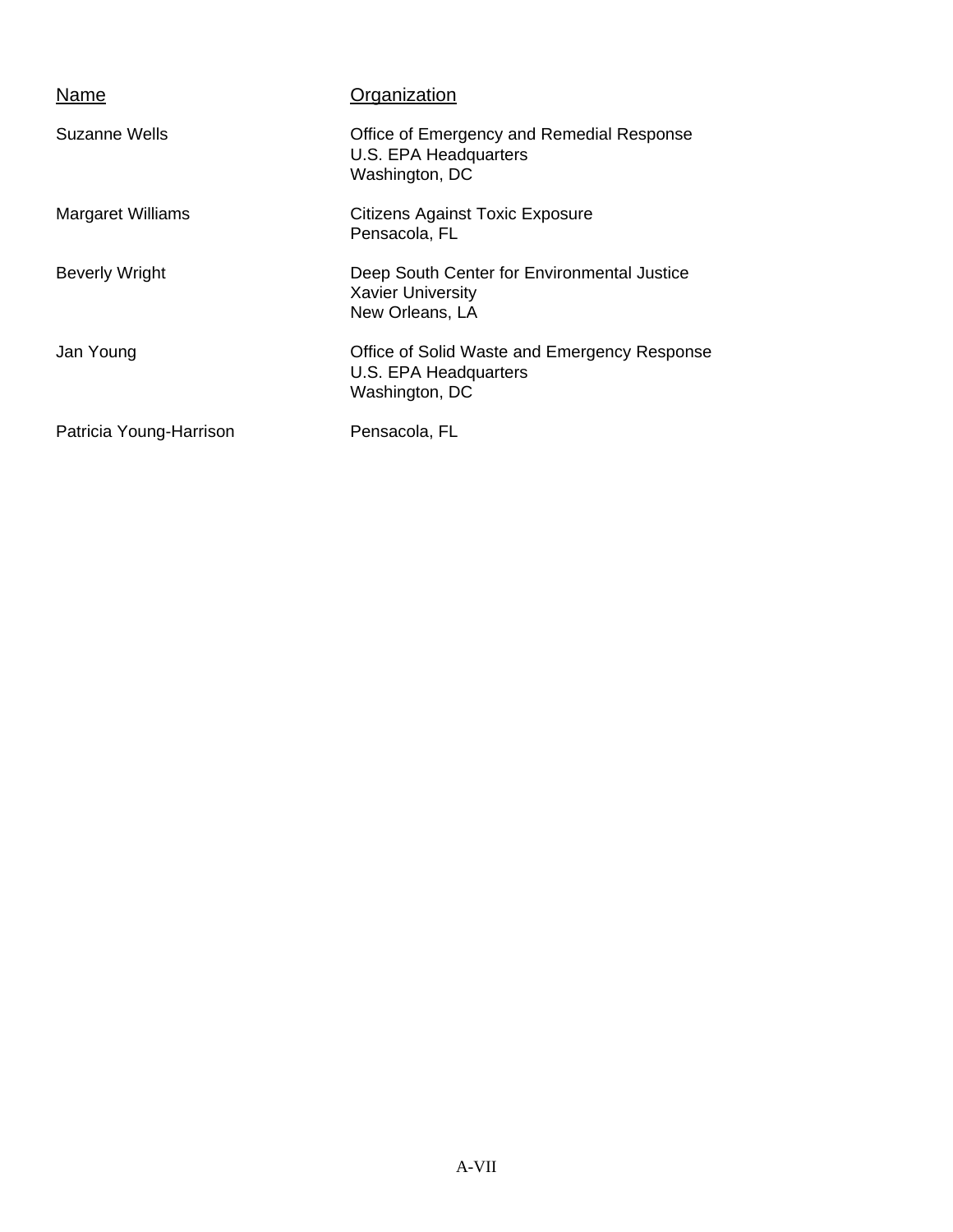| Name | Organization |
| --- | --- |
| Suzanne Wells | Office of Emergency and Remedial Response<br>U.S. EPA Headquarters<br>Washington, DC |
| Margaret Williams | Citizens Against Toxic Exposure<br>Pensacola, FL |
| Beverly Wright | Deep South Center for Environmental Justice<br>Xavier University<br>New Orleans, LA |
| Jan Young | Office of Solid Waste and Emergency Response<br>U.S. EPA Headquarters<br>Washington, DC |
| Patricia Young-Harrison | Pensacola, FL |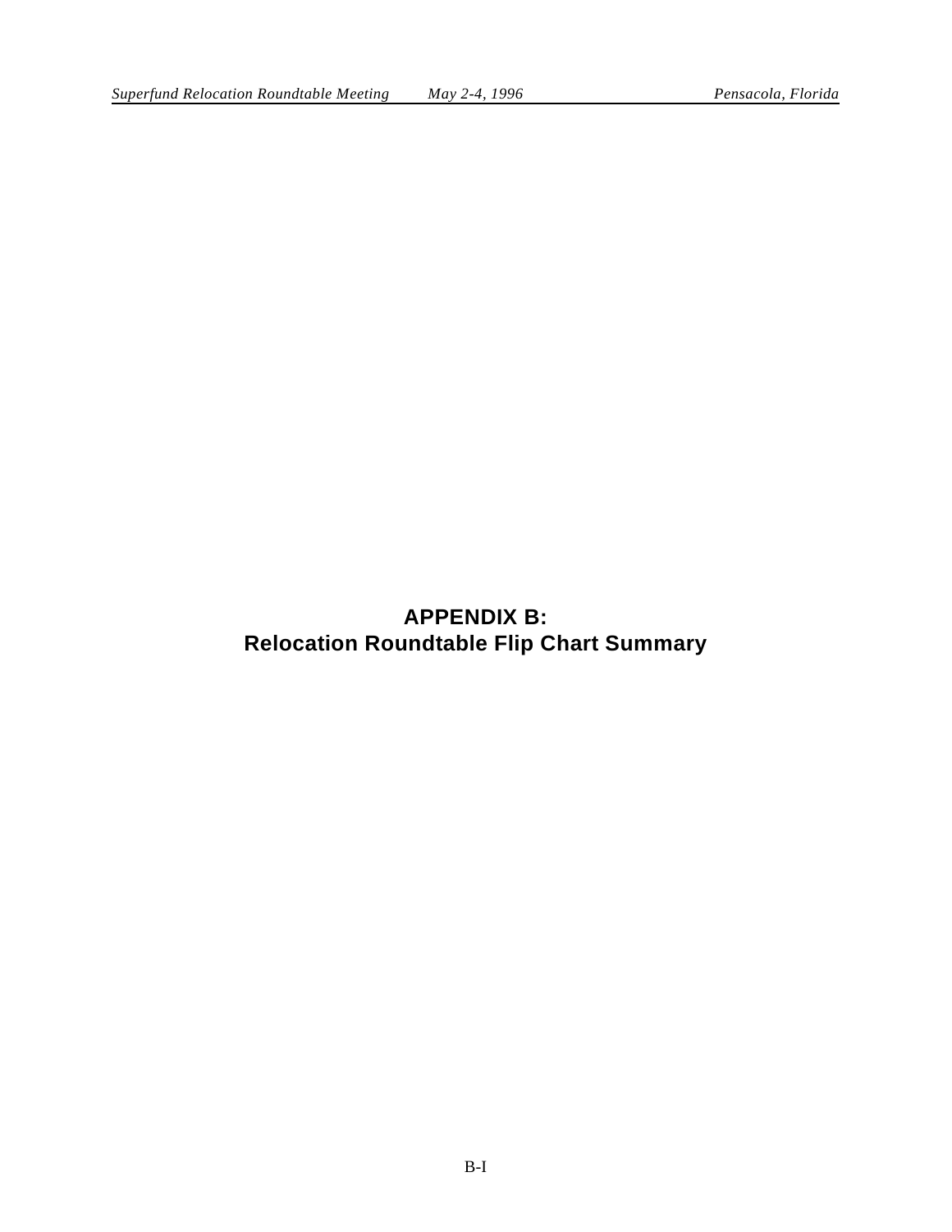# APPENDIX B:
# Relocation Roundtable Flip Chart Summary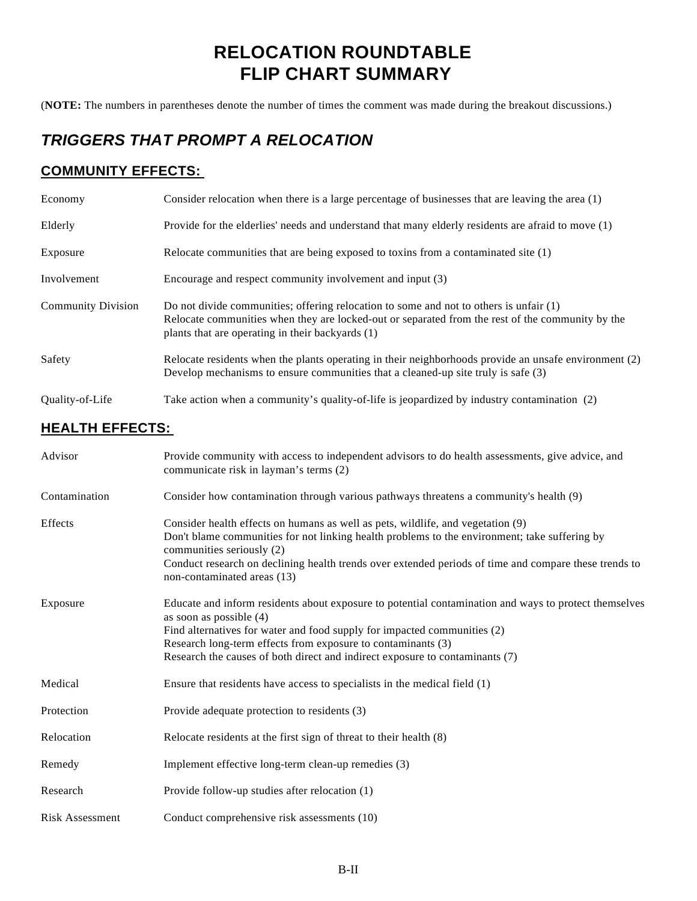# RELOCATION ROUNDTABLE FLIP CHART SUMMARY

(**NOTE:** The numbers in parentheses denote the number of times the comment was made during the breakout discussions.)

## *TRIGGERS THAT PROMPT A RELOCATION*

### COMMUNITY EFFECTS:

| | |
|---|---|
| Economy | Consider relocation when there is a large percentage of businesses that are leaving the area (1) |
| Elderly | Provide for the elderlies' needs and understand that many elderly residents are afraid to move (1) |
| Exposure | Relocate communities that are being exposed to toxins from a contaminated site (1) |
| Involvement | Encourage and respect community involvement and input (3) |
| Community Division | Do not divide communities; offering relocation to some and not to others is unfair (1)<br>Relocate communities when they are locked-out or separated from the rest of the community by the plants that are operating in their backyards (1) |
| Safety | Relocate residents when the plants operating in their neighborhoods provide an unsafe environment (2)<br>Develop mechanisms to ensure communities that a cleaned-up site truly is safe (3) |
| Quality-of-Life | Take action when a community's quality-of-life is jeopardized by industry contamination (2) |

### HEALTH EFFECTS:

| | |
|---|---|
| Advisor | Provide community with access to independent advisors to do health assessments, give advice, and communicate risk in layman's terms (2) |
| Contamination | Consider how contamination through various pathways threatens a community's health (9) |
| Effects | Consider health effects on humans as well as pets, wildlife, and vegetation (9)<br>Don't blame communities for not linking health problems to the environment; take suffering by communities seriously (2)<br>Conduct research on declining health trends over extended periods of time and compare these trends to non-contaminated areas (13) |
| Exposure | Educate and inform residents about exposure to potential contamination and ways to protect themselves as soon as possible (4)<br>Find alternatives for water and food supply for impacted communities (2)<br>Research long-term effects from exposure to contaminants (3)<br>Research the causes of both direct and indirect exposure to contaminants (7) |
| Medical | Ensure that residents have access to specialists in the medical field (1) |
| Protection | Provide adequate protection to residents (3) |
| Relocation | Relocate residents at the first sign of threat to their health (8) |
| Remedy | Implement effective long-term clean-up remedies (3) |
| Research | Provide follow-up studies after relocation (1) |
| Risk Assessment | Conduct comprehensive risk assessments (10) |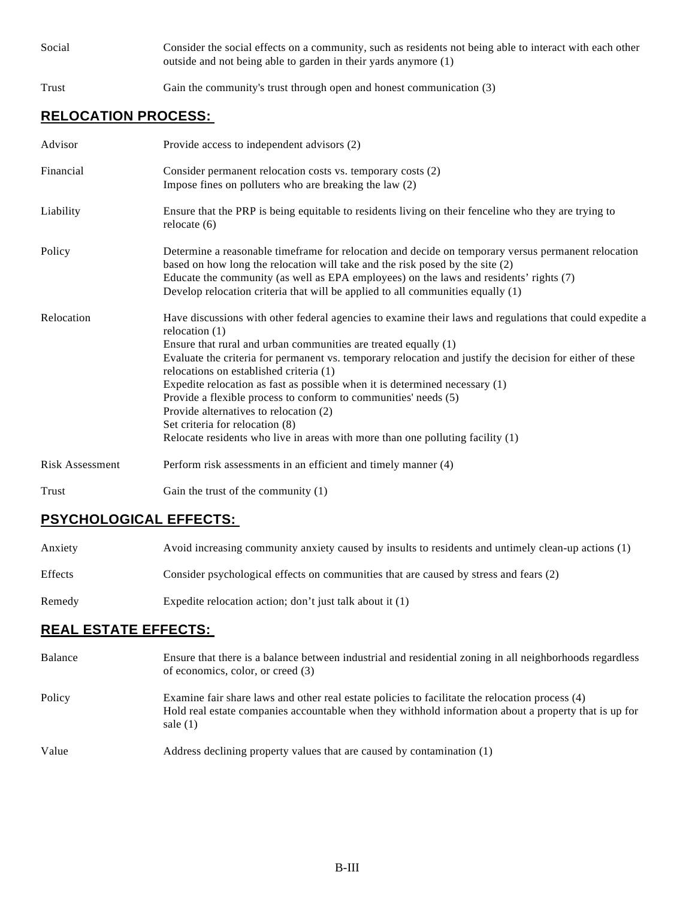| | |
|---|---|
| Social | Consider the social effects on a community, such as residents not being able to interact with each other outside and not being able to garden in their yards anymore (1) |
| Trust | Gain the community's trust through open and honest communication (3) |

## RELOCATION PROCESS:

| | |
|---|---|
| Advisor | Provide access to independent advisors (2) |
| Financial | Consider permanent relocation costs vs. temporary costs (2)<br>Impose fines on polluters who are breaking the law (2) |
| Liability | Ensure that the PRP is being equitable to residents living on their fenceline who they are trying to relocate (6) |
| Policy | Determine a reasonable timeframe for relocation and decide on temporary versus permanent relocation based on how long the relocation will take and the risk posed by the site (2)<br>Educate the community (as well as EPA employees) on the laws and residents' rights (7)<br>Develop relocation criteria that will be applied to all communities equally (1) |
| Relocation | Have discussions with other federal agencies to examine their laws and regulations that could expedite a relocation (1)<br>Ensure that rural and urban communities are treated equally (1)<br>Evaluate the criteria for permanent vs. temporary relocation and justify the decision for either of these relocations on established criteria (1)<br>Expedite relocation as fast as possible when it is determined necessary (1)<br>Provide a flexible process to conform to communities' needs (5)<br>Provide alternatives to relocation (2)<br>Set criteria for relocation (8)<br>Relocate residents who live in areas with more than one polluting facility (1) |
| Risk Assessment | Perform risk assessments in an efficient and timely manner (4) |
| Trust | Gain the trust of the community (1) |

## PSYCHOLOGICAL EFFECTS:

| | |
|---|---|
| Anxiety | Avoid increasing community anxiety caused by insults to residents and untimely clean-up actions (1) |
| Effects | Consider psychological effects on communities that are caused by stress and fears (2) |
| Remedy | Expedite relocation action; don't just talk about it (1) |

## REAL ESTATE EFFECTS:

| | |
|---|---|
| Balance | Ensure that there is a balance between industrial and residential zoning in all neighborhoods regardless of economics, color, or creed (3) |
| Policy | Examine fair share laws and other real estate policies to facilitate the relocation process (4)<br>Hold real estate companies accountable when they withhold information about a property that is up for sale (1) |
| Value | Address declining property values that are caused by contamination (1) |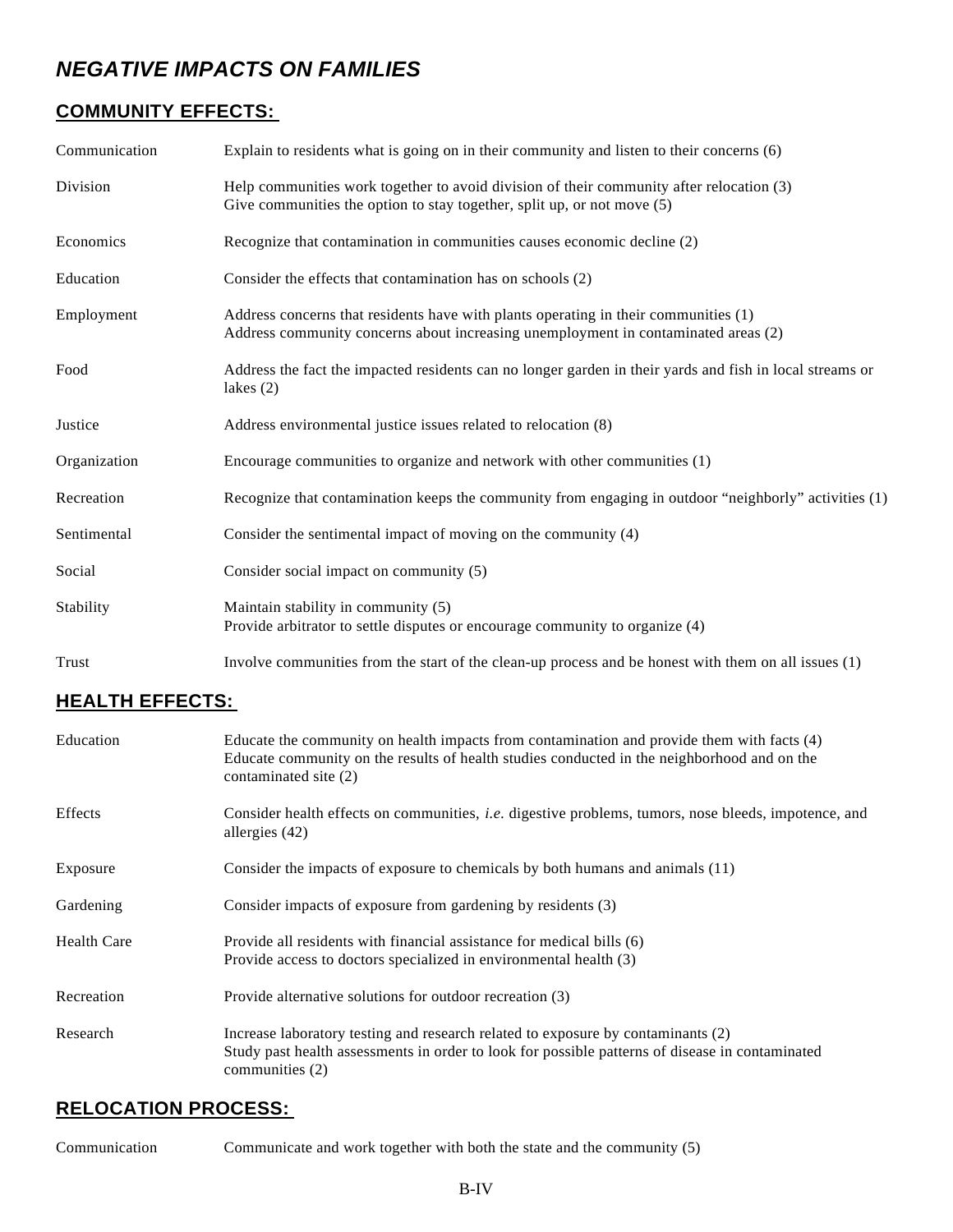# *NEGATIVE IMPACTS ON FAMILIES*

## COMMUNITY EFFECTS:

| | |
|---|---|
| Communication | Explain to residents what is going on in their community and listen to their concerns (6) |
| Division | Help communities work together to avoid division of their community after relocation (3)<br>Give communities the option to stay together, split up, or not move (5) |
| Economics | Recognize that contamination in communities causes economic decline (2) |
| Education | Consider the effects that contamination has on schools (2) |
| Employment | Address concerns that residents have with plants operating in their communities (1)<br>Address community concerns about increasing unemployment in contaminated areas (2) |
| Food | Address the fact the impacted residents can no longer garden in their yards and fish in local streams or lakes (2) |
| Justice | Address environmental justice issues related to relocation (8) |
| Organization | Encourage communities to organize and network with other communities (1) |
| Recreation | Recognize that contamination keeps the community from engaging in outdoor "neighborly" activities (1) |
| Sentimental | Consider the sentimental impact of moving on the community (4) |
| Social | Consider social impact on community (5) |
| Stability | Maintain stability in community (5)<br>Provide arbitrator to settle disputes or encourage community to organize (4) |
| Trust | Involve communities from the start of the clean-up process and be honest with them on all issues (1) |

## HEALTH EFFECTS:

| | |
|---|---|
| Education | Educate the community on health impacts from contamination and provide them with facts (4)<br>Educate community on the results of health studies conducted in the neighborhood and on the contaminated site (2) |
| Effects | Consider health effects on communities, *i.e.* digestive problems, tumors, nose bleeds, impotence, and allergies (42) |
| Exposure | Consider the impacts of exposure to chemicals by both humans and animals (11) |
| Gardening | Consider impacts of exposure from gardening by residents (3) |
| Health Care | Provide all residents with financial assistance for medical bills (6)<br>Provide access to doctors specialized in environmental health (3) |
| Recreation | Provide alternative solutions for outdoor recreation (3) |
| Research | Increase laboratory testing and research related to exposure by contaminants (2)<br>Study past health assessments in order to look for possible patterns of disease in contaminated communities (2) |

## RELOCATION PROCESS:

| | |
|---|---|
| Communication | Communicate and work together with both the state and the community (5) |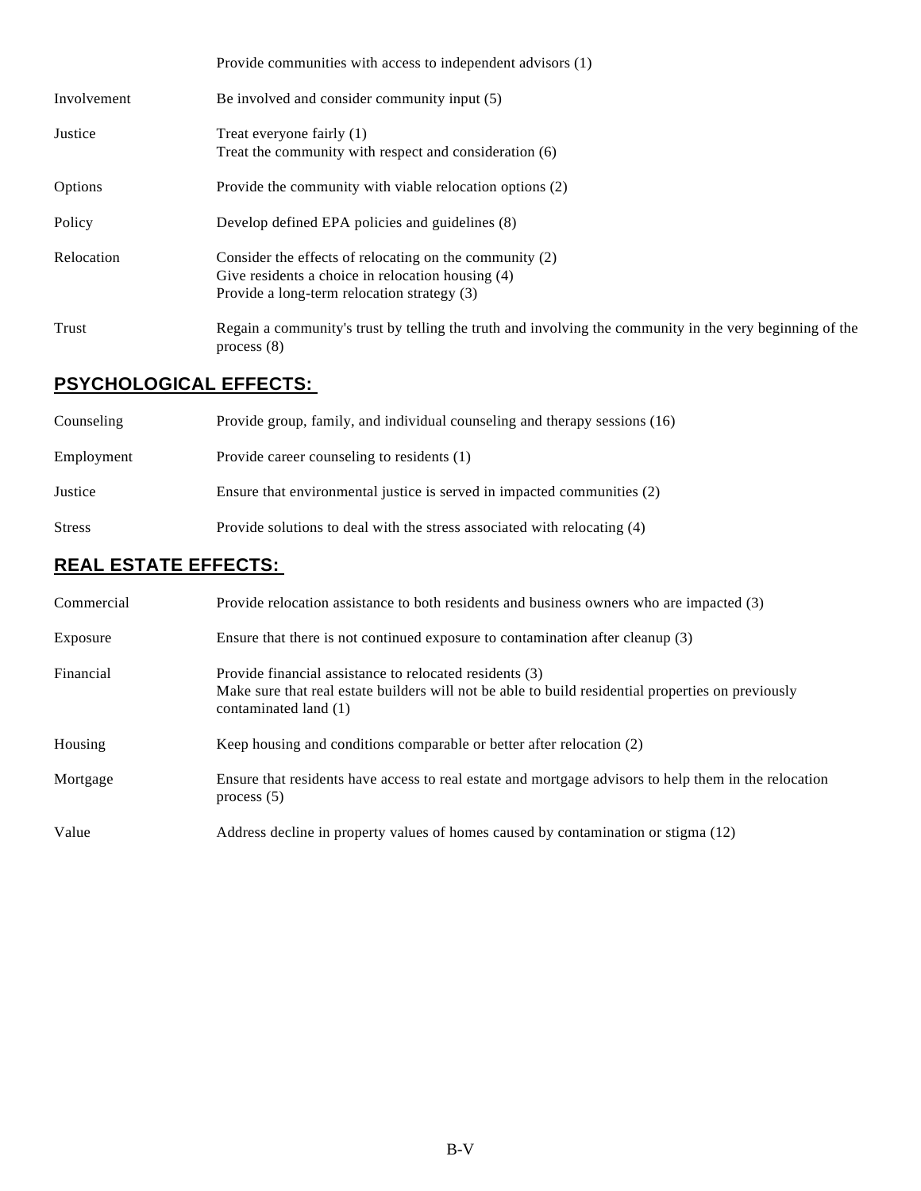| | |
|---|---|
| | Provide communities with access to independent advisors (1) |
| Involvement | Be involved and consider community input (5) |
| Justice | Treat everyone fairly (1)<br>Treat the community with respect and consideration (6) |
| Options | Provide the community with viable relocation options (2) |
| Policy | Develop defined EPA policies and guidelines (8) |
| Relocation | Consider the effects of relocating on the community (2)<br>Give residents a choice in relocation housing (4)<br>Provide a long-term relocation strategy (3) |
| Trust | Regain a community's trust by telling the truth and involving the community in the very beginning of the process (8) |

## PSYCHOLOGICAL EFFECTS:

| | |
|---|---|
| Counseling | Provide group, family, and individual counseling and therapy sessions (16) |
| Employment | Provide career counseling to residents (1) |
| Justice | Ensure that environmental justice is served in impacted communities (2) |
| Stress | Provide solutions to deal with the stress associated with relocating (4) |

## REAL ESTATE EFFECTS:

| | |
|---|---|
| Commercial | Provide relocation assistance to both residents and business owners who are impacted (3) |
| Exposure | Ensure that there is not continued exposure to contamination after cleanup (3) |
| Financial | Provide financial assistance to relocated residents (3)<br>Make sure that real estate builders will not be able to build residential properties on previously contaminated land (1) |
| Housing | Keep housing and conditions comparable or better after relocation (2) |
| Mortgage | Ensure that residents have access to real estate and mortgage advisors to help them in the relocation process (5) |
| Value | Address decline in property values of homes caused by contamination or stigma (12) |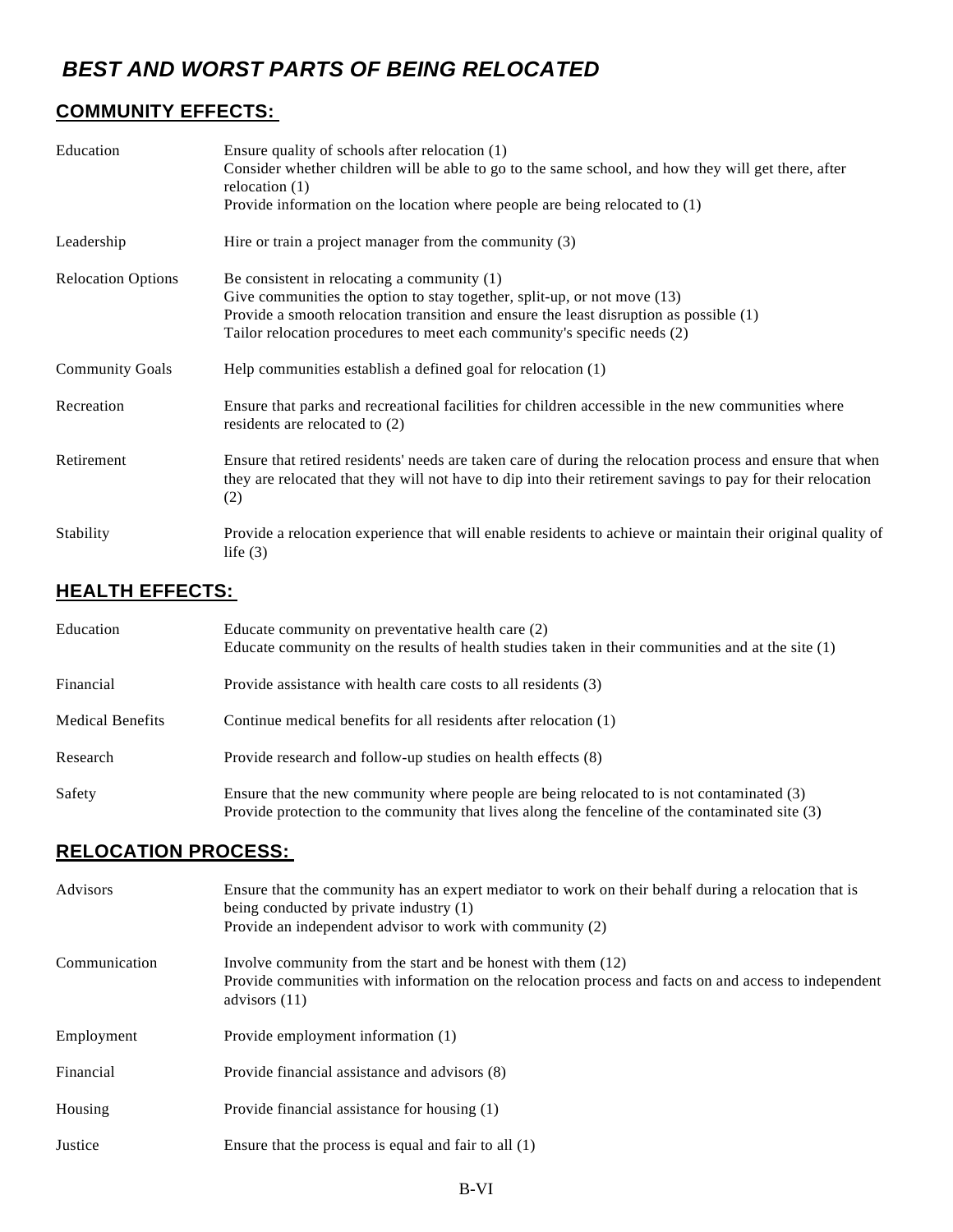# *BEST AND WORST PARTS OF BEING RELOCATED*

## COMMUNITY EFFECTS:

| | |
|---|---|
| Education | Ensure quality of schools after relocation (1)<br>Consider whether children will be able to go to the same school, and how they will get there, after relocation (1)<br>Provide information on the location where people are being relocated to (1) |
| Leadership | Hire or train a project manager from the community (3) |
| Relocation Options | Be consistent in relocating a community (1)<br>Give communities the option to stay together, split-up, or not move (13)<br>Provide a smooth relocation transition and ensure the least disruption as possible (1)<br>Tailor relocation procedures to meet each community's specific needs (2) |
| Community Goals | Help communities establish a defined goal for relocation (1) |
| Recreation | Ensure that parks and recreational facilities for children accessible in the new communities where residents are relocated to (2) |
| Retirement | Ensure that retired residents' needs are taken care of during the relocation process and ensure that when they are relocated that they will not have to dip into their retirement savings to pay for their relocation (2) |
| Stability | Provide a relocation experience that will enable residents to achieve or maintain their original quality of life (3) |

## HEALTH EFFECTS:

| | |
|---|---|
| Education | Educate community on preventative health care (2)<br>Educate community on the results of health studies taken in their communities and at the site (1) |
| Financial | Provide assistance with health care costs to all residents (3) |
| Medical Benefits | Continue medical benefits for all residents after relocation (1) |
| Research | Provide research and follow-up studies on health effects (8) |
| Safety | Ensure that the new community where people are being relocated to is not contaminated (3)<br>Provide protection to the community that lives along the fenceline of the contaminated site (3) |

## RELOCATION PROCESS:

| | |
|---|---|
| Advisors | Ensure that the community has an expert mediator to work on their behalf during a relocation that is being conducted by private industry (1)<br>Provide an independent advisor to work with community (2) |
| Communication | Involve community from the start and be honest with them (12)<br>Provide communities with information on the relocation process and facts on and access to independent advisors (11) |
| Employment | Provide employment information (1) |
| Financial | Provide financial assistance and advisors (8) |
| Housing | Provide financial assistance for housing (1) |
| Justice | Ensure that the process is equal and fair to all (1) |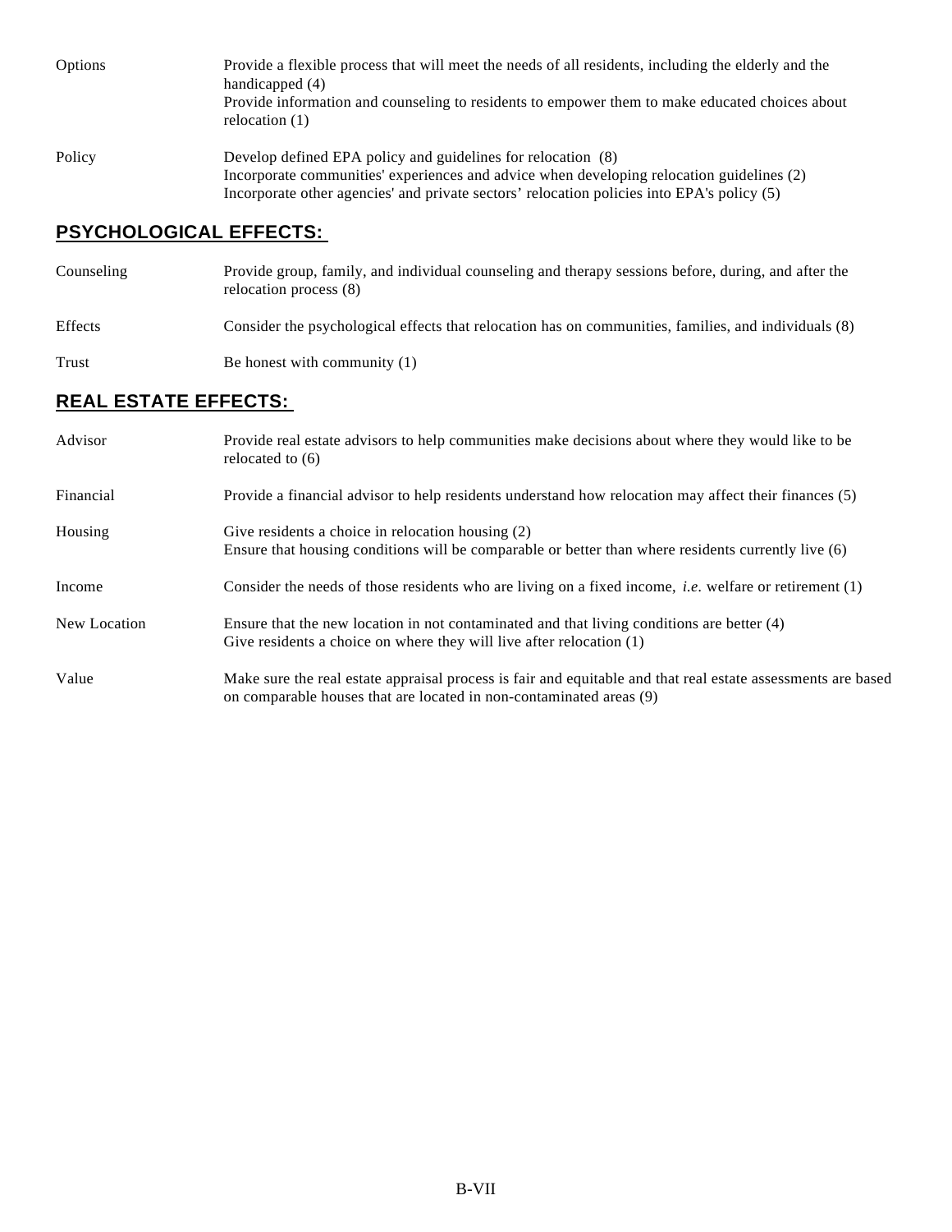| | |
|---|---|
| Options | Provide a flexible process that will meet the needs of all residents, including the elderly and the handicapped (4)<br>Provide information and counseling to residents to empower them to make educated choices about relocation (1) |
| Policy | Develop defined EPA policy and guidelines for relocation (8)<br>Incorporate communities' experiences and advice when developing relocation guidelines (2)<br>Incorporate other agencies' and private sectors' relocation policies into EPA's policy (5) |

## PSYCHOLOGICAL EFFECTS:

| | |
|---|---|
| Counseling | Provide group, family, and individual counseling and therapy sessions before, during, and after the relocation process (8) |
| Effects | Consider the psychological effects that relocation has on communities, families, and individuals (8) |
| Trust | Be honest with community (1) |

## REAL ESTATE EFFECTS:

| | |
|---|---|
| Advisor | Provide real estate advisors to help communities make decisions about where they would like to be relocated to (6) |
| Financial | Provide a financial advisor to help residents understand how relocation may affect their finances (5) |
| Housing | Give residents a choice in relocation housing (2)<br>Ensure that housing conditions will be comparable or better than where residents currently live (6) |
| Income | Consider the needs of those residents who are living on a fixed income, *i.e.* welfare or retirement (1) |
| New Location | Ensure that the new location in not contaminated and that living conditions are better (4)<br>Give residents a choice on where they will live after relocation (1) |
| Value | Make sure the real estate appraisal process is fair and equitable and that real estate assessments are based on comparable houses that are located in non-contaminated areas (9) |